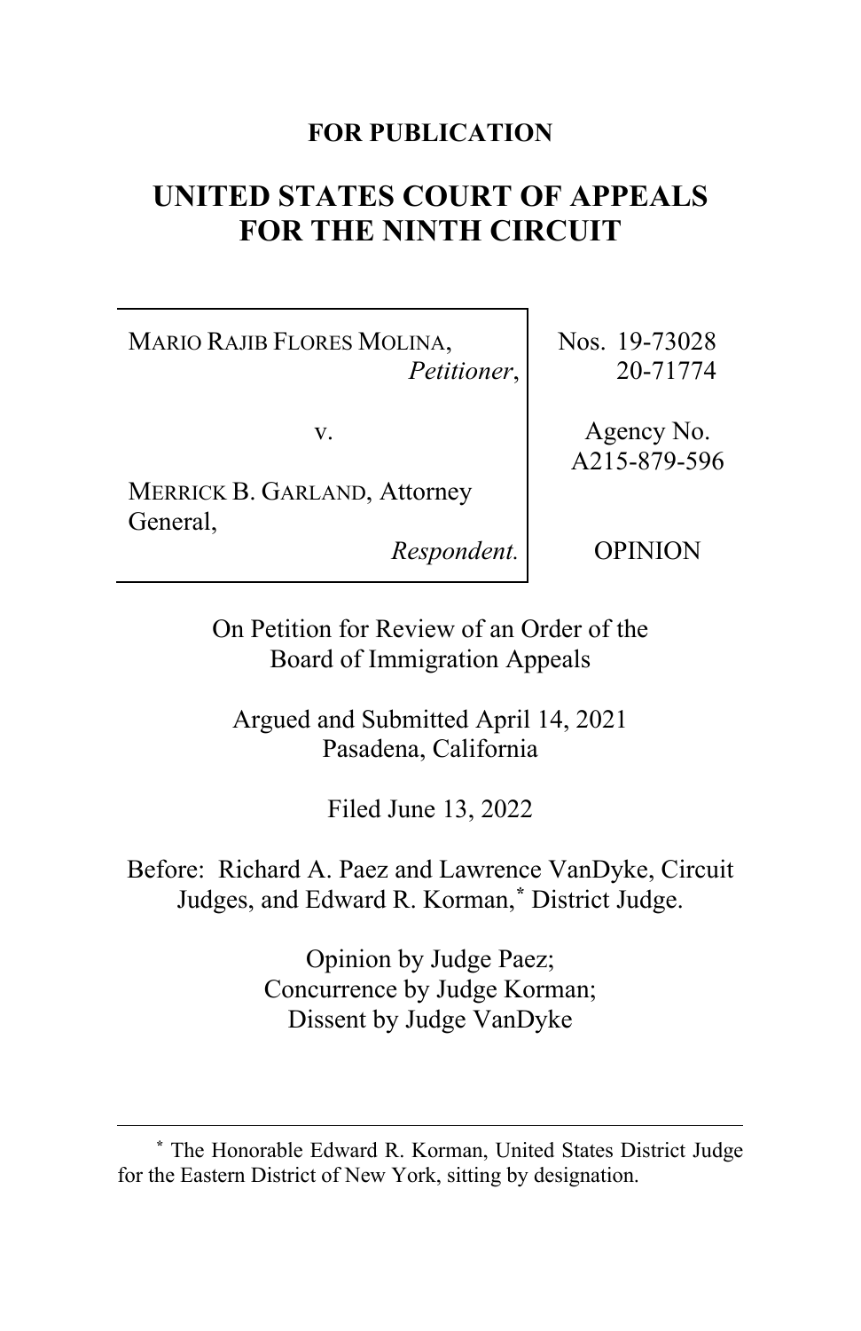**FOR PUBLICATION**

# UNITED STATES COURT OF APPEALS FOR THE NINTH CIRCUIT

| | |
|---|---|
| MARIO RAJIB FLORES MOLINA, *Petitioner*, | Nos. 19-73028 20-71774 |
| v. | Agency No. A215-879-596 |
| MERRICK B. GARLAND, Attorney General, *Respondent.* | OPINION |

On Petition for Review of an Order of the Board of Immigration Appeals

Argued and Submitted April 14, 2021
Pasadena, California

Filed June 13, 2022

Before: Richard A. Paez and Lawrence VanDyke, Circuit Judges, and Edward R. Korman,* District Judge.

Opinion by Judge Paez;
Concurrence by Judge Korman;
Dissent by Judge VanDyke

---

* The Honorable Edward R. Korman, United States District Judge for the Eastern District of New York, sitting by designation.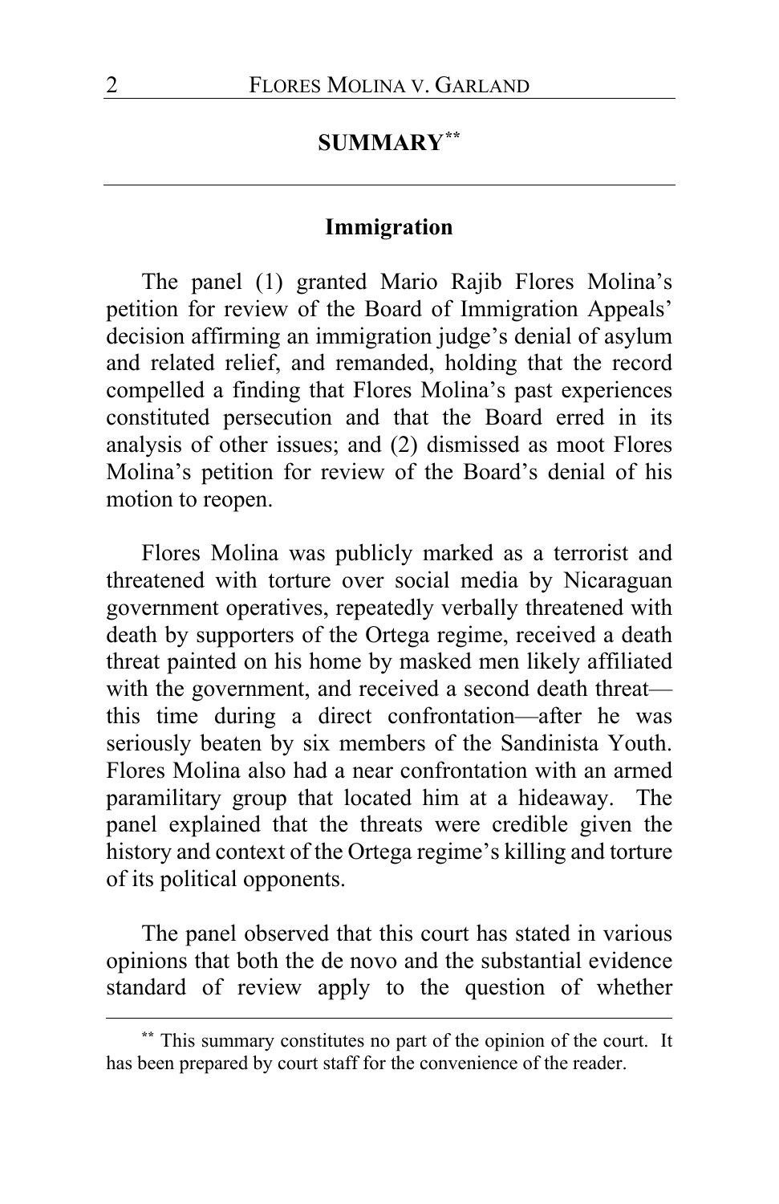## SUMMARY[**]

### Immigration

The panel (1) granted Mario Rajib Flores Molina's petition for review of the Board of Immigration Appeals' decision affirming an immigration judge's denial of asylum and related relief, and remanded, holding that the record compelled a finding that Flores Molina's past experiences constituted persecution and that the Board erred in its analysis of other issues; and (2) dismissed as moot Flores Molina's petition for review of the Board's denial of his motion to reopen.

Flores Molina was publicly marked as a terrorist and threatened with torture over social media by Nicaraguan government operatives, repeatedly verbally threatened with death by supporters of the Ortega regime, received a death threat painted on his home by masked men likely affiliated with the government, and received a second death threat—this time during a direct confrontation—after he was seriously beaten by six members of the Sandinista Youth. Flores Molina also had a near confrontation with an armed paramilitary group that located him at a hideaway. The panel explained that the threats were credible given the history and context of the Ortega regime's killing and torture of its political opponents.

The panel observed that this court has stated in various opinions that both the de novo and the substantial evidence standard of review apply to the question of whether

---

[**] This summary constitutes no part of the opinion of the court. It has been prepared by court staff for the convenience of the reader.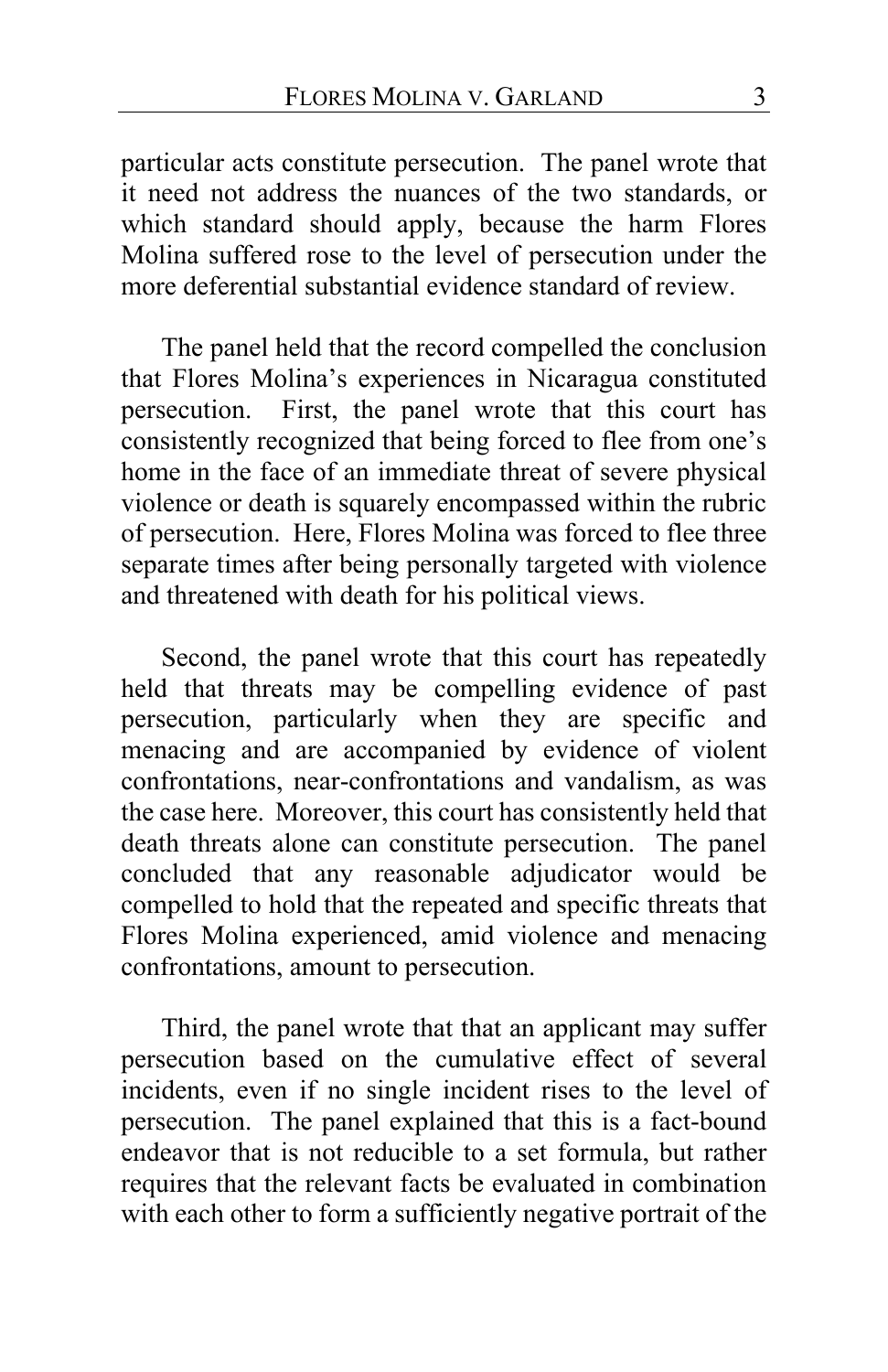particular acts constitute persecution. The panel wrote that it need not address the nuances of the two standards, or which standard should apply, because the harm Flores Molina suffered rose to the level of persecution under the more deferential substantial evidence standard of review.

The panel held that the record compelled the conclusion that Flores Molina's experiences in Nicaragua constituted persecution. First, the panel wrote that this court has consistently recognized that being forced to flee from one's home in the face of an immediate threat of severe physical violence or death is squarely encompassed within the rubric of persecution. Here, Flores Molina was forced to flee three separate times after being personally targeted with violence and threatened with death for his political views.

Second, the panel wrote that this court has repeatedly held that threats may be compelling evidence of past persecution, particularly when they are specific and menacing and are accompanied by evidence of violent confrontations, near-confrontations and vandalism, as was the case here. Moreover, this court has consistently held that death threats alone can constitute persecution. The panel concluded that any reasonable adjudicator would be compelled to hold that the repeated and specific threats that Flores Molina experienced, amid violence and menacing confrontations, amount to persecution.

Third, the panel wrote that that an applicant may suffer persecution based on the cumulative effect of several incidents, even if no single incident rises to the level of persecution. The panel explained that this is a fact-bound endeavor that is not reducible to a set formula, but rather requires that the relevant facts be evaluated in combination with each other to form a sufficiently negative portrait of the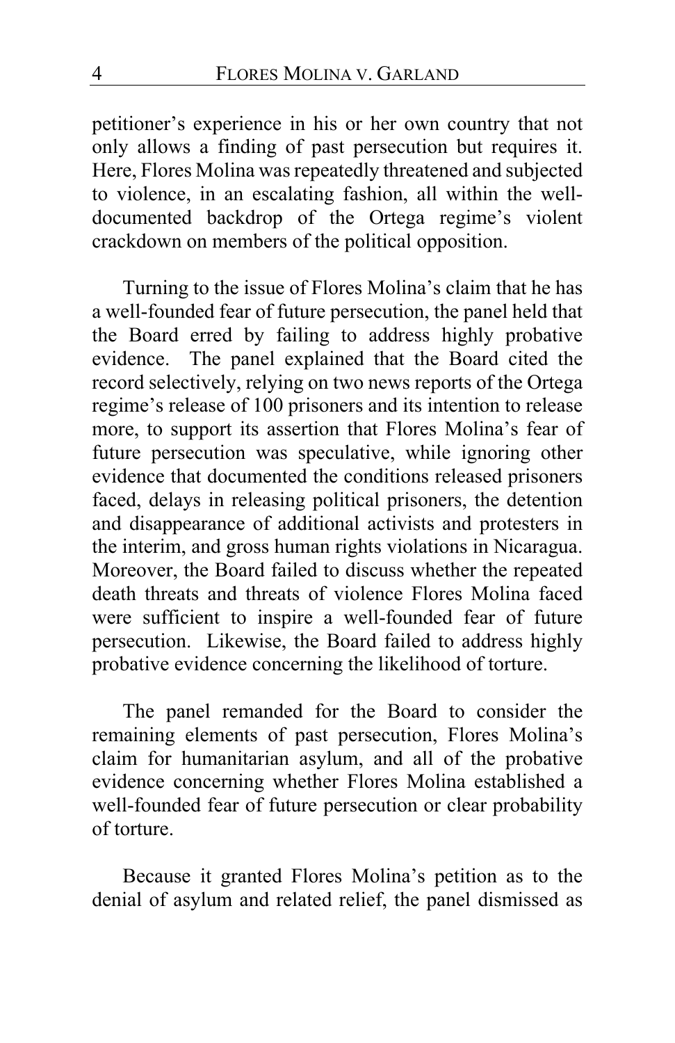petitioner's experience in his or her own country that not only allows a finding of past persecution but requires it. Here, Flores Molina was repeatedly threatened and subjected to violence, in an escalating fashion, all within the well-documented backdrop of the Ortega regime's violent crackdown on members of the political opposition.

Turning to the issue of Flores Molina's claim that he has a well-founded fear of future persecution, the panel held that the Board erred by failing to address highly probative evidence. The panel explained that the Board cited the record selectively, relying on two news reports of the Ortega regime's release of 100 prisoners and its intention to release more, to support its assertion that Flores Molina's fear of future persecution was speculative, while ignoring other evidence that documented the conditions released prisoners faced, delays in releasing political prisoners, the detention and disappearance of additional activists and protesters in the interim, and gross human rights violations in Nicaragua. Moreover, the Board failed to discuss whether the repeated death threats and threats of violence Flores Molina faced were sufficient to inspire a well-founded fear of future persecution. Likewise, the Board failed to address highly probative evidence concerning the likelihood of torture.

The panel remanded for the Board to consider the remaining elements of past persecution, Flores Molina's claim for humanitarian asylum, and all of the probative evidence concerning whether Flores Molina established a well-founded fear of future persecution or clear probability of torture.

Because it granted Flores Molina's petition as to the denial of asylum and related relief, the panel dismissed as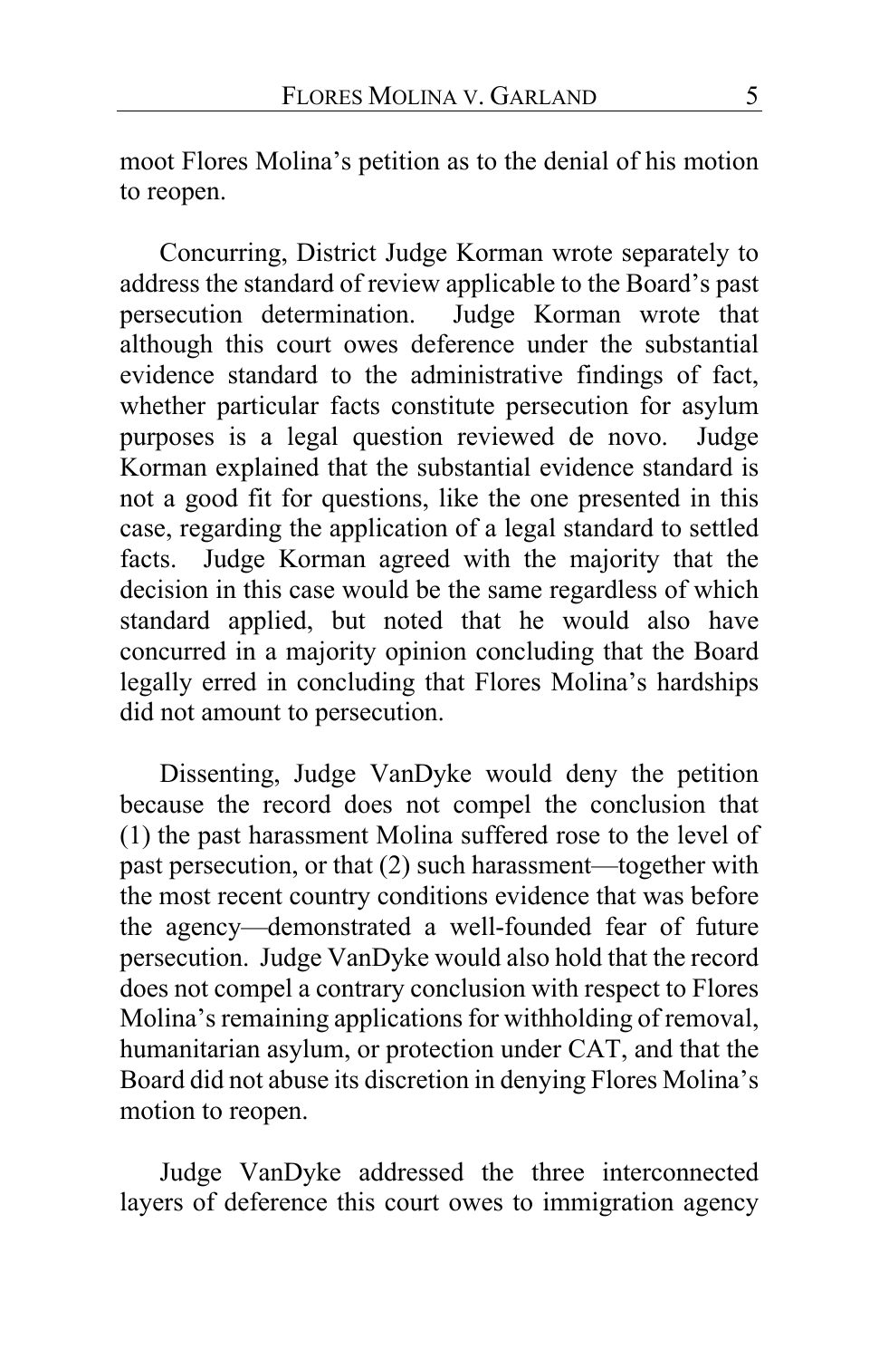moot Flores Molina's petition as to the denial of his motion to reopen.

Concurring, District Judge Korman wrote separately to address the standard of review applicable to the Board's past persecution determination. Judge Korman wrote that although this court owes deference under the substantial evidence standard to the administrative findings of fact, whether particular facts constitute persecution for asylum purposes is a legal question reviewed de novo. Judge Korman explained that the substantial evidence standard is not a good fit for questions, like the one presented in this case, regarding the application of a legal standard to settled facts. Judge Korman agreed with the majority that the decision in this case would be the same regardless of which standard applied, but noted that he would also have concurred in a majority opinion concluding that the Board legally erred in concluding that Flores Molina's hardships did not amount to persecution.

Dissenting, Judge VanDyke would deny the petition because the record does not compel the conclusion that (1) the past harassment Molina suffered rose to the level of past persecution, or that (2) such harassment—together with the most recent country conditions evidence that was before the agency—demonstrated a well-founded fear of future persecution. Judge VanDyke would also hold that the record does not compel a contrary conclusion with respect to Flores Molina's remaining applications for withholding of removal, humanitarian asylum, or protection under CAT, and that the Board did not abuse its discretion in denying Flores Molina's motion to reopen.

Judge VanDyke addressed the three interconnected layers of deference this court owes to immigration agency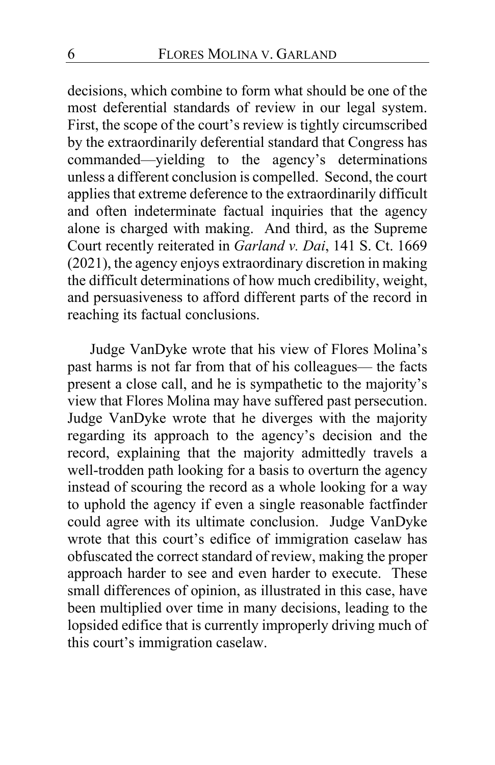decisions, which combine to form what should be one of the most deferential standards of review in our legal system. First, the scope of the court's review is tightly circumscribed by the extraordinarily deferential standard that Congress has commanded—yielding to the agency's determinations unless a different conclusion is compelled. Second, the court applies that extreme deference to the extraordinarily difficult and often indeterminate factual inquiries that the agency alone is charged with making. And third, as the Supreme Court recently reiterated in *Garland v. Dai*, 141 S. Ct. 1669 (2021), the agency enjoys extraordinary discretion in making the difficult determinations of how much credibility, weight, and persuasiveness to afford different parts of the record in reaching its factual conclusions.

Judge VanDyke wrote that his view of Flores Molina's past harms is not far from that of his colleagues— the facts present a close call, and he is sympathetic to the majority's view that Flores Molina may have suffered past persecution. Judge VanDyke wrote that he diverges with the majority regarding its approach to the agency's decision and the record, explaining that the majority admittedly travels a well-trodden path looking for a basis to overturn the agency instead of scouring the record as a whole looking for a way to uphold the agency if even a single reasonable factfinder could agree with its ultimate conclusion. Judge VanDyke wrote that this court's edifice of immigration caselaw has obfuscated the correct standard of review, making the proper approach harder to see and even harder to execute. These small differences of opinion, as illustrated in this case, have been multiplied over time in many decisions, leading to the lopsided edifice that is currently improperly driving much of this court's immigration caselaw.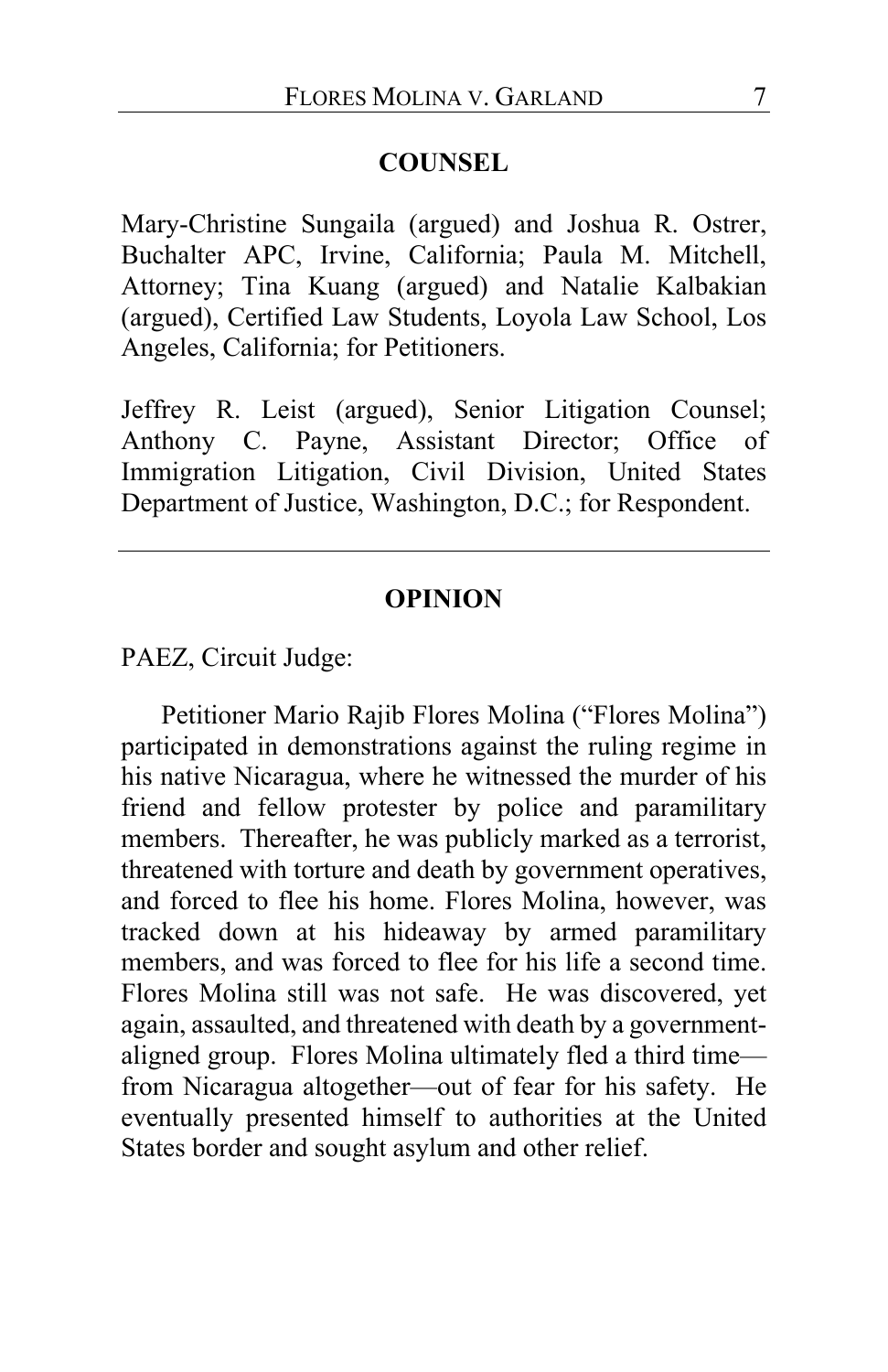## COUNSEL

Mary-Christine Sungaila (argued) and Joshua R. Ostrer, Buchalter APC, Irvine, California; Paula M. Mitchell, Attorney; Tina Kuang (argued) and Natalie Kalbakian (argued), Certified Law Students, Loyola Law School, Los Angeles, California; for Petitioners.

Jeffrey R. Leist (argued), Senior Litigation Counsel; Anthony C. Payne, Assistant Director; Office of Immigration Litigation, Civil Division, United States Department of Justice, Washington, D.C.; for Respondent.

---

## OPINION

PAEZ, Circuit Judge:

Petitioner Mario Rajib Flores Molina ("Flores Molina") participated in demonstrations against the ruling regime in his native Nicaragua, where he witnessed the murder of his friend and fellow protester by police and paramilitary members. Thereafter, he was publicly marked as a terrorist, threatened with torture and death by government operatives, and forced to flee his home. Flores Molina, however, was tracked down at his hideaway by armed paramilitary members, and was forced to flee for his life a second time. Flores Molina still was not safe. He was discovered, yet again, assaulted, and threatened with death by a government-aligned group. Flores Molina ultimately fled a third time—from Nicaragua altogether—out of fear for his safety. He eventually presented himself to authorities at the United States border and sought asylum and other relief.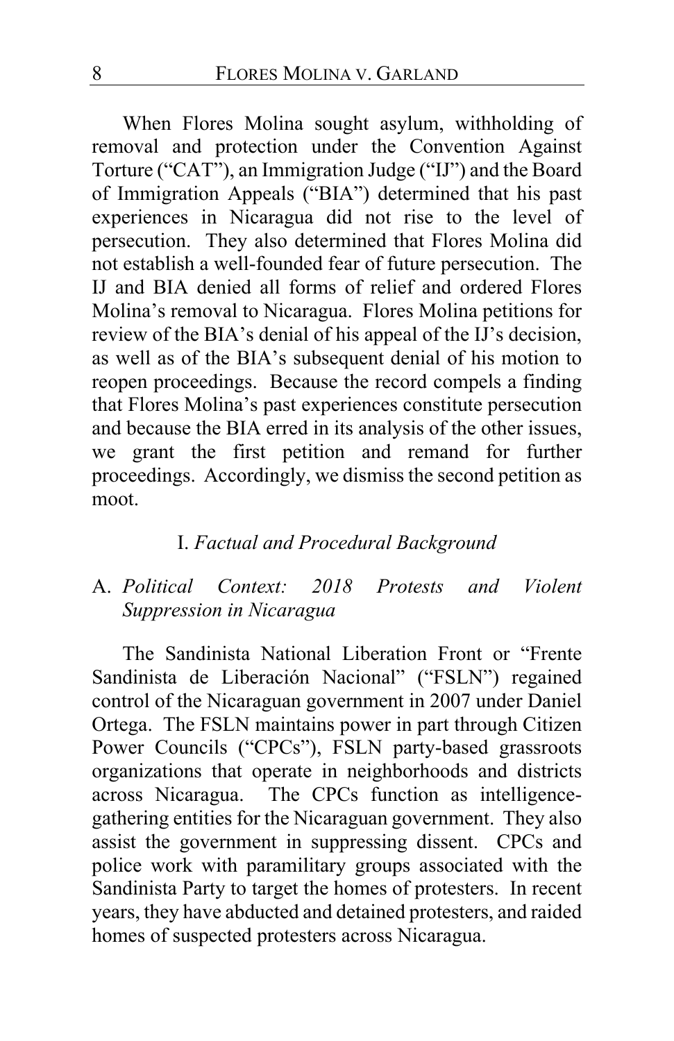When Flores Molina sought asylum, withholding of removal and protection under the Convention Against Torture ("CAT"), an Immigration Judge ("IJ") and the Board of Immigration Appeals ("BIA") determined that his past experiences in Nicaragua did not rise to the level of persecution. They also determined that Flores Molina did not establish a well-founded fear of future persecution. The IJ and BIA denied all forms of relief and ordered Flores Molina's removal to Nicaragua. Flores Molina petitions for review of the BIA's denial of his appeal of the IJ's decision, as well as of the BIA's subsequent denial of his motion to reopen proceedings. Because the record compels a finding that Flores Molina's past experiences constitute persecution and because the BIA erred in its analysis of the other issues, we grant the first petition and remand for further proceedings. Accordingly, we dismiss the second petition as moot.

## I. *Factual and Procedural Background*

### A. *Political Context: 2018 Protests and Violent Suppression in Nicaragua*

The Sandinista National Liberation Front or "Frente Sandinista de Liberación Nacional" ("FSLN") regained control of the Nicaraguan government in 2007 under Daniel Ortega. The FSLN maintains power in part through Citizen Power Councils ("CPCs"), FSLN party-based grassroots organizations that operate in neighborhoods and districts across Nicaragua. The CPCs function as intelligence-gathering entities for the Nicaraguan government. They also assist the government in suppressing dissent. CPCs and police work with paramilitary groups associated with the Sandinista Party to target the homes of protesters. In recent years, they have abducted and detained protesters, and raided homes of suspected protesters across Nicaragua.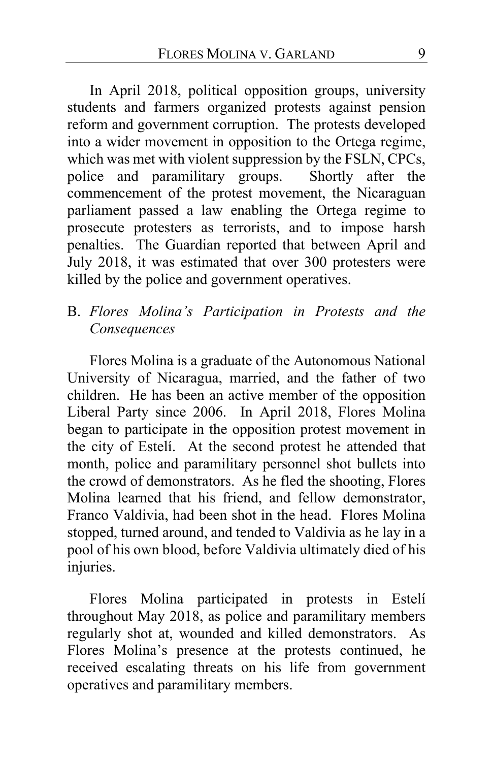In April 2018, political opposition groups, university students and farmers organized protests against pension reform and government corruption. The protests developed into a wider movement in opposition to the Ortega regime, which was met with violent suppression by the FSLN, CPCs, police and paramilitary groups. Shortly after the commencement of the protest movement, the Nicaraguan parliament passed a law enabling the Ortega regime to prosecute protesters as terrorists, and to impose harsh penalties. The Guardian reported that between April and July 2018, it was estimated that over 300 protesters were killed by the police and government operatives.

### B. *Flores Molina's Participation in Protests and the Consequences*

Flores Molina is a graduate of the Autonomous National University of Nicaragua, married, and the father of two children. He has been an active member of the opposition Liberal Party since 2006. In April 2018, Flores Molina began to participate in the opposition protest movement in the city of Estelí. At the second protest he attended that month, police and paramilitary personnel shot bullets into the crowd of demonstrators. As he fled the shooting, Flores Molina learned that his friend, and fellow demonstrator, Franco Valdivia, had been shot in the head. Flores Molina stopped, turned around, and tended to Valdivia as he lay in a pool of his own blood, before Valdivia ultimately died of his injuries.

Flores Molina participated in protests in Estelí throughout May 2018, as police and paramilitary members regularly shot at, wounded and killed demonstrators. As Flores Molina's presence at the protests continued, he received escalating threats on his life from government operatives and paramilitary members.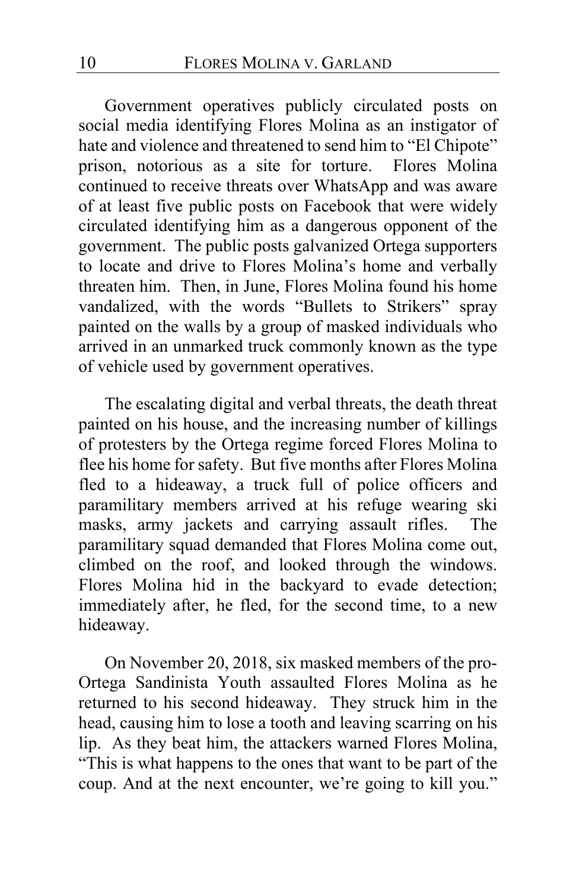Government operatives publicly circulated posts on social media identifying Flores Molina as an instigator of hate and violence and threatened to send him to "El Chipote" prison, notorious as a site for torture. Flores Molina continued to receive threats over WhatsApp and was aware of at least five public posts on Facebook that were widely circulated identifying him as a dangerous opponent of the government. The public posts galvanized Ortega supporters to locate and drive to Flores Molina's home and verbally threaten him. Then, in June, Flores Molina found his home vandalized, with the words "Bullets to Strikers" spray painted on the walls by a group of masked individuals who arrived in an unmarked truck commonly known as the type of vehicle used by government operatives.

The escalating digital and verbal threats, the death threat painted on his house, and the increasing number of killings of protesters by the Ortega regime forced Flores Molina to flee his home for safety. But five months after Flores Molina fled to a hideaway, a truck full of police officers and paramilitary members arrived at his refuge wearing ski masks, army jackets and carrying assault rifles. The paramilitary squad demanded that Flores Molina come out, climbed on the roof, and looked through the windows. Flores Molina hid in the backyard to evade detection; immediately after, he fled, for the second time, to a new hideaway.

On November 20, 2018, six masked members of the pro-Ortega Sandinista Youth assaulted Flores Molina as he returned to his second hideaway. They struck him in the head, causing him to lose a tooth and leaving scarring on his lip. As they beat him, the attackers warned Flores Molina, "This is what happens to the ones that want to be part of the coup. And at the next encounter, we're going to kill you."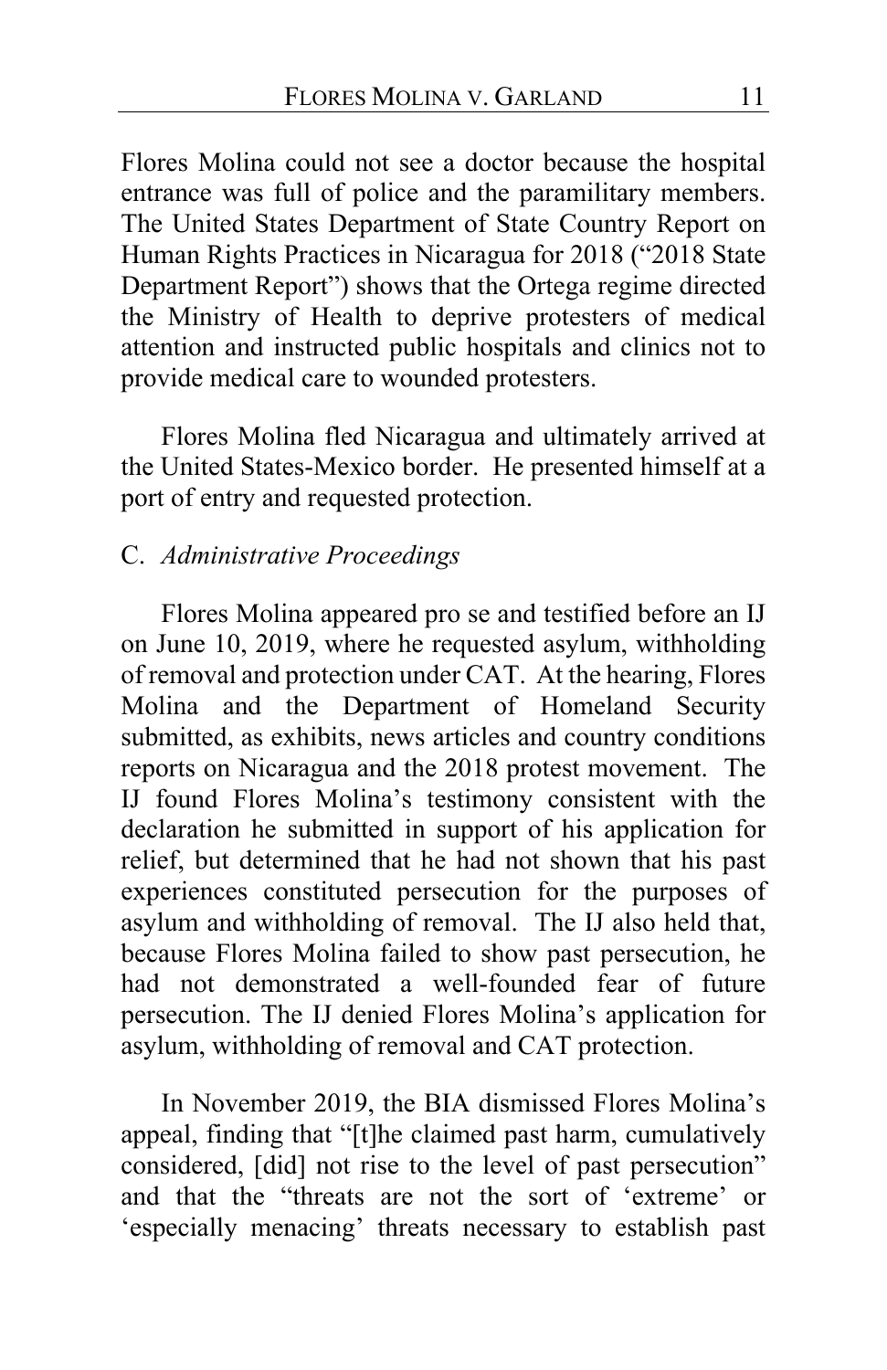Flores Molina could not see a doctor because the hospital entrance was full of police and the paramilitary members. The United States Department of State Country Report on Human Rights Practices in Nicaragua for 2018 ("2018 State Department Report") shows that the Ortega regime directed the Ministry of Health to deprive protesters of medical attention and instructed public hospitals and clinics not to provide medical care to wounded protesters.

Flores Molina fled Nicaragua and ultimately arrived at the United States-Mexico border. He presented himself at a port of entry and requested protection.

### C. *Administrative Proceedings*

Flores Molina appeared pro se and testified before an IJ on June 10, 2019, where he requested asylum, withholding of removal and protection under CAT. At the hearing, Flores Molina and the Department of Homeland Security submitted, as exhibits, news articles and country conditions reports on Nicaragua and the 2018 protest movement. The IJ found Flores Molina's testimony consistent with the declaration he submitted in support of his application for relief, but determined that he had not shown that his past experiences constituted persecution for the purposes of asylum and withholding of removal. The IJ also held that, because Flores Molina failed to show past persecution, he had not demonstrated a well-founded fear of future persecution. The IJ denied Flores Molina's application for asylum, withholding of removal and CAT protection.

In November 2019, the BIA dismissed Flores Molina's appeal, finding that "[t]he claimed past harm, cumulatively considered, [did] not rise to the level of past persecution" and that the "threats are not the sort of 'extreme' or 'especially menacing' threats necessary to establish past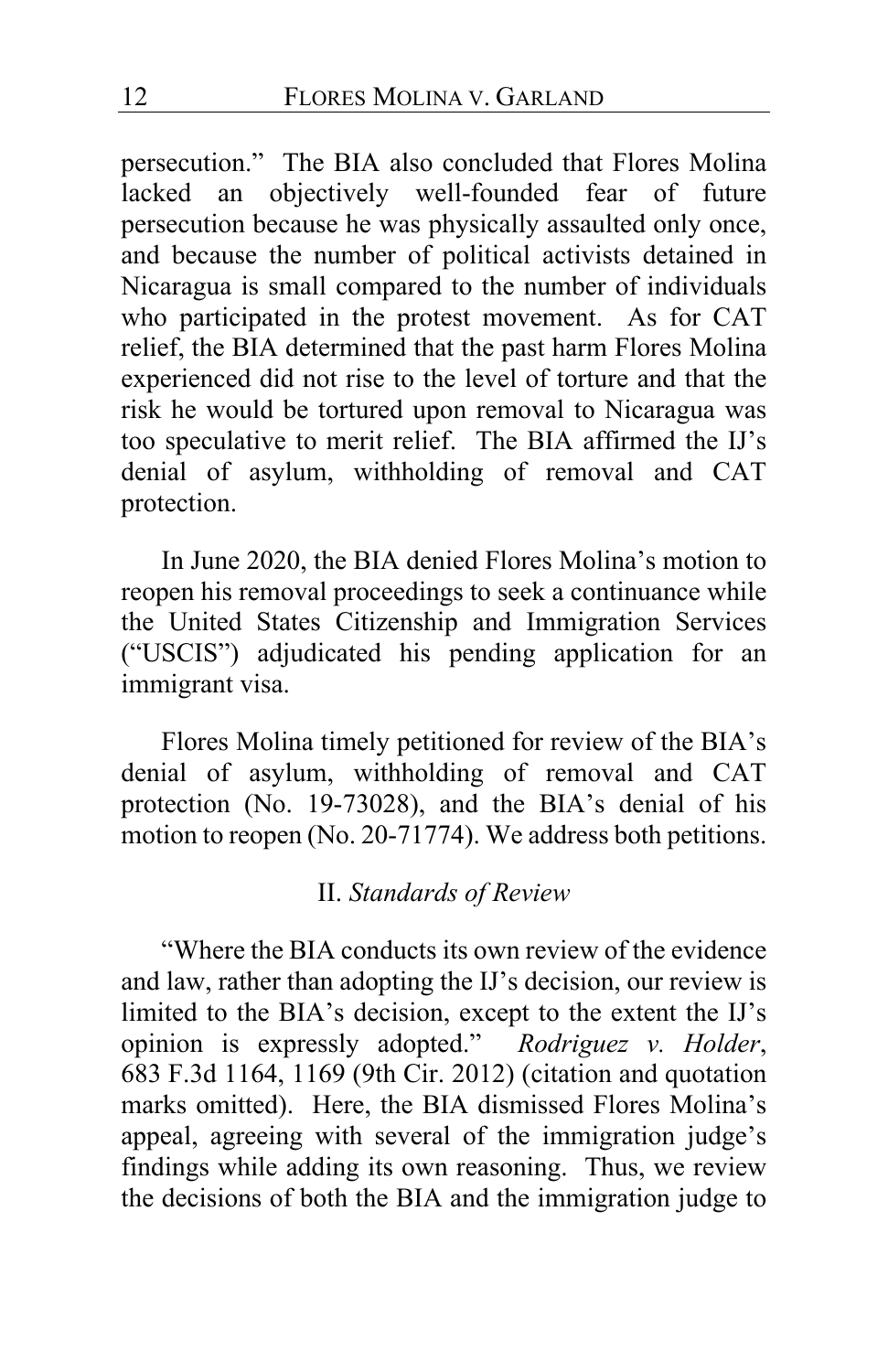persecution." The BIA also concluded that Flores Molina lacked an objectively well-founded fear of future persecution because he was physically assaulted only once, and because the number of political activists detained in Nicaragua is small compared to the number of individuals who participated in the protest movement. As for CAT relief, the BIA determined that the past harm Flores Molina experienced did not rise to the level of torture and that the risk he would be tortured upon removal to Nicaragua was too speculative to merit relief. The BIA affirmed the IJ's denial of asylum, withholding of removal and CAT protection.

In June 2020, the BIA denied Flores Molina's motion to reopen his removal proceedings to seek a continuance while the United States Citizenship and Immigration Services ("USCIS") adjudicated his pending application for an immigrant visa.

Flores Molina timely petitioned for review of the BIA's denial of asylum, withholding of removal and CAT protection (No. 19-73028), and the BIA's denial of his motion to reopen (No. 20-71774). We address both petitions.

## II. *Standards of Review*

"Where the BIA conducts its own review of the evidence and law, rather than adopting the IJ's decision, our review is limited to the BIA's decision, except to the extent the IJ's opinion is expressly adopted." *Rodriguez v. Holder*, 683 F.3d 1164, 1169 (9th Cir. 2012) (citation and quotation marks omitted). Here, the BIA dismissed Flores Molina's appeal, agreeing with several of the immigration judge's findings while adding its own reasoning. Thus, we review the decisions of both the BIA and the immigration judge to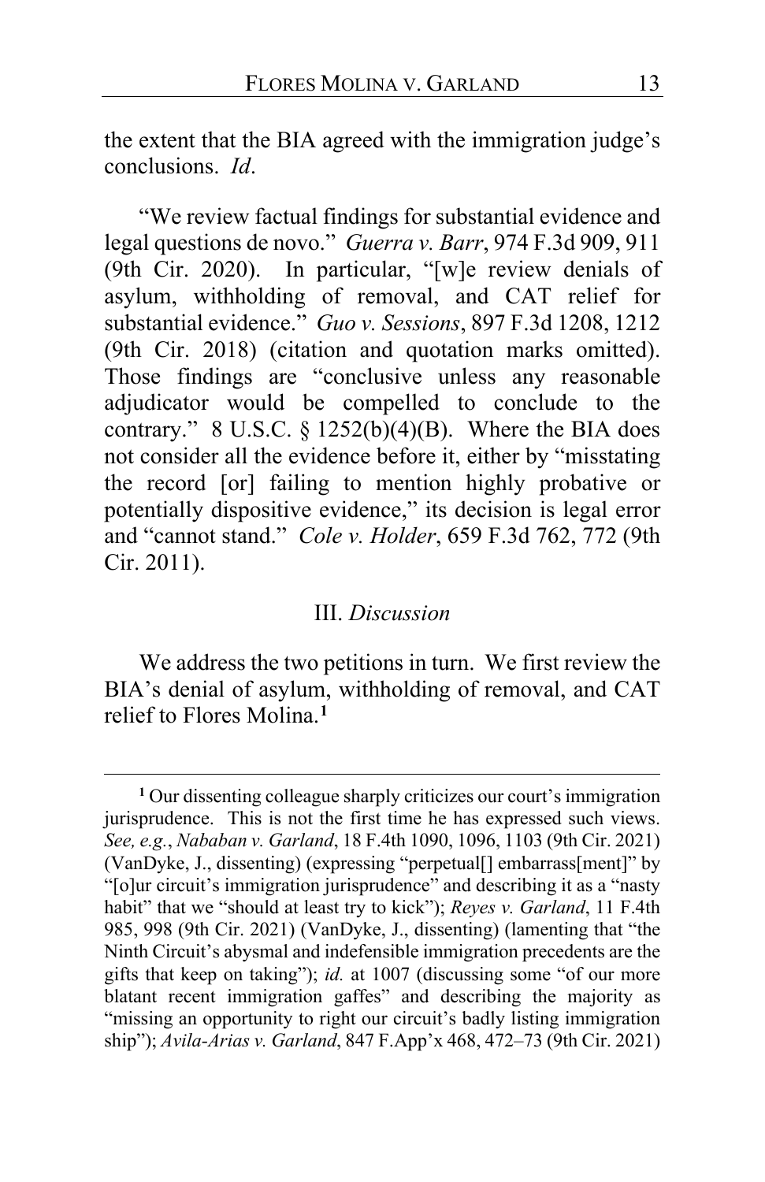the extent that the BIA agreed with the immigration judge's conclusions. *Id*.

"We review factual findings for substantial evidence and legal questions de novo." *Guerra v. Barr*, 974 F.3d 909, 911 (9th Cir. 2020). In particular, "[w]e review denials of asylum, withholding of removal, and CAT relief for substantial evidence." *Guo v. Sessions*, 897 F.3d 1208, 1212 (9th Cir. 2018) (citation and quotation marks omitted). Those findings are "conclusive unless any reasonable adjudicator would be compelled to conclude to the contrary." 8 U.S.C. § 1252(b)(4)(B). Where the BIA does not consider all the evidence before it, either by "misstating the record [or] failing to mention highly probative or potentially dispositive evidence," its decision is legal error and "cannot stand." *Cole v. Holder*, 659 F.3d 762, 772 (9th Cir. 2011).

## III. *Discussion*

We address the two petitions in turn. We first review the BIA's denial of asylum, withholding of removal, and CAT relief to Flores Molina.[1]

---

[1] Our dissenting colleague sharply criticizes our court's immigration jurisprudence. This is not the first time he has expressed such views. *See, e.g.*, *Nababan v. Garland*, 18 F.4th 1090, 1096, 1103 (9th Cir. 2021) (VanDyke, J., dissenting) (expressing "perpetual[] embarrass[ment]" by "[o]ur circuit's immigration jurisprudence" and describing it as a "nasty habit" that we "should at least try to kick"); *Reyes v. Garland*, 11 F.4th 985, 998 (9th Cir. 2021) (VanDyke, J., dissenting) (lamenting that "the Ninth Circuit's abysmal and indefensible immigration precedents are the gifts that keep on taking"); *id.* at 1007 (discussing some "of our more blatant recent immigration gaffes" and describing the majority as "missing an opportunity to right our circuit's badly listing immigration ship"); *Avila-Arias v. Garland*, 847 F.App'x 468, 472–73 (9th Cir. 2021)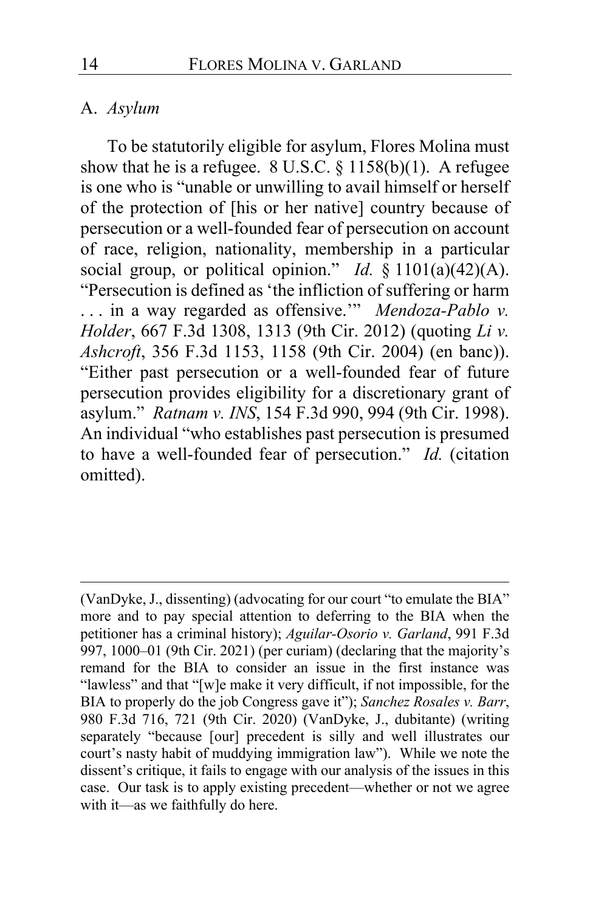A. *Asylum*

To be statutorily eligible for asylum, Flores Molina must show that he is a refugee. 8 U.S.C. § 1158(b)(1). A refugee is one who is "unable or unwilling to avail himself or herself of the protection of [his or her native] country because of persecution or a well-founded fear of persecution on account of race, religion, nationality, membership in a particular social group, or political opinion." *Id.* § 1101(a)(42)(A). "Persecution is defined as 'the infliction of suffering or harm . . . in a way regarded as offensive.'" *Mendoza-Pablo v. Holder*, 667 F.3d 1308, 1313 (9th Cir. 2012) (quoting *Li v. Ashcroft*, 356 F.3d 1153, 1158 (9th Cir. 2004) (en banc)). "Either past persecution or a well-founded fear of future persecution provides eligibility for a discretionary grant of asylum." *Ratnam v. INS*, 154 F.3d 990, 994 (9th Cir. 1998). An individual "who establishes past persecution is presumed to have a well-founded fear of persecution." *Id.* (citation omitted).

---

(VanDyke, J., dissenting) (advocating for our court "to emulate the BIA" more and to pay special attention to deferring to the BIA when the petitioner has a criminal history); *Aguilar-Osorio v. Garland*, 991 F.3d 997, 1000–01 (9th Cir. 2021) (per curiam) (declaring that the majority's remand for the BIA to consider an issue in the first instance was "lawless" and that "[w]e make it very difficult, if not impossible, for the BIA to properly do the job Congress gave it"); *Sanchez Rosales v. Barr*, 980 F.3d 716, 721 (9th Cir. 2020) (VanDyke, J., dubitante) (writing separately "because [our] precedent is silly and well illustrates our court's nasty habit of muddying immigration law"). While we note the dissent's critique, it fails to engage with our analysis of the issues in this case. Our task is to apply existing precedent—whether or not we agree with it—as we faithfully do here.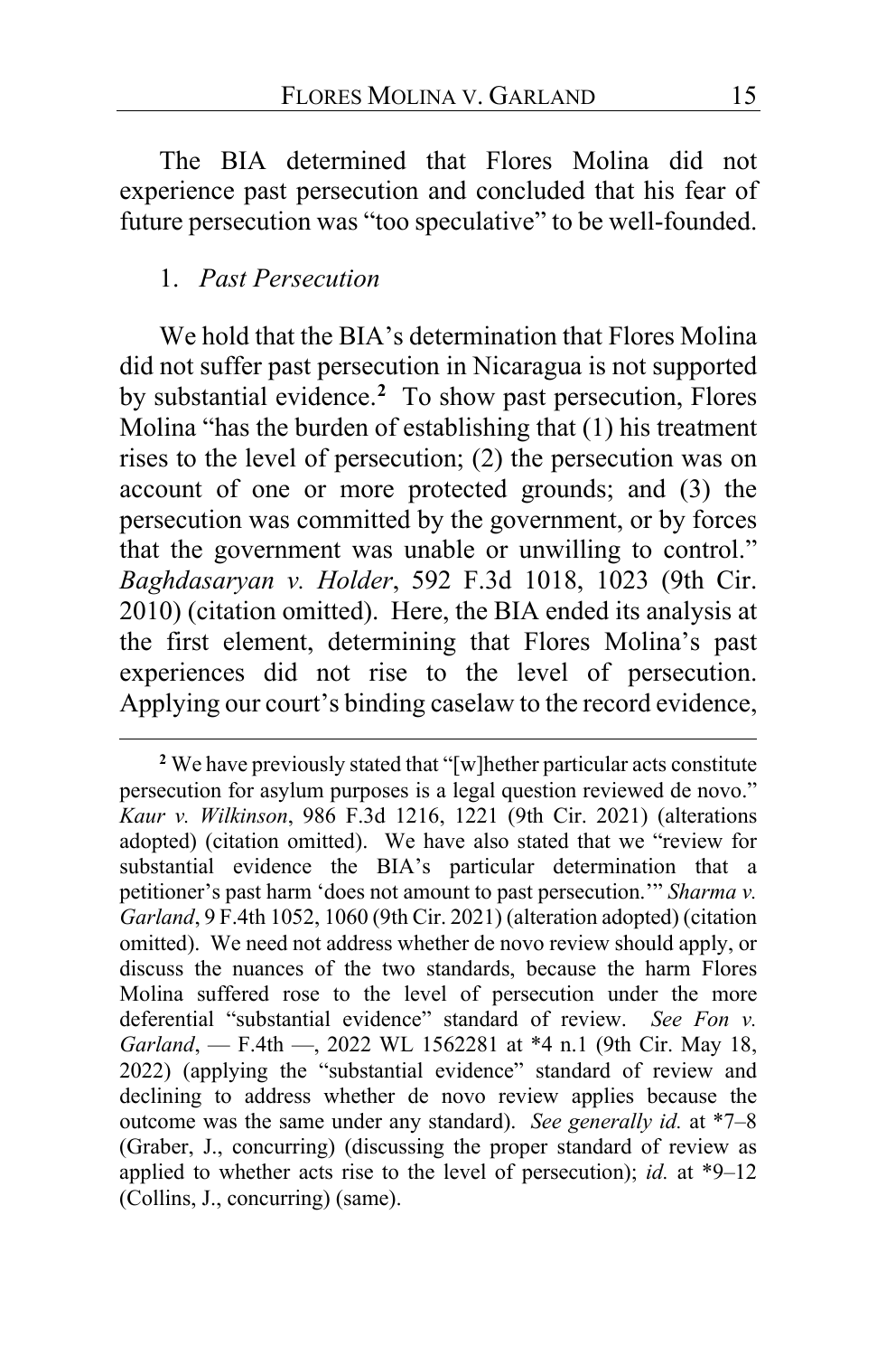The BIA determined that Flores Molina did not experience past persecution and concluded that his fear of future persecution was "too speculative" to be well-founded.

### 1. *Past Persecution*

We hold that the BIA's determination that Flores Molina did not suffer past persecution in Nicaragua is not supported by substantial evidence.[2] To show past persecution, Flores Molina "has the burden of establishing that (1) his treatment rises to the level of persecution; (2) the persecution was on account of one or more protected grounds; and (3) the persecution was committed by the government, or by forces that the government was unable or unwilling to control." *Baghdasaryan v. Holder*, 592 F.3d 1018, 1023 (9th Cir. 2010) (citation omitted). Here, the BIA ended its analysis at the first element, determining that Flores Molina's past experiences did not rise to the level of persecution. Applying our court's binding caselaw to the record evidence,

---

[2] We have previously stated that "[w]hether particular acts constitute persecution for asylum purposes is a legal question reviewed de novo." *Kaur v. Wilkinson*, 986 F.3d 1216, 1221 (9th Cir. 2021) (alterations adopted) (citation omitted). We have also stated that we "review for substantial evidence the BIA's particular determination that a petitioner's past harm 'does not amount to past persecution.'" *Sharma v. Garland*, 9 F.4th 1052, 1060 (9th Cir. 2021) (alteration adopted) (citation omitted). We need not address whether de novo review should apply, or discuss the nuances of the two standards, because the harm Flores Molina suffered rose to the level of persecution under the more deferential "substantial evidence" standard of review. *See Fon v. Garland*, — F.4th —, 2022 WL 1562281 at *4 n.1 (9th Cir. May 18, 2022) (applying the "substantial evidence" standard of review and declining to address whether de novo review applies because the outcome was the same under any standard). *See generally id.* at *7–8 (Graber, J., concurring) (discussing the proper standard of review as applied to whether acts rise to the level of persecution); *id.* at *9–12 (Collins, J., concurring) (same).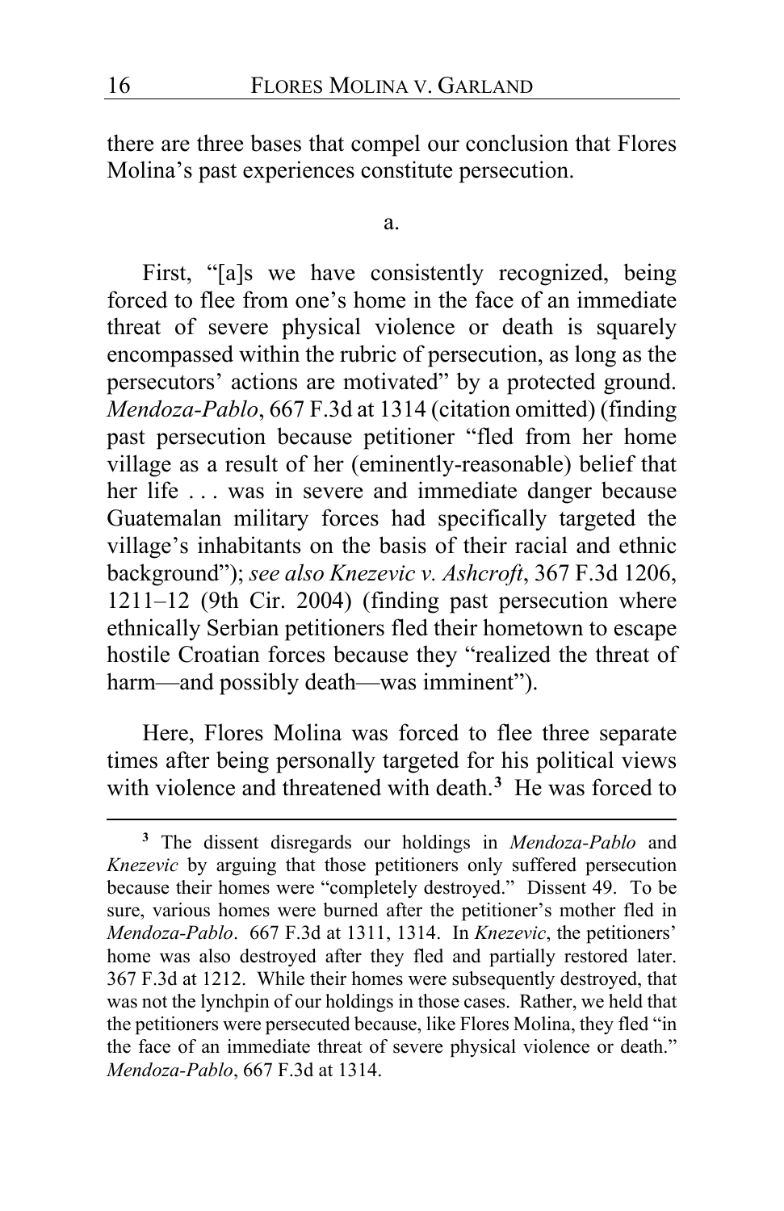there are three bases that compel our conclusion that Flores Molina's past experiences constitute persecution.

a.

First, "[a]s we have consistently recognized, being forced to flee from one's home in the face of an immediate threat of severe physical violence or death is squarely encompassed within the rubric of persecution, as long as the persecutors' actions are motivated" by a protected ground. *Mendoza-Pablo*, 667 F.3d at 1314 (citation omitted) (finding past persecution because petitioner "fled from her home village as a result of her (eminently-reasonable) belief that her life . . . was in severe and immediate danger because Guatemalan military forces had specifically targeted the village's inhabitants on the basis of their racial and ethnic background"); *see also Knezevic v. Ashcroft*, 367 F.3d 1206, 1211–12 (9th Cir. 2004) (finding past persecution where ethnically Serbian petitioners fled their hometown to escape hostile Croatian forces because they "realized the threat of harm—and possibly death—was imminent").

Here, Flores Molina was forced to flee three separate times after being personally targeted for his political views with violence and threatened with death.[3] He was forced to

[3] The dissent disregards our holdings in *Mendoza-Pablo* and *Knezevic* by arguing that those petitioners only suffered persecution because their homes were "completely destroyed." Dissent 49. To be sure, various homes were burned after the petitioner's mother fled in *Mendoza-Pablo*. 667 F.3d at 1311, 1314. In *Knezevic*, the petitioners' home was also destroyed after they fled and partially restored later. 367 F.3d at 1212. While their homes were subsequently destroyed, that was not the lynchpin of our holdings in those cases. Rather, we held that the petitioners were persecuted because, like Flores Molina, they fled "in the face of an immediate threat of severe physical violence or death." *Mendoza-Pablo*, 667 F.3d at 1314.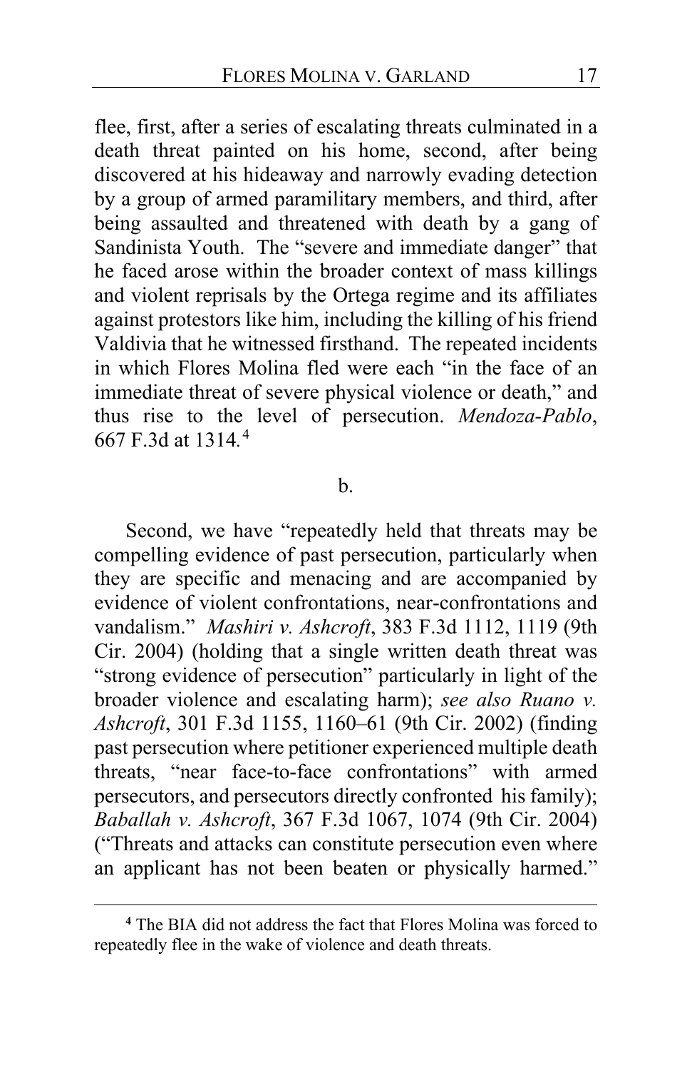flee, first, after a series of escalating threats culminated in a death threat painted on his home, second, after being discovered at his hideaway and narrowly evading detection by a group of armed paramilitary members, and third, after being assaulted and threatened with death by a gang of Sandinista Youth. The "severe and immediate danger" that he faced arose within the broader context of mass killings and violent reprisals by the Ortega regime and its affiliates against protestors like him, including the killing of his friend Valdivia that he witnessed firsthand. The repeated incidents in which Flores Molina fled were each "in the face of an immediate threat of severe physical violence or death," and thus rise to the level of persecution. *Mendoza-Pablo*, 667 F.3d at 1314.[4]

b.

Second, we have "repeatedly held that threats may be compelling evidence of past persecution, particularly when they are specific and menacing and are accompanied by evidence of violent confrontations, near-confrontations and vandalism." *Mashiri v. Ashcroft*, 383 F.3d 1112, 1119 (9th Cir. 2004) (holding that a single written death threat was "strong evidence of persecution" particularly in light of the broader violence and escalating harm); *see also Ruano v. Ashcroft*, 301 F.3d 1155, 1160–61 (9th Cir. 2002) (finding past persecution where petitioner experienced multiple death threats, "near face-to-face confrontations" with armed persecutors, and persecutors directly confronted his family); *Baballah v. Ashcroft*, 367 F.3d 1067, 1074 (9th Cir. 2004) ("Threats and attacks can constitute persecution even where an applicant has not been beaten or physically harmed."

---

[4] The BIA did not address the fact that Flores Molina was forced to repeatedly flee in the wake of violence and death threats.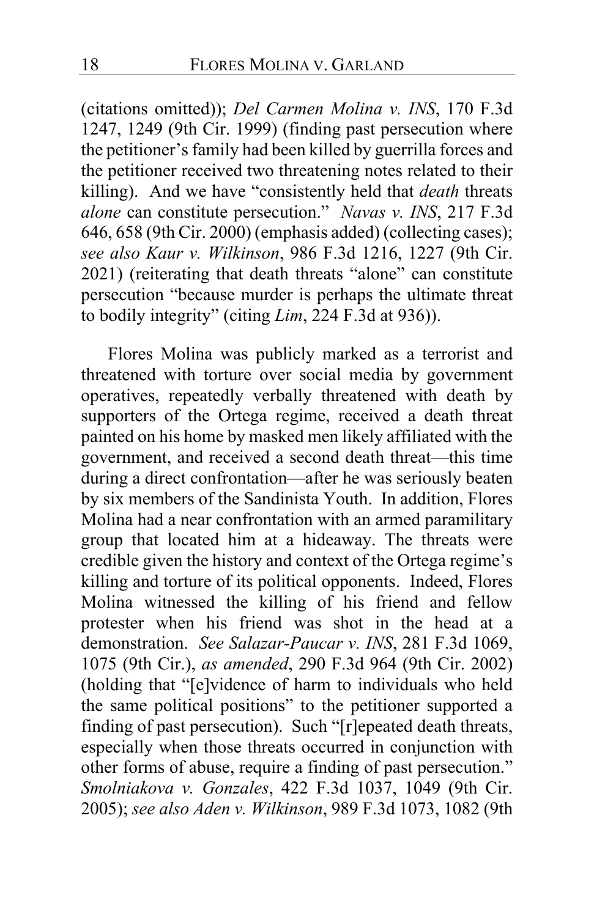(citations omitted)); *Del Carmen Molina v. INS*, 170 F.3d 1247, 1249 (9th Cir. 1999) (finding past persecution where the petitioner's family had been killed by guerrilla forces and the petitioner received two threatening notes related to their killing). And we have "consistently held that *death* threats *alone* can constitute persecution." *Navas v. INS*, 217 F.3d 646, 658 (9th Cir. 2000) (emphasis added) (collecting cases); *see also Kaur v. Wilkinson*, 986 F.3d 1216, 1227 (9th Cir. 2021) (reiterating that death threats "alone" can constitute persecution "because murder is perhaps the ultimate threat to bodily integrity" (citing *Lim*, 224 F.3d at 936)).

Flores Molina was publicly marked as a terrorist and threatened with torture over social media by government operatives, repeatedly verbally threatened with death by supporters of the Ortega regime, received a death threat painted on his home by masked men likely affiliated with the government, and received a second death threat—this time during a direct confrontation—after he was seriously beaten by six members of the Sandinista Youth. In addition, Flores Molina had a near confrontation with an armed paramilitary group that located him at a hideaway. The threats were credible given the history and context of the Ortega regime's killing and torture of its political opponents. Indeed, Flores Molina witnessed the killing of his friend and fellow protester when his friend was shot in the head at a demonstration. *See Salazar-Paucar v. INS*, 281 F.3d 1069, 1075 (9th Cir.), *as amended*, 290 F.3d 964 (9th Cir. 2002) (holding that "[e]vidence of harm to individuals who held the same political positions" to the petitioner supported a finding of past persecution). Such "[r]epeated death threats, especially when those threats occurred in conjunction with other forms of abuse, require a finding of past persecution." *Smolniakova v. Gonzales*, 422 F.3d 1037, 1049 (9th Cir. 2005); *see also Aden v. Wilkinson*, 989 F.3d 1073, 1082 (9th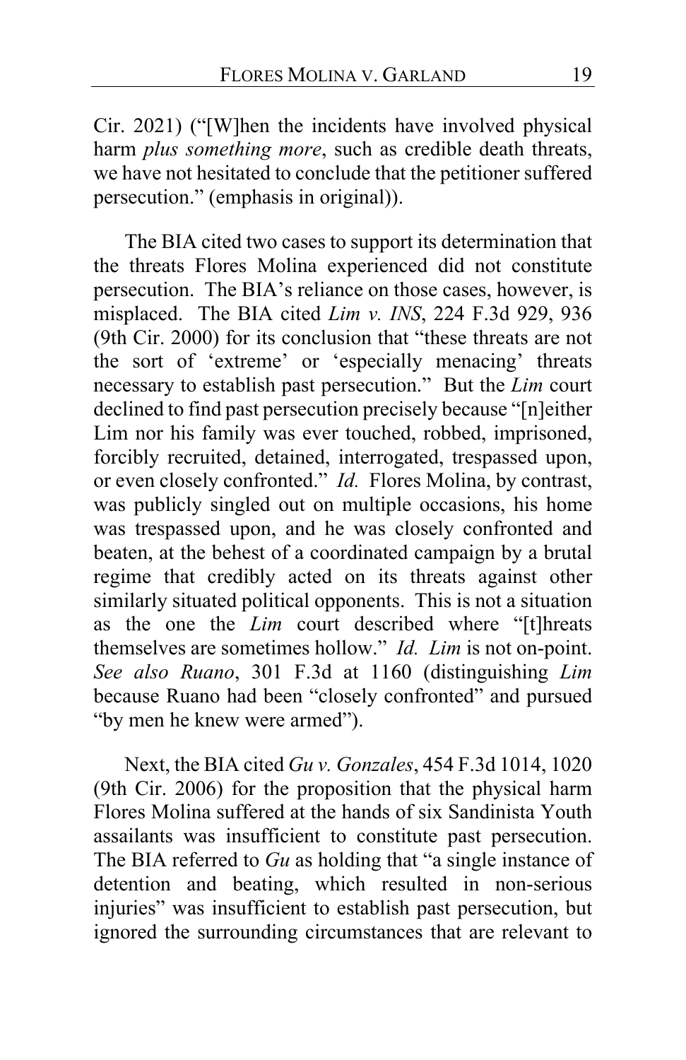Cir. 2021) ("[W]hen the incidents have involved physical harm *plus something more*, such as credible death threats, we have not hesitated to conclude that the petitioner suffered persecution." (emphasis in original)).

The BIA cited two cases to support its determination that the threats Flores Molina experienced did not constitute persecution. The BIA's reliance on those cases, however, is misplaced. The BIA cited *Lim v. INS*, 224 F.3d 929, 936 (9th Cir. 2000) for its conclusion that "these threats are not the sort of 'extreme' or 'especially menacing' threats necessary to establish past persecution." But the *Lim* court declined to find past persecution precisely because "[n]either Lim nor his family was ever touched, robbed, imprisoned, forcibly recruited, detained, interrogated, trespassed upon, or even closely confronted." *Id.* Flores Molina, by contrast, was publicly singled out on multiple occasions, his home was trespassed upon, and he was closely confronted and beaten, at the behest of a coordinated campaign by a brutal regime that credibly acted on its threats against other similarly situated political opponents. This is not a situation as the one the *Lim* court described where "[t]hreats themselves are sometimes hollow." *Id. Lim* is not on-point. *See also Ruano*, 301 F.3d at 1160 (distinguishing *Lim* because Ruano had been "closely confronted" and pursued "by men he knew were armed").

Next, the BIA cited *Gu v. Gonzales*, 454 F.3d 1014, 1020 (9th Cir. 2006) for the proposition that the physical harm Flores Molina suffered at the hands of six Sandinista Youth assailants was insufficient to constitute past persecution. The BIA referred to *Gu* as holding that "a single instance of detention and beating, which resulted in non-serious injuries" was insufficient to establish past persecution, but ignored the surrounding circumstances that are relevant to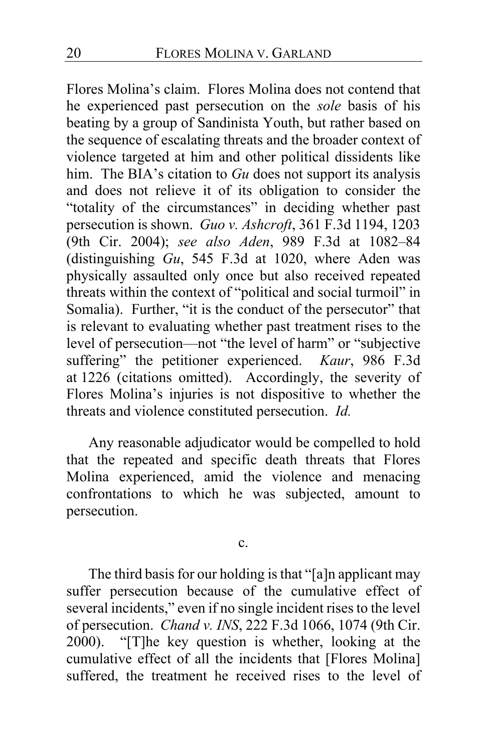Flores Molina's claim. Flores Molina does not contend that he experienced past persecution on the *sole* basis of his beating by a group of Sandinista Youth, but rather based on the sequence of escalating threats and the broader context of violence targeted at him and other political dissidents like him. The BIA's citation to *Gu* does not support its analysis and does not relieve it of its obligation to consider the "totality of the circumstances" in deciding whether past persecution is shown. *Guo v. Ashcroft*, 361 F.3d 1194, 1203 (9th Cir. 2004); *see also Aden*, 989 F.3d at 1082–84 (distinguishing *Gu*, 545 F.3d at 1020, where Aden was physically assaulted only once but also received repeated threats within the context of "political and social turmoil" in Somalia). Further, "it is the conduct of the persecutor" that is relevant to evaluating whether past treatment rises to the level of persecution—not "the level of harm" or "subjective suffering" the petitioner experienced. *Kaur*, 986 F.3d at 1226 (citations omitted). Accordingly, the severity of Flores Molina's injuries is not dispositive to whether the threats and violence constituted persecution. *Id.*

Any reasonable adjudicator would be compelled to hold that the repeated and specific death threats that Flores Molina experienced, amid the violence and menacing confrontations to which he was subjected, amount to persecution.

c.

The third basis for our holding is that "[a]n applicant may suffer persecution because of the cumulative effect of several incidents," even if no single incident rises to the level of persecution. *Chand v. INS*, 222 F.3d 1066, 1074 (9th Cir. 2000). "[T]he key question is whether, looking at the cumulative effect of all the incidents that [Flores Molina] suffered, the treatment he received rises to the level of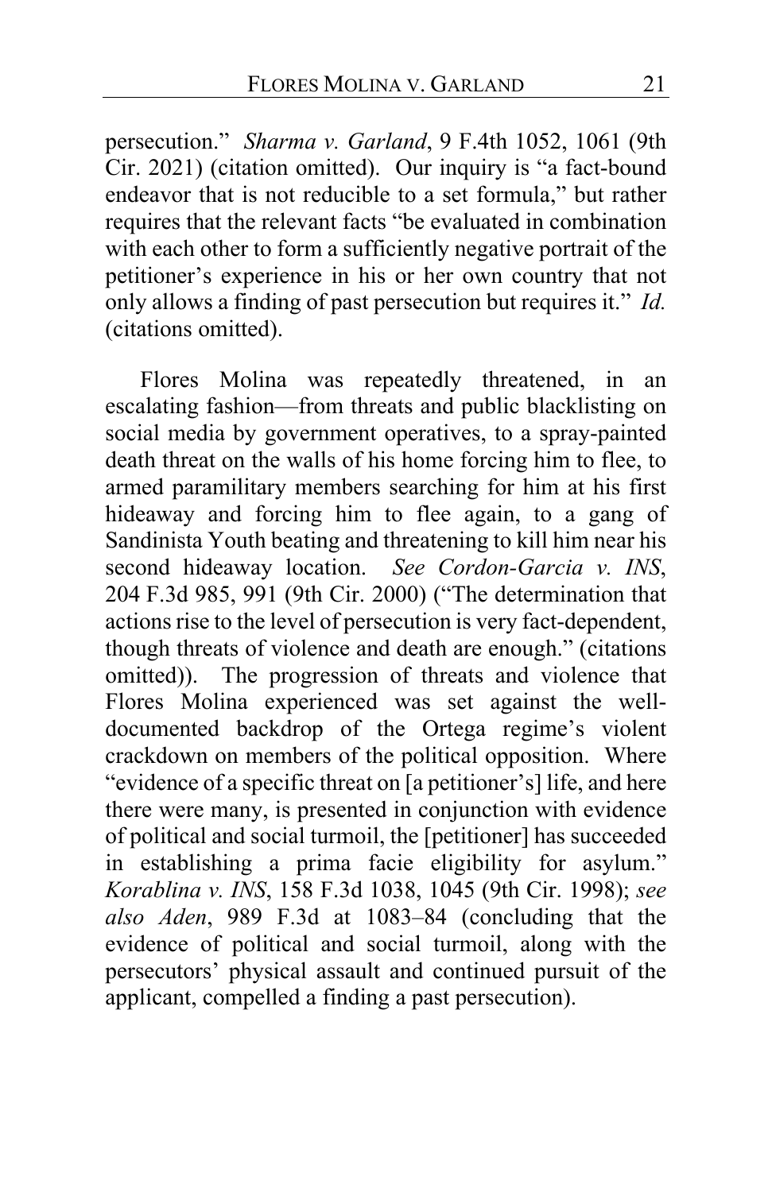persecution." *Sharma v. Garland*, 9 F.4th 1052, 1061 (9th Cir. 2021) (citation omitted). Our inquiry is "a fact-bound endeavor that is not reducible to a set formula," but rather requires that the relevant facts "be evaluated in combination with each other to form a sufficiently negative portrait of the petitioner's experience in his or her own country that not only allows a finding of past persecution but requires it." *Id.* (citations omitted).

Flores Molina was repeatedly threatened, in an escalating fashion—from threats and public blacklisting on social media by government operatives, to a spray-painted death threat on the walls of his home forcing him to flee, to armed paramilitary members searching for him at his first hideaway and forcing him to flee again, to a gang of Sandinista Youth beating and threatening to kill him near his second hideaway location. *See Cordon-Garcia v. INS*, 204 F.3d 985, 991 (9th Cir. 2000) ("The determination that actions rise to the level of persecution is very fact-dependent, though threats of violence and death are enough." (citations omitted)). The progression of threats and violence that Flores Molina experienced was set against the well-documented backdrop of the Ortega regime's violent crackdown on members of the political opposition. Where "evidence of a specific threat on [a petitioner's] life, and here there were many, is presented in conjunction with evidence of political and social turmoil, the [petitioner] has succeeded in establishing a prima facie eligibility for asylum." *Korablina v. INS*, 158 F.3d 1038, 1045 (9th Cir. 1998); *see also Aden*, 989 F.3d at 1083–84 (concluding that the evidence of political and social turmoil, along with the persecutors' physical assault and continued pursuit of the applicant, compelled a finding a past persecution).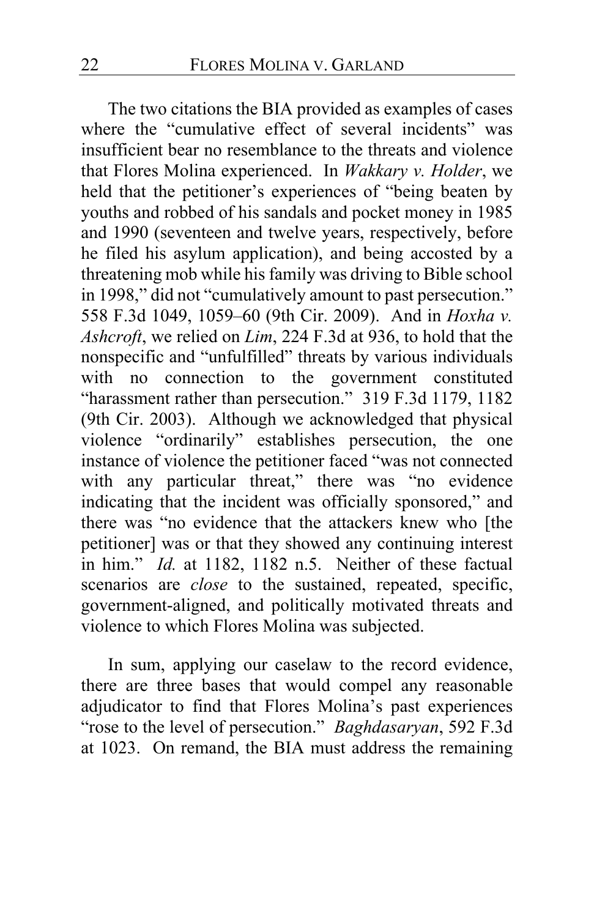The two citations the BIA provided as examples of cases where the "cumulative effect of several incidents" was insufficient bear no resemblance to the threats and violence that Flores Molina experienced. In *Wakkary v. Holder*, we held that the petitioner's experiences of "being beaten by youths and robbed of his sandals and pocket money in 1985 and 1990 (seventeen and twelve years, respectively, before he filed his asylum application), and being accosted by a threatening mob while his family was driving to Bible school in 1998," did not "cumulatively amount to past persecution." 558 F.3d 1049, 1059–60 (9th Cir. 2009). And in *Hoxha v. Ashcroft*, we relied on *Lim*, 224 F.3d at 936, to hold that the nonspecific and "unfulfilled" threats by various individuals with no connection to the government constituted "harassment rather than persecution." 319 F.3d 1179, 1182 (9th Cir. 2003). Although we acknowledged that physical violence "ordinarily" establishes persecution, the one instance of violence the petitioner faced "was not connected with any particular threat," there was "no evidence indicating that the incident was officially sponsored," and there was "no evidence that the attackers knew who [the petitioner] was or that they showed any continuing interest in him." *Id.* at 1182, 1182 n.5. Neither of these factual scenarios are *close* to the sustained, repeated, specific, government-aligned, and politically motivated threats and violence to which Flores Molina was subjected.

In sum, applying our caselaw to the record evidence, there are three bases that would compel any reasonable adjudicator to find that Flores Molina's past experiences "rose to the level of persecution." *Baghdasaryan*, 592 F.3d at 1023. On remand, the BIA must address the remaining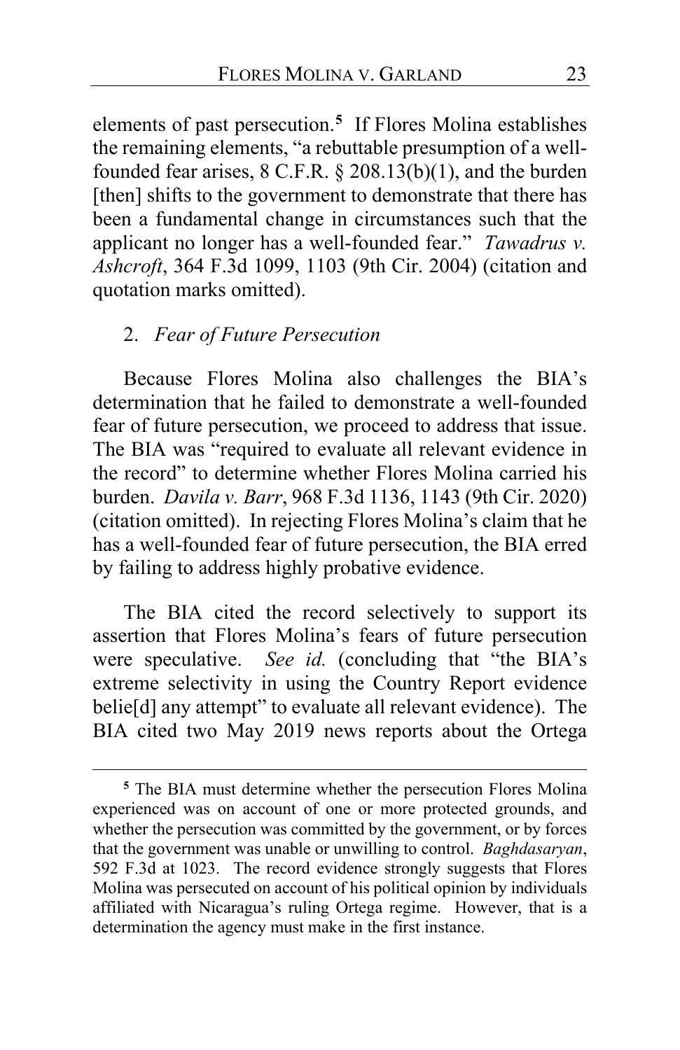elements of past persecution.[5] If Flores Molina establishes the remaining elements, "a rebuttable presumption of a well-founded fear arises, 8 C.F.R. § 208.13(b)(1), and the burden [then] shifts to the government to demonstrate that there has been a fundamental change in circumstances such that the applicant no longer has a well-founded fear." *Tawadrus v. Ashcroft*, 364 F.3d 1099, 1103 (9th Cir. 2004) (citation and quotation marks omitted).

2. *Fear of Future Persecution*

Because Flores Molina also challenges the BIA's determination that he failed to demonstrate a well-founded fear of future persecution, we proceed to address that issue. The BIA was "required to evaluate all relevant evidence in the record" to determine whether Flores Molina carried his burden. *Davila v. Barr*, 968 F.3d 1136, 1143 (9th Cir. 2020) (citation omitted). In rejecting Flores Molina's claim that he has a well-founded fear of future persecution, the BIA erred by failing to address highly probative evidence.

The BIA cited the record selectively to support its assertion that Flores Molina's fears of future persecution were speculative. *See id.* (concluding that "the BIA's extreme selectivity in using the Country Report evidence belie[d] any attempt" to evaluate all relevant evidence). The BIA cited two May 2019 news reports about the Ortega

---

[5] The BIA must determine whether the persecution Flores Molina experienced was on account of one or more protected grounds, and whether the persecution was committed by the government, or by forces that the government was unable or unwilling to control. *Baghdasaryan*, 592 F.3d at 1023. The record evidence strongly suggests that Flores Molina was persecuted on account of his political opinion by individuals affiliated with Nicaragua's ruling Ortega regime. However, that is a determination the agency must make in the first instance.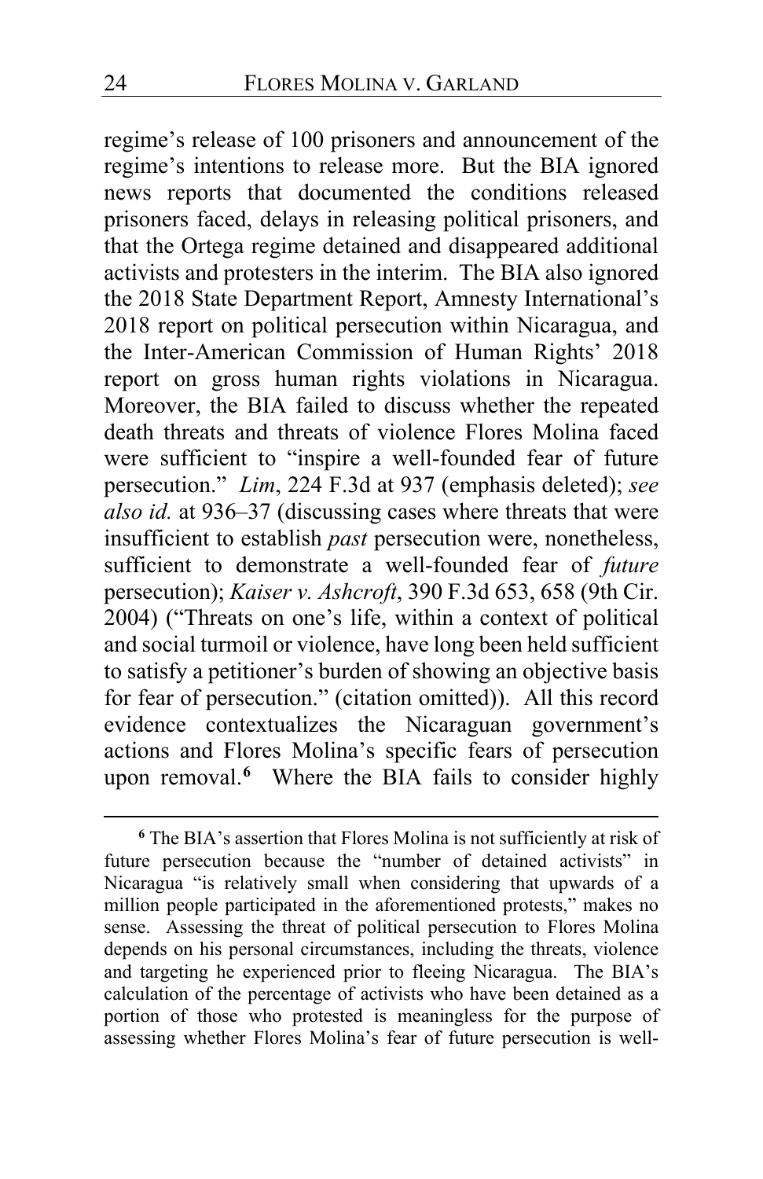regime's release of 100 prisoners and announcement of the regime's intentions to release more. But the BIA ignored news reports that documented the conditions released prisoners faced, delays in releasing political prisoners, and that the Ortega regime detained and disappeared additional activists and protesters in the interim. The BIA also ignored the 2018 State Department Report, Amnesty International's 2018 report on political persecution within Nicaragua, and the Inter-American Commission of Human Rights' 2018 report on gross human rights violations in Nicaragua. Moreover, the BIA failed to discuss whether the repeated death threats and threats of violence Flores Molina faced were sufficient to "inspire a well-founded fear of future persecution." *Lim*, 224 F.3d at 937 (emphasis deleted); *see also id.* at 936–37 (discussing cases where threats that were insufficient to establish *past* persecution were, nonetheless, sufficient to demonstrate a well-founded fear of *future* persecution); *Kaiser v. Ashcroft*, 390 F.3d 653, 658 (9th Cir. 2004) ("Threats on one's life, within a context of political and social turmoil or violence, have long been held sufficient to satisfy a petitioner's burden of showing an objective basis for fear of persecution." (citation omitted)). All this record evidence contextualizes the Nicaraguan government's actions and Flores Molina's specific fears of persecution upon removal.[6] Where the BIA fails to consider highly

[6] The BIA's assertion that Flores Molina is not sufficiently at risk of future persecution because the "number of detained activists" in Nicaragua "is relatively small when considering that upwards of a million people participated in the aforementioned protests," makes no sense. Assessing the threat of political persecution to Flores Molina depends on his personal circumstances, including the threats, violence and targeting he experienced prior to fleeing Nicaragua. The BIA's calculation of the percentage of activists who have been detained as a portion of those who protested is meaningless for the purpose of assessing whether Flores Molina's fear of future persecution is well-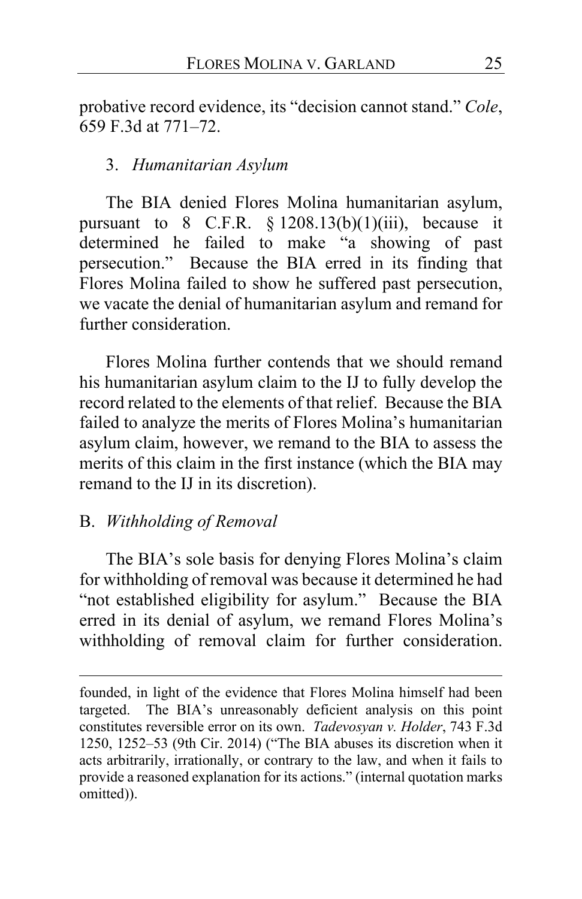probative record evidence, its "decision cannot stand." *Cole*, 659 F.3d at 771–72.

### 3. *Humanitarian Asylum*

The BIA denied Flores Molina humanitarian asylum, pursuant to 8 C.F.R. § 1208.13(b)(1)(iii), because it determined he failed to make "a showing of past persecution." Because the BIA erred in its finding that Flores Molina failed to show he suffered past persecution, we vacate the denial of humanitarian asylum and remand for further consideration.

Flores Molina further contends that we should remand his humanitarian asylum claim to the IJ to fully develop the record related to the elements of that relief. Because the BIA failed to analyze the merits of Flores Molina's humanitarian asylum claim, however, we remand to the BIA to assess the merits of this claim in the first instance (which the BIA may remand to the IJ in its discretion).

## B. *Withholding of Removal*

The BIA's sole basis for denying Flores Molina's claim for withholding of removal was because it determined he had "not established eligibility for asylum." Because the BIA erred in its denial of asylum, we remand Flores Molina's withholding of removal claim for further consideration.

---

founded, in light of the evidence that Flores Molina himself had been targeted. The BIA's unreasonably deficient analysis on this point constitutes reversible error on its own. *Tadevosyan v. Holder*, 743 F.3d 1250, 1252–53 (9th Cir. 2014) ("The BIA abuses its discretion when it acts arbitrarily, irrationally, or contrary to the law, and when it fails to provide a reasoned explanation for its actions." (internal quotation marks omitted)).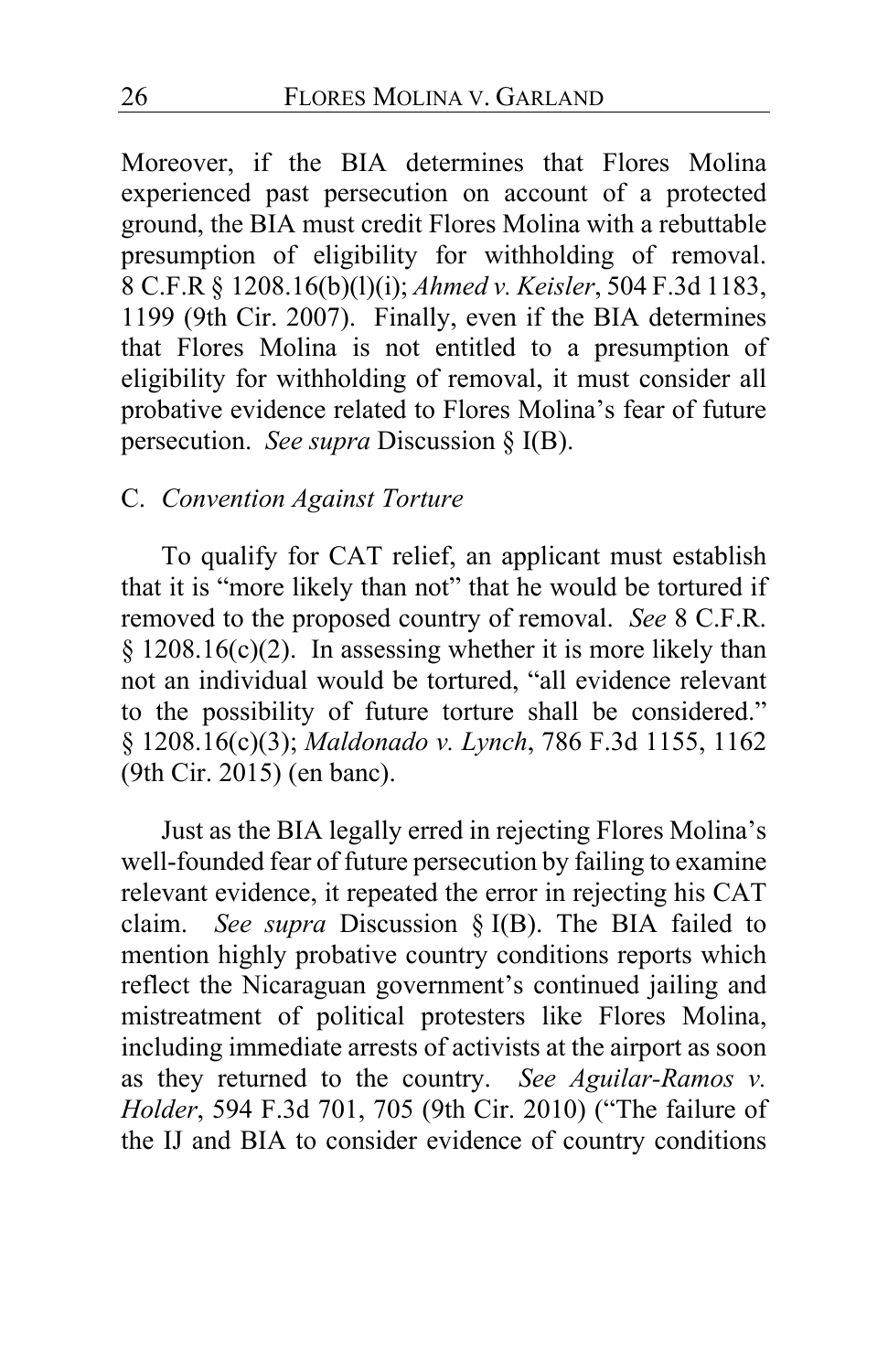Moreover, if the BIA determines that Flores Molina experienced past persecution on account of a protected ground, the BIA must credit Flores Molina with a rebuttable presumption of eligibility for withholding of removal. 8 C.F.R § 1208.16(b)(l)(i); *Ahmed v. Keisler*, 504 F.3d 1183, 1199 (9th Cir. 2007). Finally, even if the BIA determines that Flores Molina is not entitled to a presumption of eligibility for withholding of removal, it must consider all probative evidence related to Flores Molina's fear of future persecution. *See supra* Discussion § I(B).

## C. *Convention Against Torture*

To qualify for CAT relief, an applicant must establish that it is "more likely than not" that he would be tortured if removed to the proposed country of removal. *See* 8 C.F.R. § 1208.16(c)(2). In assessing whether it is more likely than not an individual would be tortured, "all evidence relevant to the possibility of future torture shall be considered." § 1208.16(c)(3); *Maldonado v. Lynch*, 786 F.3d 1155, 1162 (9th Cir. 2015) (en banc).

Just as the BIA legally erred in rejecting Flores Molina's well-founded fear of future persecution by failing to examine relevant evidence, it repeated the error in rejecting his CAT claim. *See supra* Discussion § I(B). The BIA failed to mention highly probative country conditions reports which reflect the Nicaraguan government's continued jailing and mistreatment of political protesters like Flores Molina, including immediate arrests of activists at the airport as soon as they returned to the country. *See Aguilar-Ramos v. Holder*, 594 F.3d 701, 705 (9th Cir. 2010) ("The failure of the IJ and BIA to consider evidence of country conditions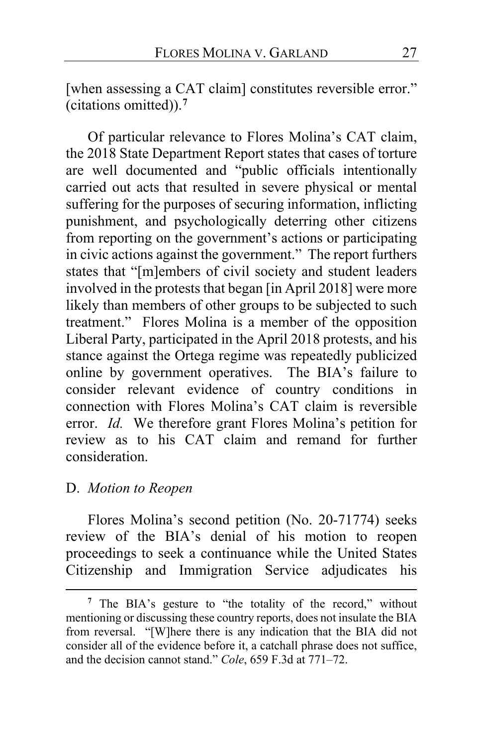[when assessing a CAT claim] constitutes reversible error." (citations omitted)).[7]

Of particular relevance to Flores Molina's CAT claim, the 2018 State Department Report states that cases of torture are well documented and "public officials intentionally carried out acts that resulted in severe physical or mental suffering for the purposes of securing information, inflicting punishment, and psychologically deterring other citizens from reporting on the government's actions or participating in civic actions against the government." The report furthers states that "[m]embers of civil society and student leaders involved in the protests that began [in April 2018] were more likely than members of other groups to be subjected to such treatment." Flores Molina is a member of the opposition Liberal Party, participated in the April 2018 protests, and his stance against the Ortega regime was repeatedly publicized online by government operatives. The BIA's failure to consider relevant evidence of country conditions in connection with Flores Molina's CAT claim is reversible error. *Id.* We therefore grant Flores Molina's petition for review as to his CAT claim and remand for further consideration.

D. *Motion to Reopen*

Flores Molina's second petition (No. 20-71774) seeks review of the BIA's denial of his motion to reopen proceedings to seek a continuance while the United States Citizenship and Immigration Service adjudicates his

[7] The BIA's gesture to "the totality of the record," without mentioning or discussing these country reports, does not insulate the BIA from reversal. "[W]here there is any indication that the BIA did not consider all of the evidence before it, a catchall phrase does not suffice, and the decision cannot stand." *Cole*, 659 F.3d at 771–72.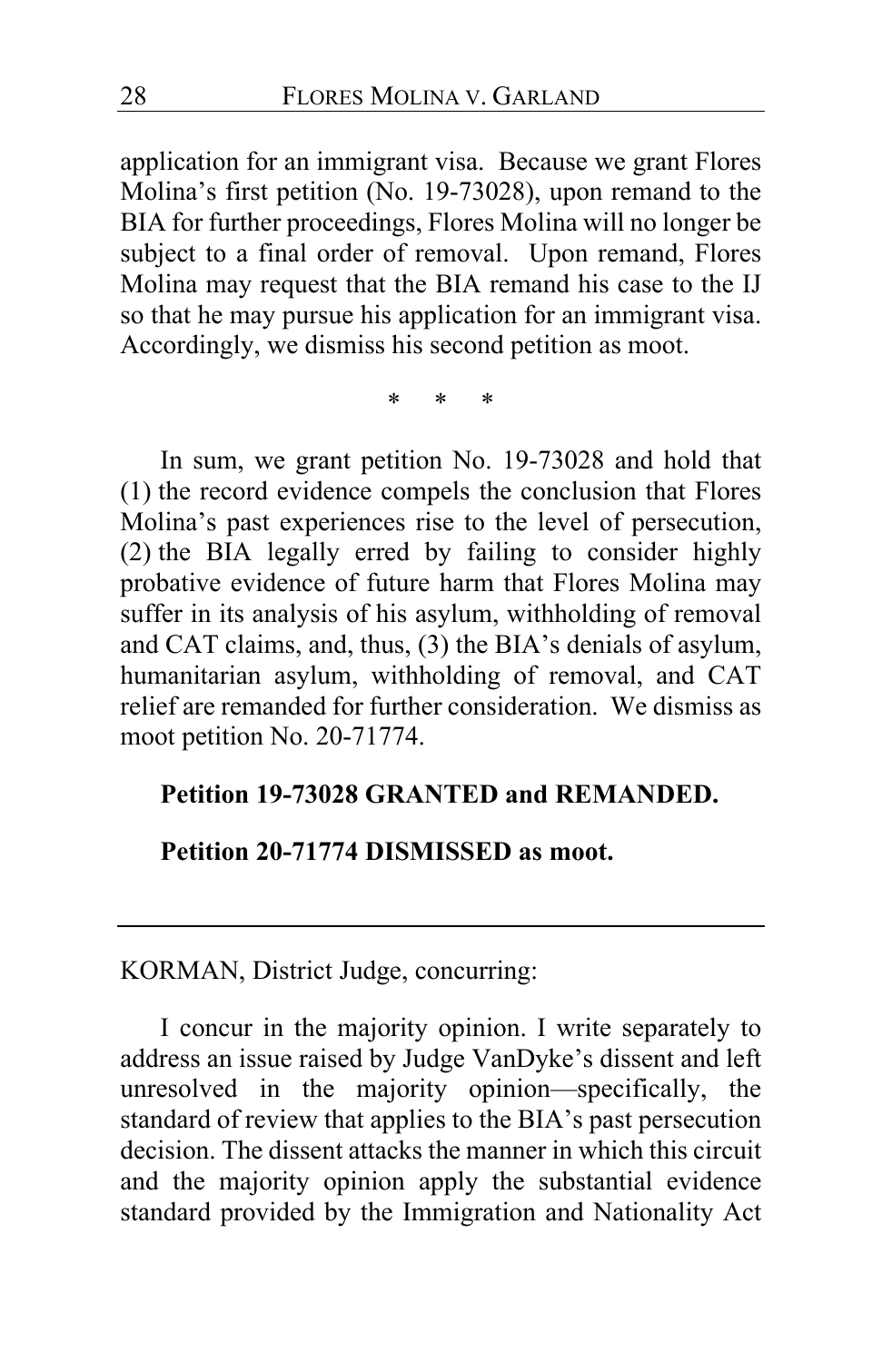application for an immigrant visa. Because we grant Flores Molina's first petition (No. 19-73028), upon remand to the BIA for further proceedings, Flores Molina will no longer be subject to a final order of removal. Upon remand, Flores Molina may request that the BIA remand his case to the IJ so that he may pursue his application for an immigrant visa. Accordingly, we dismiss his second petition as moot.

\* \* \*

In sum, we grant petition No. 19-73028 and hold that (1) the record evidence compels the conclusion that Flores Molina's past experiences rise to the level of persecution, (2) the BIA legally erred by failing to consider highly probative evidence of future harm that Flores Molina may suffer in its analysis of his asylum, withholding of removal and CAT claims, and, thus, (3) the BIA's denials of asylum, humanitarian asylum, withholding of removal, and CAT relief are remanded for further consideration. We dismiss as moot petition No. 20-71774.

**Petition 19-73028 GRANTED and REMANDED.**

**Petition 20-71774 DISMISSED as moot.**

---

KORMAN, District Judge, concurring:

I concur in the majority opinion. I write separately to address an issue raised by Judge VanDyke's dissent and left unresolved in the majority opinion—specifically, the standard of review that applies to the BIA's past persecution decision. The dissent attacks the manner in which this circuit and the majority opinion apply the substantial evidence standard provided by the Immigration and Nationality Act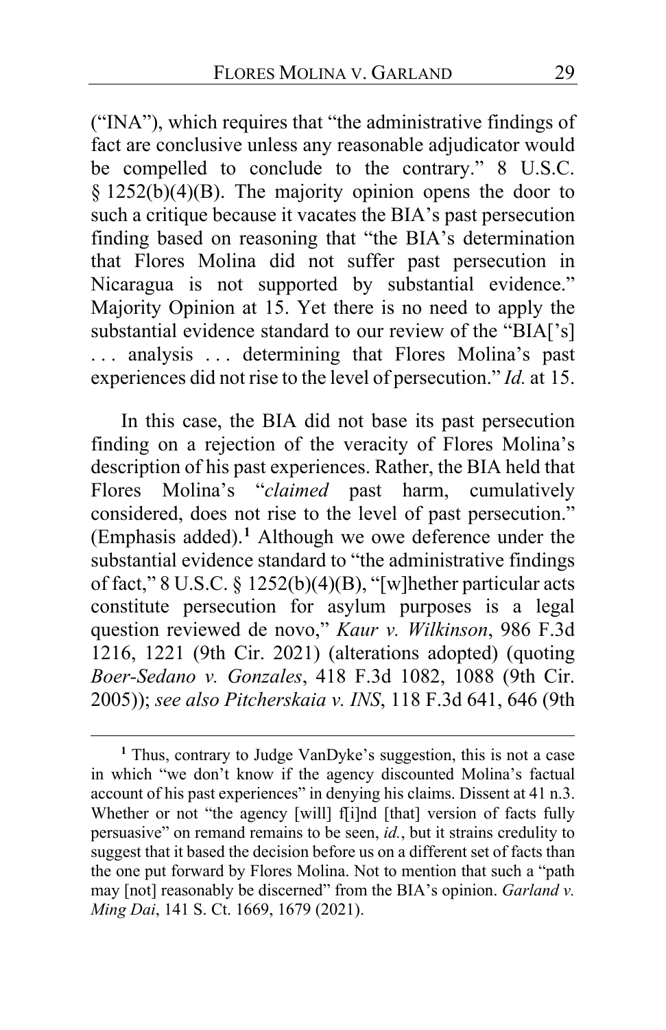("INA"), which requires that "the administrative findings of fact are conclusive unless any reasonable adjudicator would be compelled to conclude to the contrary." 8 U.S.C. § 1252(b)(4)(B). The majority opinion opens the door to such a critique because it vacates the BIA's past persecution finding based on reasoning that "the BIA's determination that Flores Molina did not suffer past persecution in Nicaragua is not supported by substantial evidence." Majority Opinion at 15. Yet there is no need to apply the substantial evidence standard to our review of the "BIA['s] . . . analysis . . . determining that Flores Molina's past experiences did not rise to the level of persecution." *Id.* at 15.

In this case, the BIA did not base its past persecution finding on a rejection of the veracity of Flores Molina's description of his past experiences. Rather, the BIA held that Flores Molina's "*claimed* past harm, cumulatively considered, does not rise to the level of past persecution." (Emphasis added).[1] Although we owe deference under the substantial evidence standard to "the administrative findings of fact," 8 U.S.C. § 1252(b)(4)(B), "[w]hether particular acts constitute persecution for asylum purposes is a legal question reviewed de novo," *Kaur v. Wilkinson*, 986 F.3d 1216, 1221 (9th Cir. 2021) (alterations adopted) (quoting *Boer-Sedano v. Gonzales*, 418 F.3d 1082, 1088 (9th Cir. 2005)); *see also Pitcherskaia v. INS*, 118 F.3d 641, 646 (9th

[1] Thus, contrary to Judge VanDyke's suggestion, this is not a case in which "we don't know if the agency discounted Molina's factual account of his past experiences" in denying his claims. Dissent at 41 n.3. Whether or not "the agency [will] f[i]nd [that] version of facts fully persuasive" on remand remains to be seen, *id.*, but it strains credulity to suggest that it based the decision before us on a different set of facts than the one put forward by Flores Molina. Not to mention that such a "path may [not] reasonably be discerned" from the BIA's opinion. *Garland v. Ming Dai*, 141 S. Ct. 1669, 1679 (2021).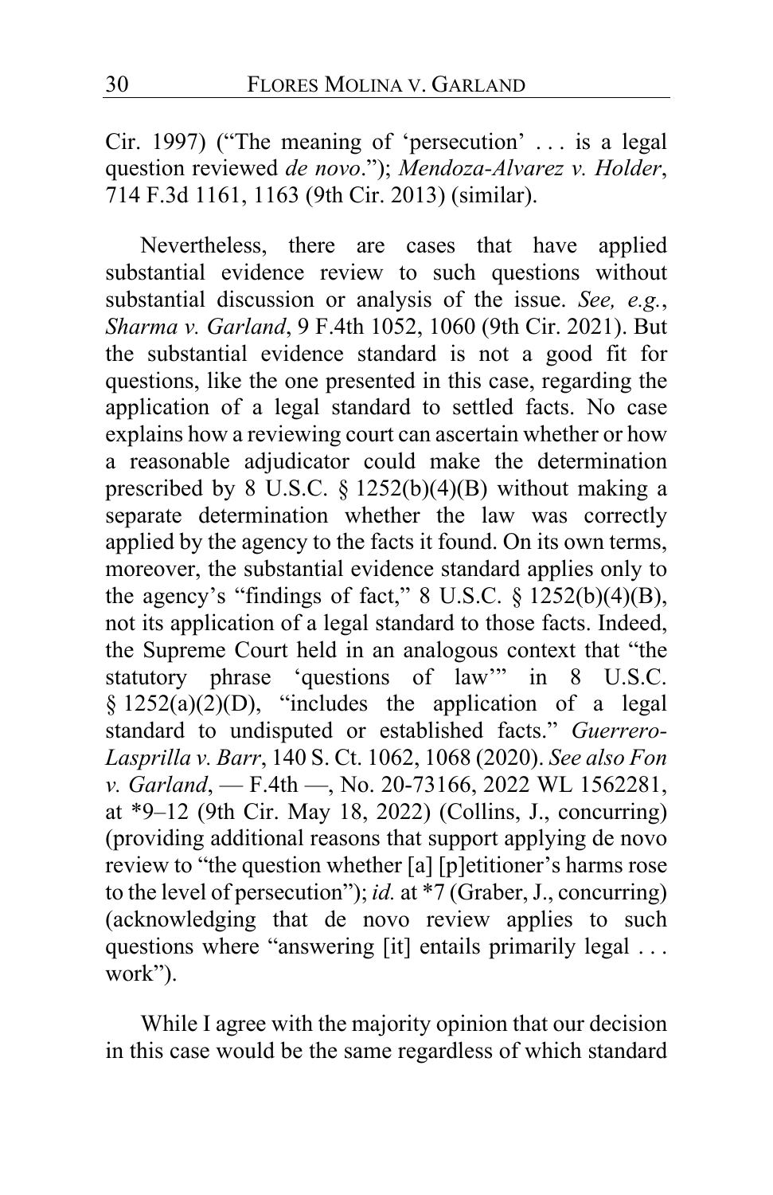Cir. 1997) ("The meaning of 'persecution' . . . is a legal question reviewed *de novo*."); *Mendoza-Alvarez v. Holder*, 714 F.3d 1161, 1163 (9th Cir. 2013) (similar).

Nevertheless, there are cases that have applied substantial evidence review to such questions without substantial discussion or analysis of the issue. *See, e.g.*, *Sharma v. Garland*, 9 F.4th 1052, 1060 (9th Cir. 2021). But the substantial evidence standard is not a good fit for questions, like the one presented in this case, regarding the application of a legal standard to settled facts. No case explains how a reviewing court can ascertain whether or how a reasonable adjudicator could make the determination prescribed by 8 U.S.C. § 1252(b)(4)(B) without making a separate determination whether the law was correctly applied by the agency to the facts it found. On its own terms, moreover, the substantial evidence standard applies only to the agency's "findings of fact," 8 U.S.C. § 1252(b)(4)(B), not its application of a legal standard to those facts. Indeed, the Supreme Court held in an analogous context that "the statutory phrase 'questions of law'" in 8 U.S.C. § 1252(a)(2)(D), "includes the application of a legal standard to undisputed or established facts." *Guerrero-Lasprilla v. Barr*, 140 S. Ct. 1062, 1068 (2020). *See also Fon v. Garland*, — F.4th —, No. 20-73166, 2022 WL 1562281, at *9–12 (9th Cir. May 18, 2022) (Collins, J., concurring) (providing additional reasons that support applying de novo review to "the question whether [a] [p]etitioner's harms rose to the level of persecution"); *id.* at *7 (Graber, J., concurring) (acknowledging that de novo review applies to such questions where "answering [it] entails primarily legal . . . work").

While I agree with the majority opinion that our decision in this case would be the same regardless of which standard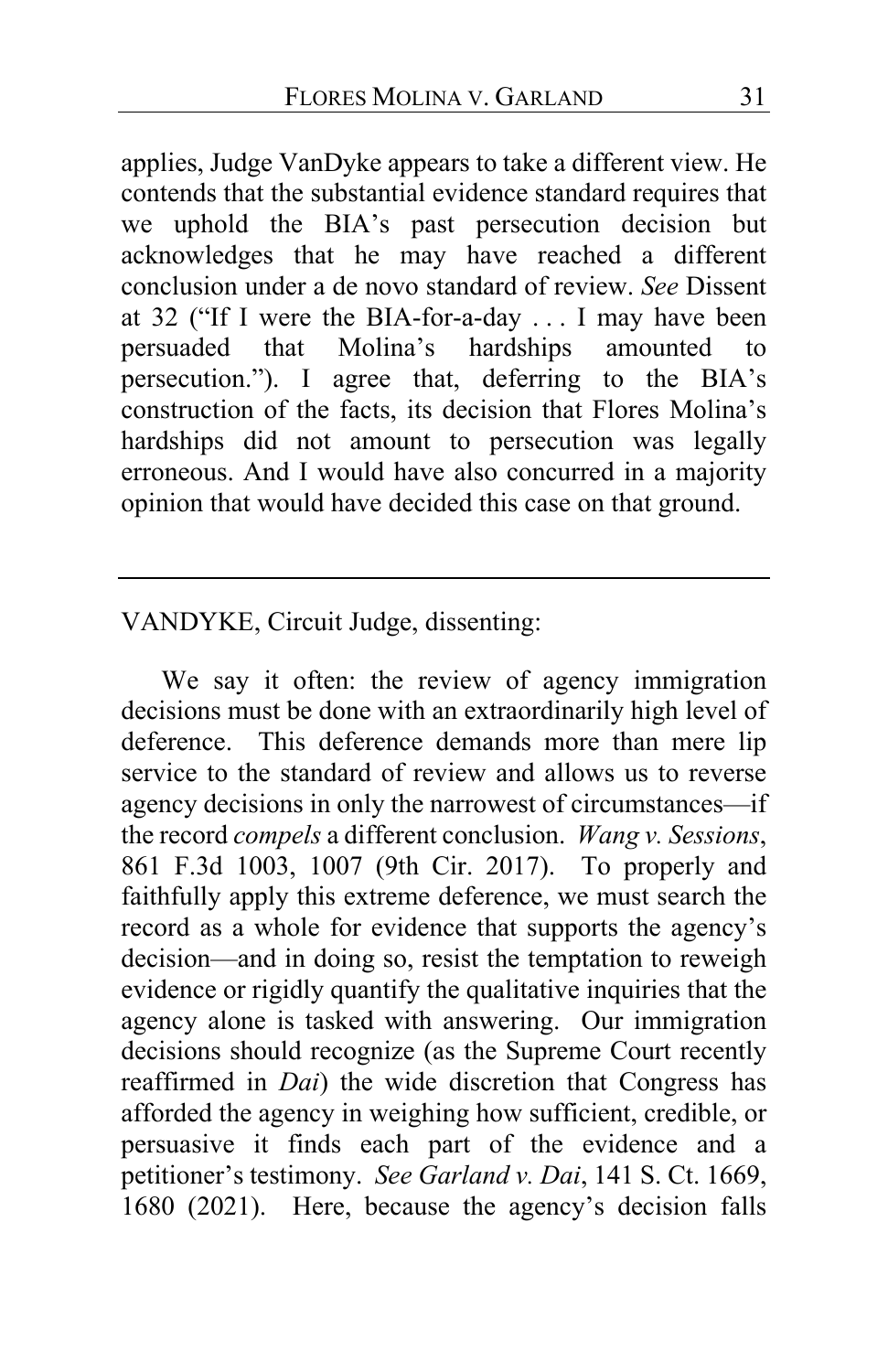applies, Judge VanDyke appears to take a different view. He contends that the substantial evidence standard requires that we uphold the BIA's past persecution decision but acknowledges that he may have reached a different conclusion under a de novo standard of review. *See* Dissent at 32 ("If I were the BIA-for-a-day . . . I may have been persuaded that Molina's hardships amounted to persecution."). I agree that, deferring to the BIA's construction of the facts, its decision that Flores Molina's hardships did not amount to persecution was legally erroneous. And I would have also concurred in a majority opinion that would have decided this case on that ground.

---

VANDYKE, Circuit Judge, dissenting:

We say it often: the review of agency immigration decisions must be done with an extraordinarily high level of deference. This deference demands more than mere lip service to the standard of review and allows us to reverse agency decisions in only the narrowest of circumstances—if the record *compels* a different conclusion. *Wang v. Sessions*, 861 F.3d 1003, 1007 (9th Cir. 2017). To properly and faithfully apply this extreme deference, we must search the record as a whole for evidence that supports the agency's decision—and in doing so, resist the temptation to reweigh evidence or rigidly quantify the qualitative inquiries that the agency alone is tasked with answering. Our immigration decisions should recognize (as the Supreme Court recently reaffirmed in *Dai*) the wide discretion that Congress has afforded the agency in weighing how sufficient, credible, or persuasive it finds each part of the evidence and a petitioner's testimony. *See Garland v. Dai*, 141 S. Ct. 1669, 1680 (2021). Here, because the agency's decision falls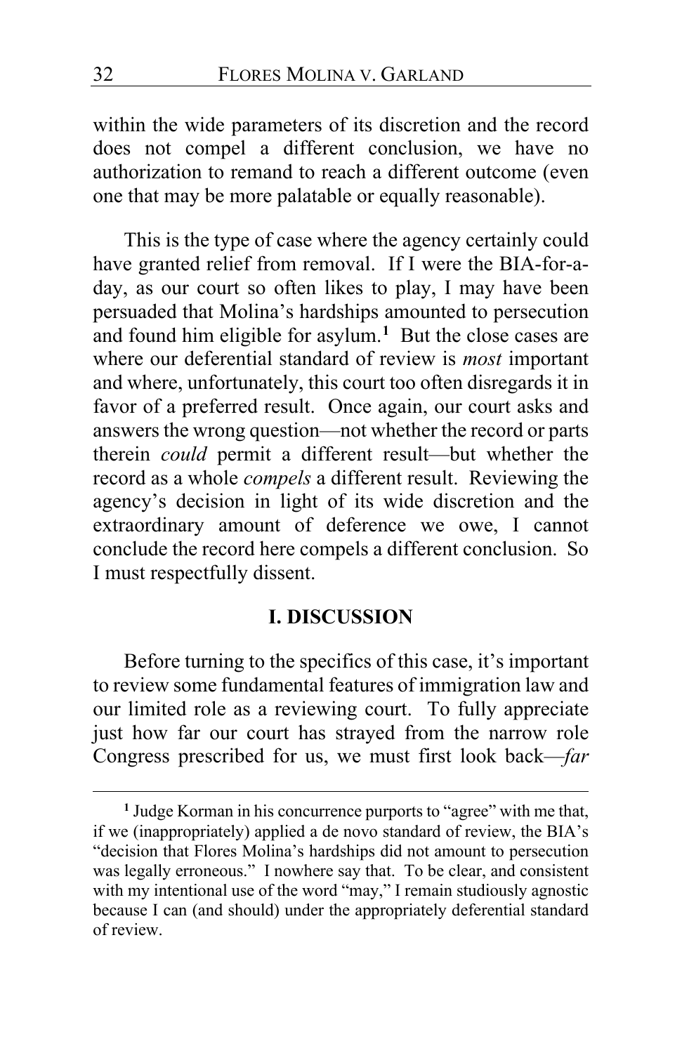within the wide parameters of its discretion and the record does not compel a different conclusion, we have no authorization to remand to reach a different outcome (even one that may be more palatable or equally reasonable).

This is the type of case where the agency certainly could have granted relief from removal. If I were the BIA-for-a-day, as our court so often likes to play, I may have been persuaded that Molina's hardships amounted to persecution and found him eligible for asylum.[1] But the close cases are where our deferential standard of review is *most* important and where, unfortunately, this court too often disregards it in favor of a preferred result. Once again, our court asks and answers the wrong question—not whether the record or parts therein *could* permit a different result—but whether the record as a whole *compels* a different result. Reviewing the agency's decision in light of its wide discretion and the extraordinary amount of deference we owe, I cannot conclude the record here compels a different conclusion. So I must respectfully dissent.

## I. DISCUSSION

Before turning to the specifics of this case, it's important to review some fundamental features of immigration law and our limited role as a reviewing court. To fully appreciate just how far our court has strayed from the narrow role Congress prescribed for us, we must first look back—*far*

---

[1] Judge Korman in his concurrence purports to "agree" with me that, if we (inappropriately) applied a de novo standard of review, the BIA's "decision that Flores Molina's hardships did not amount to persecution was legally erroneous." I nowhere say that. To be clear, and consistent with my intentional use of the word "may," I remain studiously agnostic because I can (and should) under the appropriately deferential standard of review.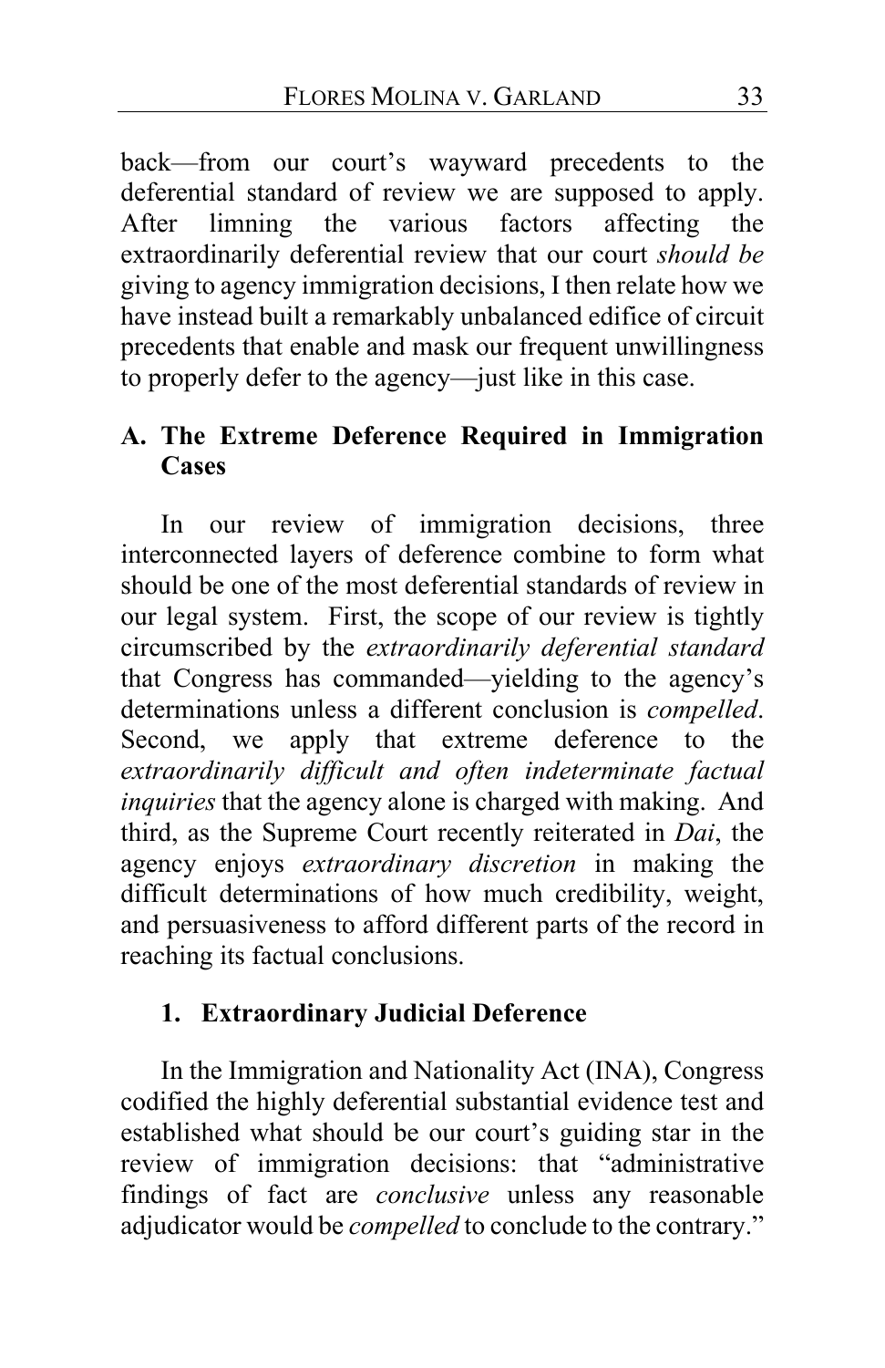back—from our court's wayward precedents to the deferential standard of review we are supposed to apply. After limning the various factors affecting the extraordinarily deferential review that our court *should be* giving to agency immigration decisions, I then relate how we have instead built a remarkably unbalanced edifice of circuit precedents that enable and mask our frequent unwillingness to properly defer to the agency—just like in this case.

## A. The Extreme Deference Required in Immigration Cases

In our review of immigration decisions, three interconnected layers of deference combine to form what should be one of the most deferential standards of review in our legal system. First, the scope of our review is tightly circumscribed by the *extraordinarily deferential standard* that Congress has commanded—yielding to the agency's determinations unless a different conclusion is *compelled*. Second, we apply that extreme deference to the *extraordinarily difficult and often indeterminate factual inquiries* that the agency alone is charged with making. And third, as the Supreme Court recently reiterated in *Dai*, the agency enjoys *extraordinary discretion* in making the difficult determinations of how much credibility, weight, and persuasiveness to afford different parts of the record in reaching its factual conclusions.

### 1. Extraordinary Judicial Deference

In the Immigration and Nationality Act (INA), Congress codified the highly deferential substantial evidence test and established what should be our court's guiding star in the review of immigration decisions: that "administrative findings of fact are *conclusive* unless any reasonable adjudicator would be *compelled* to conclude to the contrary."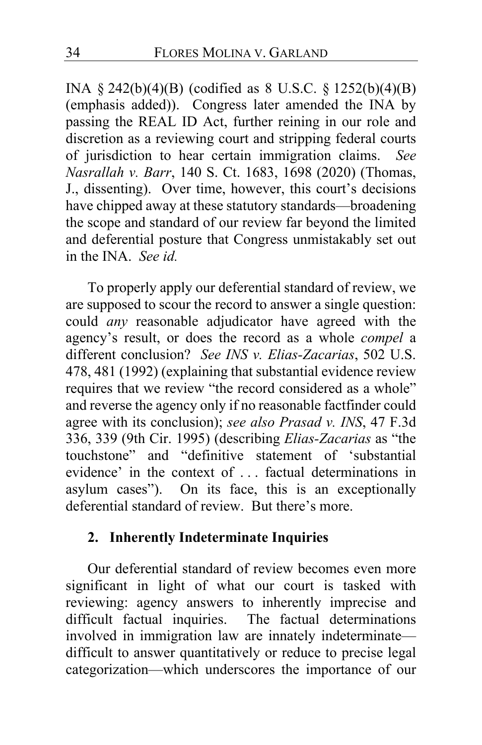INA § 242(b)(4)(B) (codified as 8 U.S.C. § 1252(b)(4)(B) (emphasis added)). Congress later amended the INA by passing the REAL ID Act, further reining in our role and discretion as a reviewing court and stripping federal courts of jurisdiction to hear certain immigration claims. *See Nasrallah v. Barr*, 140 S. Ct. 1683, 1698 (2020) (Thomas, J., dissenting). Over time, however, this court's decisions have chipped away at these statutory standards—broadening the scope and standard of our review far beyond the limited and deferential posture that Congress unmistakably set out in the INA. *See id.*

To properly apply our deferential standard of review, we are supposed to scour the record to answer a single question: could *any* reasonable adjudicator have agreed with the agency's result, or does the record as a whole *compel* a different conclusion? *See INS v. Elias-Zacarias*, 502 U.S. 478, 481 (1992) (explaining that substantial evidence review requires that we review "the record considered as a whole" and reverse the agency only if no reasonable factfinder could agree with its conclusion); *see also Prasad v. INS*, 47 F.3d 336, 339 (9th Cir. 1995) (describing *Elias-Zacarias* as "the touchstone" and "definitive statement of 'substantial evidence' in the context of . . . factual determinations in asylum cases"). On its face, this is an exceptionally deferential standard of review. But there's more.

### 2. Inherently Indeterminate Inquiries

Our deferential standard of review becomes even more significant in light of what our court is tasked with reviewing: agency answers to inherently imprecise and difficult factual inquiries. The factual determinations involved in immigration law are innately indeterminate—difficult to answer quantitatively or reduce to precise legal categorization—which underscores the importance of our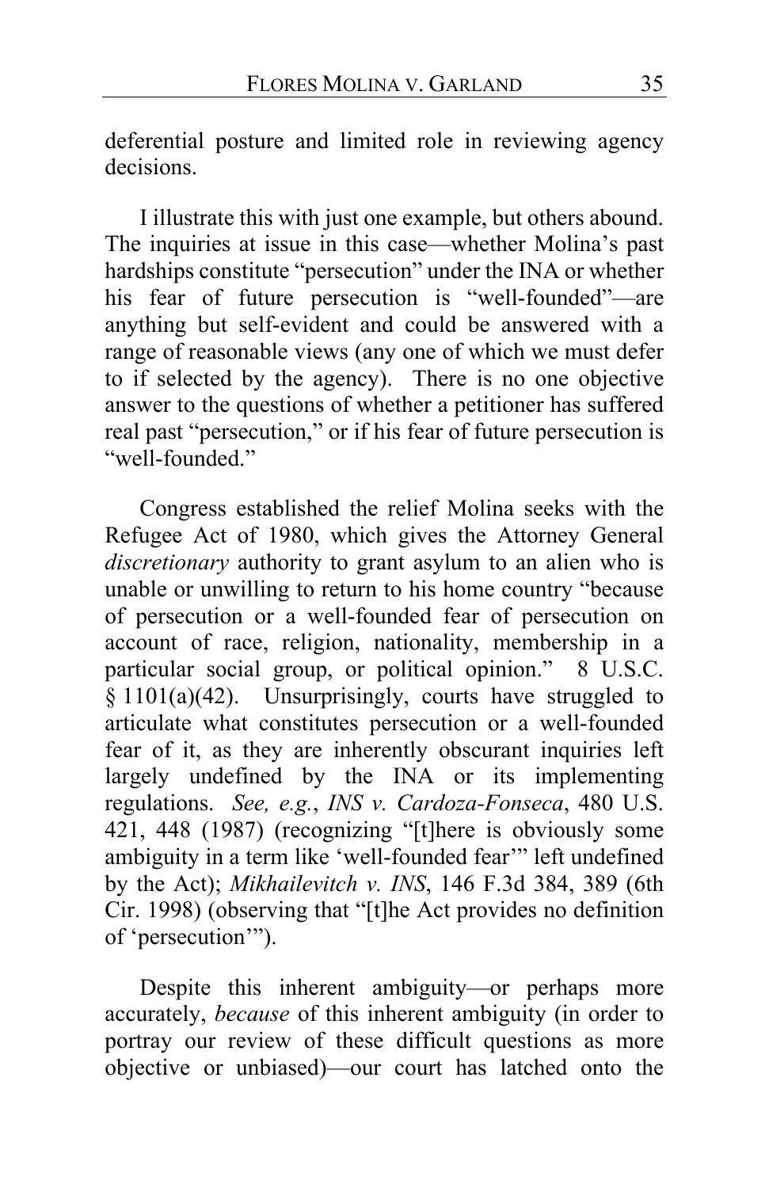deferential posture and limited role in reviewing agency decisions.

I illustrate this with just one example, but others abound. The inquiries at issue in this case—whether Molina's past hardships constitute "persecution" under the INA or whether his fear of future persecution is "well-founded"—are anything but self-evident and could be answered with a range of reasonable views (any one of which we must defer to if selected by the agency). There is no one objective answer to the questions of whether a petitioner has suffered real past "persecution," or if his fear of future persecution is "well-founded."

Congress established the relief Molina seeks with the Refugee Act of 1980, which gives the Attorney General *discretionary* authority to grant asylum to an alien who is unable or unwilling to return to his home country "because of persecution or a well-founded fear of persecution on account of race, religion, nationality, membership in a particular social group, or political opinion." 8 U.S.C. § 1101(a)(42). Unsurprisingly, courts have struggled to articulate what constitutes persecution or a well-founded fear of it, as they are inherently obscurant inquiries left largely undefined by the INA or its implementing regulations. *See, e.g.*, *INS v. Cardoza-Fonseca*, 480 U.S. 421, 448 (1987) (recognizing "[t]here is obviously some ambiguity in a term like 'well-founded fear'" left undefined by the Act); *Mikhailevitch v. INS*, 146 F.3d 384, 389 (6th Cir. 1998) (observing that "[t]he Act provides no definition of 'persecution'").

Despite this inherent ambiguity—or perhaps more accurately, *because* of this inherent ambiguity (in order to portray our review of these difficult questions as more objective or unbiased)—our court has latched onto the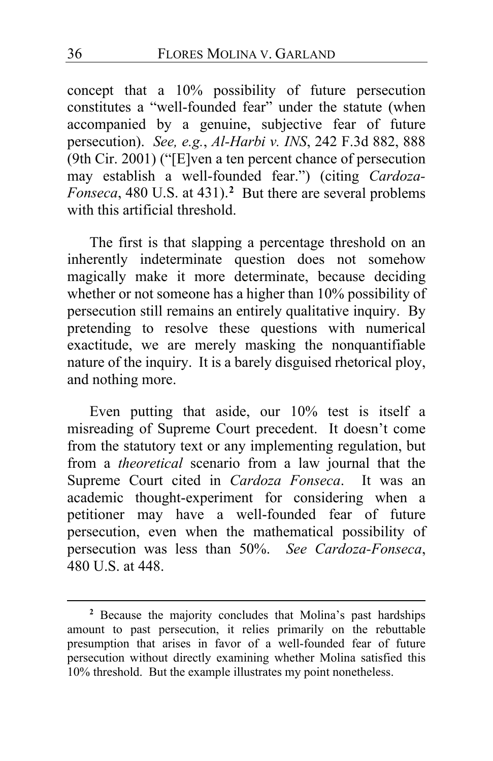concept that a 10% possibility of future persecution constitutes a "well-founded fear" under the statute (when accompanied by a genuine, subjective fear of future persecution). *See, e.g.*, *Al-Harbi v. INS*, 242 F.3d 882, 888 (9th Cir. 2001) ("[E]ven a ten percent chance of persecution may establish a well-founded fear.") (citing *Cardoza-Fonseca*, 480 U.S. at 431).[2] But there are several problems with this artificial threshold.

The first is that slapping a percentage threshold on an inherently indeterminate question does not somehow magically make it more determinate, because deciding whether or not someone has a higher than 10% possibility of persecution still remains an entirely qualitative inquiry. By pretending to resolve these questions with numerical exactitude, we are merely masking the nonquantifiable nature of the inquiry. It is a barely disguised rhetorical ploy, and nothing more.

Even putting that aside, our 10% test is itself a misreading of Supreme Court precedent. It doesn't come from the statutory text or any implementing regulation, but from a *theoretical* scenario from a law journal that the Supreme Court cited in *Cardoza Fonseca*. It was an academic thought-experiment for considering when a petitioner may have a well-founded fear of future persecution, even when the mathematical possibility of persecution was less than 50%. *See Cardoza-Fonseca*, 480 U.S. at 448.

---

[2] Because the majority concludes that Molina's past hardships amount to past persecution, it relies primarily on the rebuttable presumption that arises in favor of a well-founded fear of future persecution without directly examining whether Molina satisfied this 10% threshold. But the example illustrates my point nonetheless.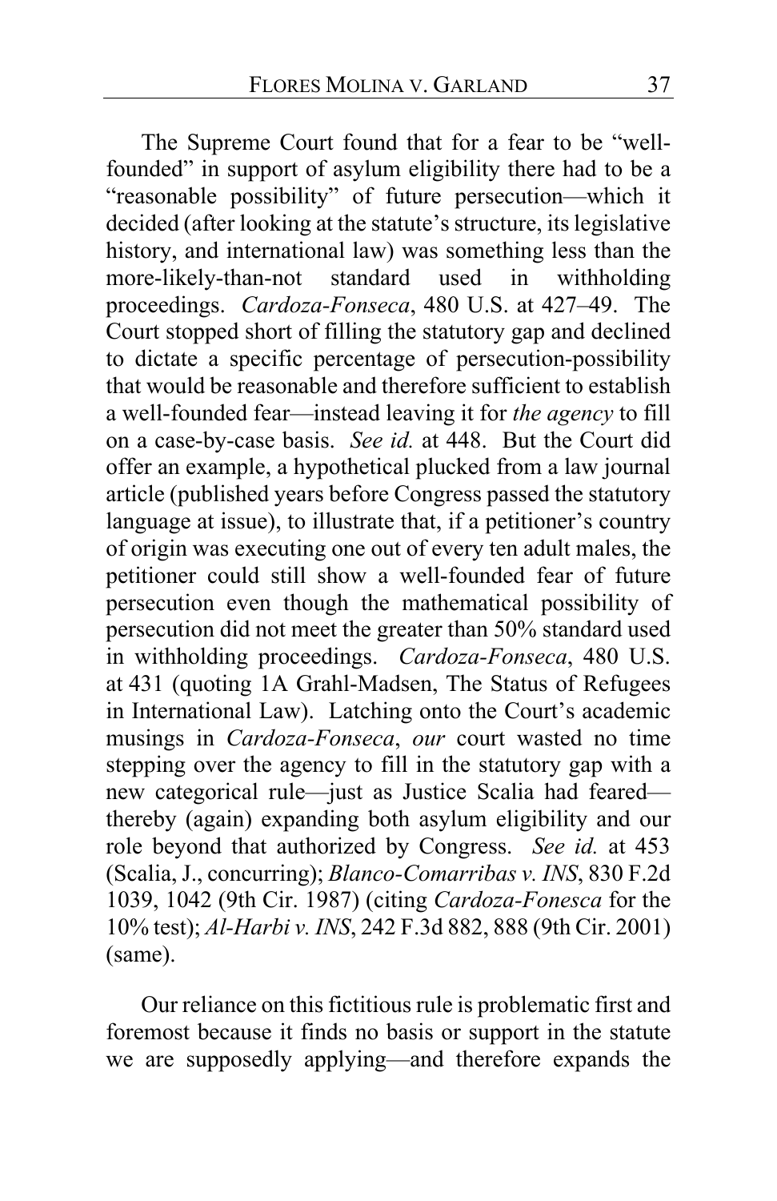The Supreme Court found that for a fear to be "well-founded" in support of asylum eligibility there had to be a "reasonable possibility" of future persecution—which it decided (after looking at the statute's structure, its legislative history, and international law) was something less than the more-likely-than-not standard used in withholding proceedings. *Cardoza-Fonseca*, 480 U.S. at 427–49. The Court stopped short of filling the statutory gap and declined to dictate a specific percentage of persecution-possibility that would be reasonable and therefore sufficient to establish a well-founded fear—instead leaving it for *the agency* to fill on a case-by-case basis. *See id.* at 448. But the Court did offer an example, a hypothetical plucked from a law journal article (published years before Congress passed the statutory language at issue), to illustrate that, if a petitioner's country of origin was executing one out of every ten adult males, the petitioner could still show a well-founded fear of future persecution even though the mathematical possibility of persecution did not meet the greater than 50% standard used in withholding proceedings. *Cardoza-Fonseca*, 480 U.S. at 431 (quoting 1A Grahl-Madsen, The Status of Refugees in International Law). Latching onto the Court's academic musings in *Cardoza-Fonseca*, *our* court wasted no time stepping over the agency to fill in the statutory gap with a new categorical rule—just as Justice Scalia had feared—thereby (again) expanding both asylum eligibility and our role beyond that authorized by Congress. *See id.* at 453 (Scalia, J., concurring); *Blanco-Comarribas v. INS*, 830 F.2d 1039, 1042 (9th Cir. 1987) (citing *Cardoza-Fonesca* for the 10% test); *Al-Harbi v. INS*, 242 F.3d 882, 888 (9th Cir. 2001) (same).

Our reliance on this fictitious rule is problematic first and foremost because it finds no basis or support in the statute we are supposedly applying—and therefore expands the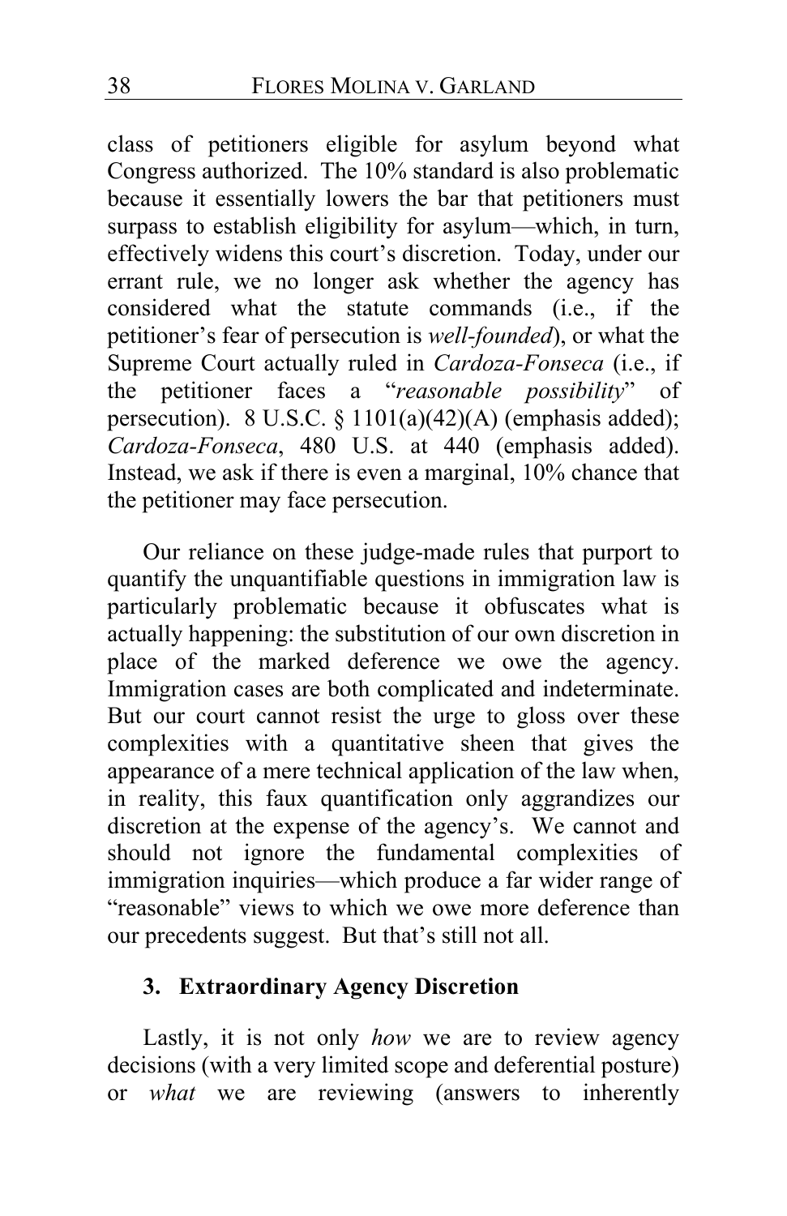class of petitioners eligible for asylum beyond what Congress authorized. The 10% standard is also problematic because it essentially lowers the bar that petitioners must surpass to establish eligibility for asylum—which, in turn, effectively widens this court's discretion. Today, under our errant rule, we no longer ask whether the agency has considered what the statute commands (i.e., if the petitioner's fear of persecution is *well-founded*), or what the Supreme Court actually ruled in *Cardoza-Fonseca* (i.e., if the petitioner faces a "*reasonable possibility*" of persecution). 8 U.S.C. § 1101(a)(42)(A) (emphasis added); *Cardoza-Fonseca*, 480 U.S. at 440 (emphasis added). Instead, we ask if there is even a marginal, 10% chance that the petitioner may face persecution.

Our reliance on these judge-made rules that purport to quantify the unquantifiable questions in immigration law is particularly problematic because it obfuscates what is actually happening: the substitution of our own discretion in place of the marked deference we owe the agency. Immigration cases are both complicated and indeterminate. But our court cannot resist the urge to gloss over these complexities with a quantitative sheen that gives the appearance of a mere technical application of the law when, in reality, this faux quantification only aggrandizes our discretion at the expense of the agency's. We cannot and should not ignore the fundamental complexities of immigration inquiries—which produce a far wider range of "reasonable" views to which we owe more deference than our precedents suggest. But that's still not all.

### 3. Extraordinary Agency Discretion

Lastly, it is not only *how* we are to review agency decisions (with a very limited scope and deferential posture) or *what* we are reviewing (answers to inherently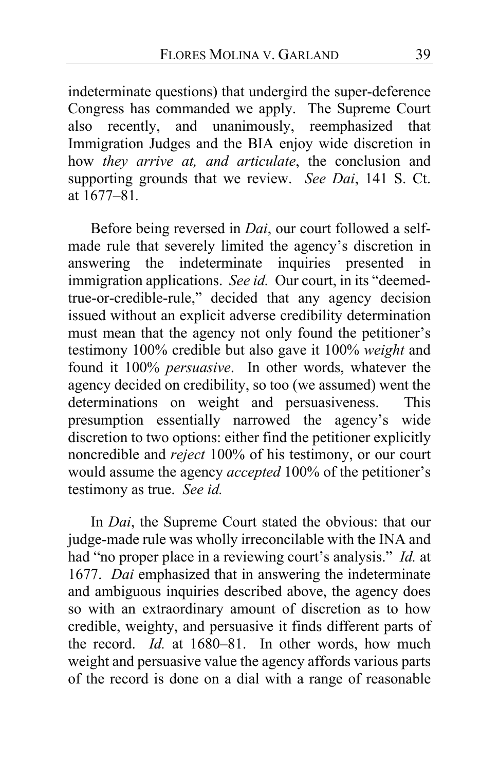indeterminate questions) that undergird the super-deference Congress has commanded we apply. The Supreme Court also recently, and unanimously, reemphasized that Immigration Judges and the BIA enjoy wide discretion in how *they arrive at, and articulate*, the conclusion and supporting grounds that we review. *See Dai*, 141 S. Ct. at 1677–81.

Before being reversed in *Dai*, our court followed a self-made rule that severely limited the agency's discretion in answering the indeterminate inquiries presented in immigration applications. *See id.* Our court, in its "deemed-true-or-credible-rule," decided that any agency decision issued without an explicit adverse credibility determination must mean that the agency not only found the petitioner's testimony 100% credible but also gave it 100% *weight* and found it 100% *persuasive*. In other words, whatever the agency decided on credibility, so too (we assumed) went the determinations on weight and persuasiveness. This presumption essentially narrowed the agency's wide discretion to two options: either find the petitioner explicitly noncredible and *reject* 100% of his testimony, or our court would assume the agency *accepted* 100% of the petitioner's testimony as true. *See id.*

In *Dai*, the Supreme Court stated the obvious: that our judge-made rule was wholly irreconcilable with the INA and had "no proper place in a reviewing court's analysis." *Id.* at 1677. *Dai* emphasized that in answering the indeterminate and ambiguous inquiries described above, the agency does so with an extraordinary amount of discretion as to how credible, weighty, and persuasive it finds different parts of the record. *Id.* at 1680–81. In other words, how much weight and persuasive value the agency affords various parts of the record is done on a dial with a range of reasonable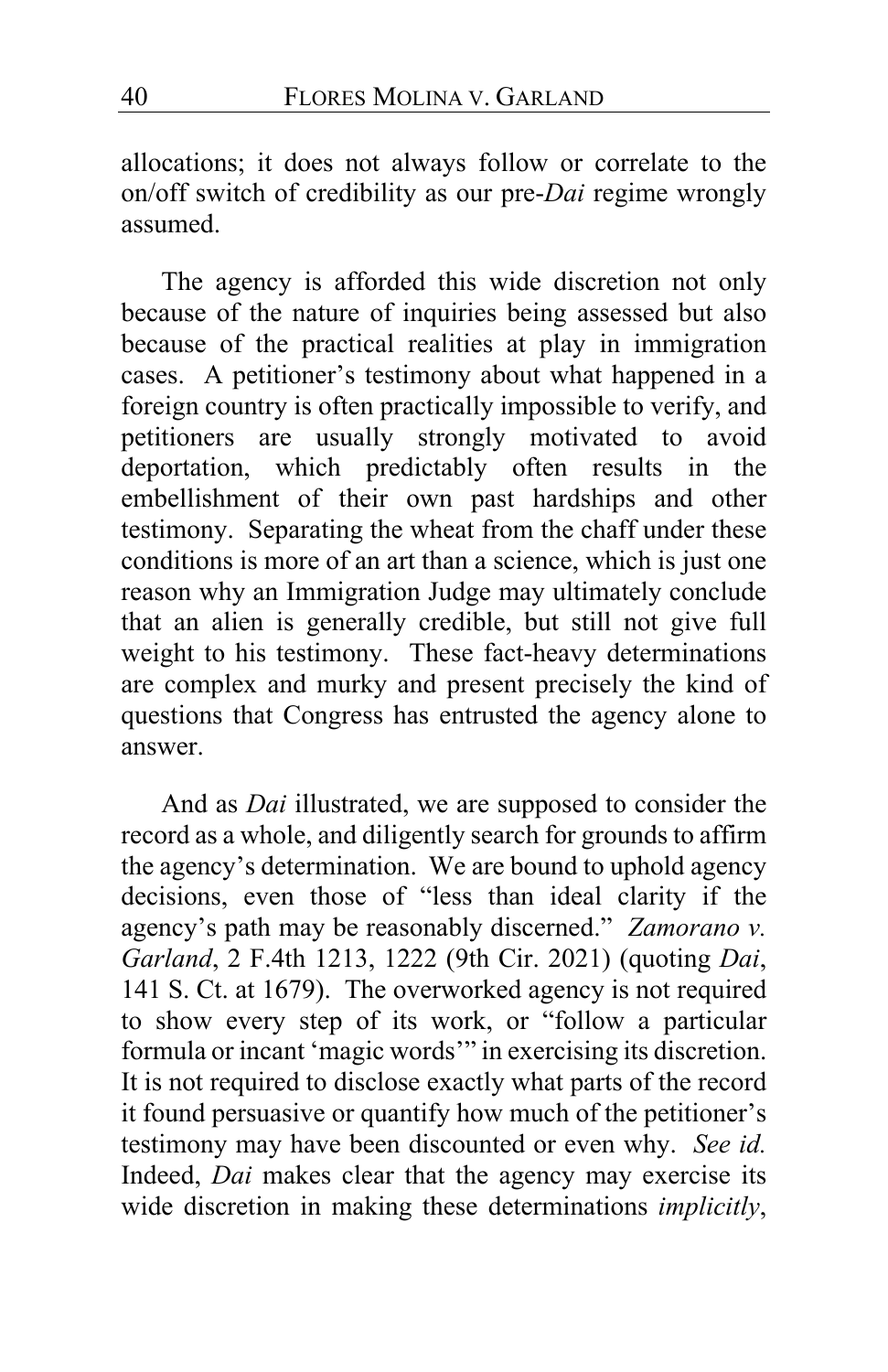allocations; it does not always follow or correlate to the on/off switch of credibility as our pre-*Dai* regime wrongly assumed.

The agency is afforded this wide discretion not only because of the nature of inquiries being assessed but also because of the practical realities at play in immigration cases. A petitioner's testimony about what happened in a foreign country is often practically impossible to verify, and petitioners are usually strongly motivated to avoid deportation, which predictably often results in the embellishment of their own past hardships and other testimony. Separating the wheat from the chaff under these conditions is more of an art than a science, which is just one reason why an Immigration Judge may ultimately conclude that an alien is generally credible, but still not give full weight to his testimony. These fact-heavy determinations are complex and murky and present precisely the kind of questions that Congress has entrusted the agency alone to answer.

And as *Dai* illustrated, we are supposed to consider the record as a whole, and diligently search for grounds to affirm the agency's determination. We are bound to uphold agency decisions, even those of "less than ideal clarity if the agency's path may be reasonably discerned." *Zamorano v. Garland*, 2 F.4th 1213, 1222 (9th Cir. 2021) (quoting *Dai*, 141 S. Ct. at 1679). The overworked agency is not required to show every step of its work, or "follow a particular formula or incant 'magic words'" in exercising its discretion. It is not required to disclose exactly what parts of the record it found persuasive or quantify how much of the petitioner's testimony may have been discounted or even why. *See id.* Indeed, *Dai* makes clear that the agency may exercise its wide discretion in making these determinations *implicitly*,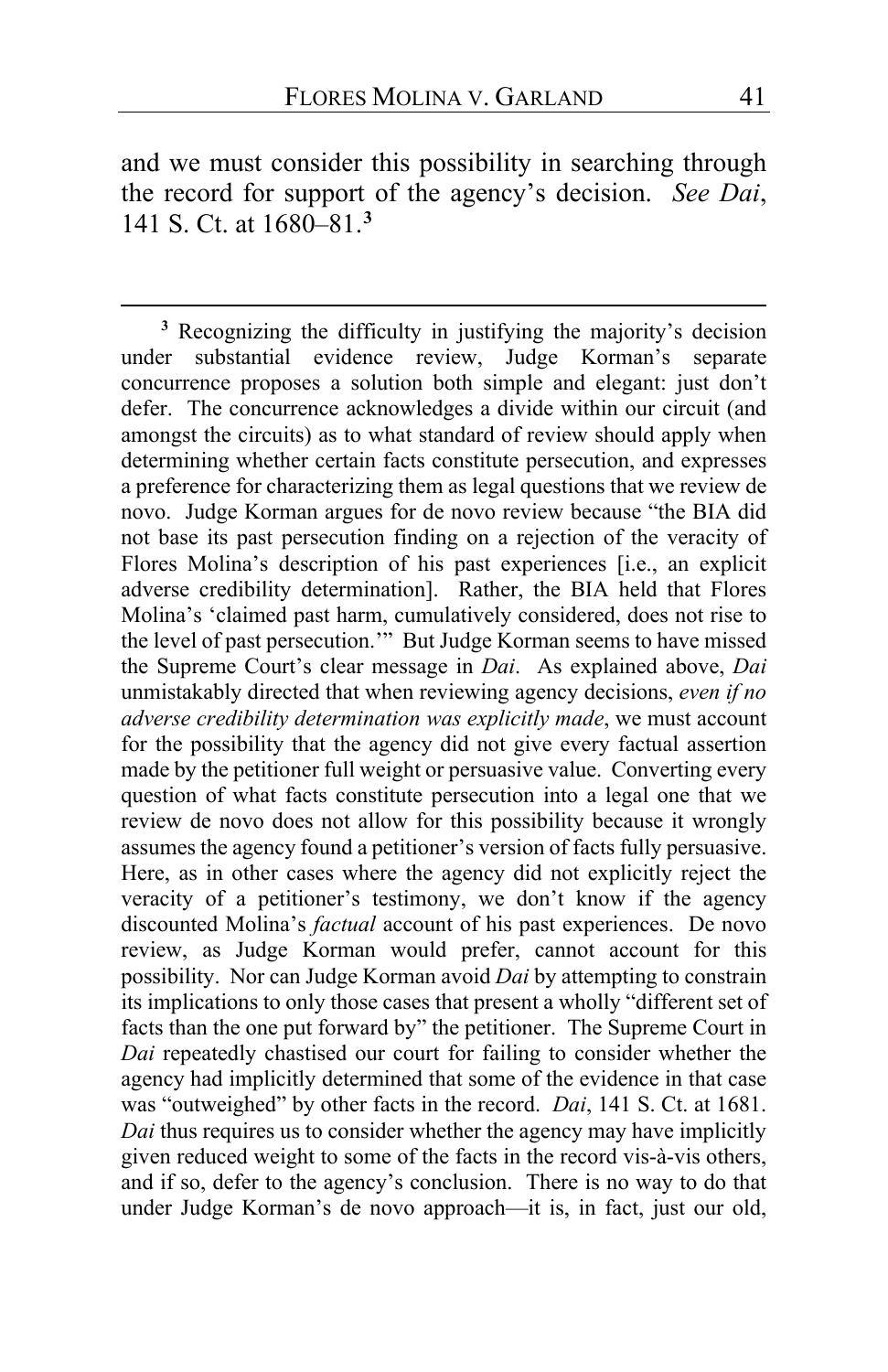and we must consider this possibility in searching through the record for support of the agency's decision. *See Dai*, 141 S. Ct. at 1680–81.[3]

---

[3] Recognizing the difficulty in justifying the majority's decision under substantial evidence review, Judge Korman's separate concurrence proposes a solution both simple and elegant: just don't defer. The concurrence acknowledges a divide within our circuit (and amongst the circuits) as to what standard of review should apply when determining whether certain facts constitute persecution, and expresses a preference for characterizing them as legal questions that we review de novo. Judge Korman argues for de novo review because "the BIA did not base its past persecution finding on a rejection of the veracity of Flores Molina's description of his past experiences [i.e., an explicit adverse credibility determination]. Rather, the BIA held that Flores Molina's 'claimed past harm, cumulatively considered, does not rise to the level of past persecution.'" But Judge Korman seems to have missed the Supreme Court's clear message in *Dai*. As explained above, *Dai* unmistakably directed that when reviewing agency decisions, *even if no adverse credibility determination was explicitly made*, we must account for the possibility that the agency did not give every factual assertion made by the petitioner full weight or persuasive value. Converting every question of what facts constitute persecution into a legal one that we review de novo does not allow for this possibility because it wrongly assumes the agency found a petitioner's version of facts fully persuasive. Here, as in other cases where the agency did not explicitly reject the veracity of a petitioner's testimony, we don't know if the agency discounted Molina's *factual* account of his past experiences. De novo review, as Judge Korman would prefer, cannot account for this possibility. Nor can Judge Korman avoid *Dai* by attempting to constrain its implications to only those cases that present a wholly "different set of facts than the one put forward by" the petitioner. The Supreme Court in *Dai* repeatedly chastised our court for failing to consider whether the agency had implicitly determined that some of the evidence in that case was "outweighed" by other facts in the record. *Dai*, 141 S. Ct. at 1681. *Dai* thus requires us to consider whether the agency may have implicitly given reduced weight to some of the facts in the record vis-à-vis others, and if so, defer to the agency's conclusion. There is no way to do that under Judge Korman's de novo approach—it is, in fact, just our old,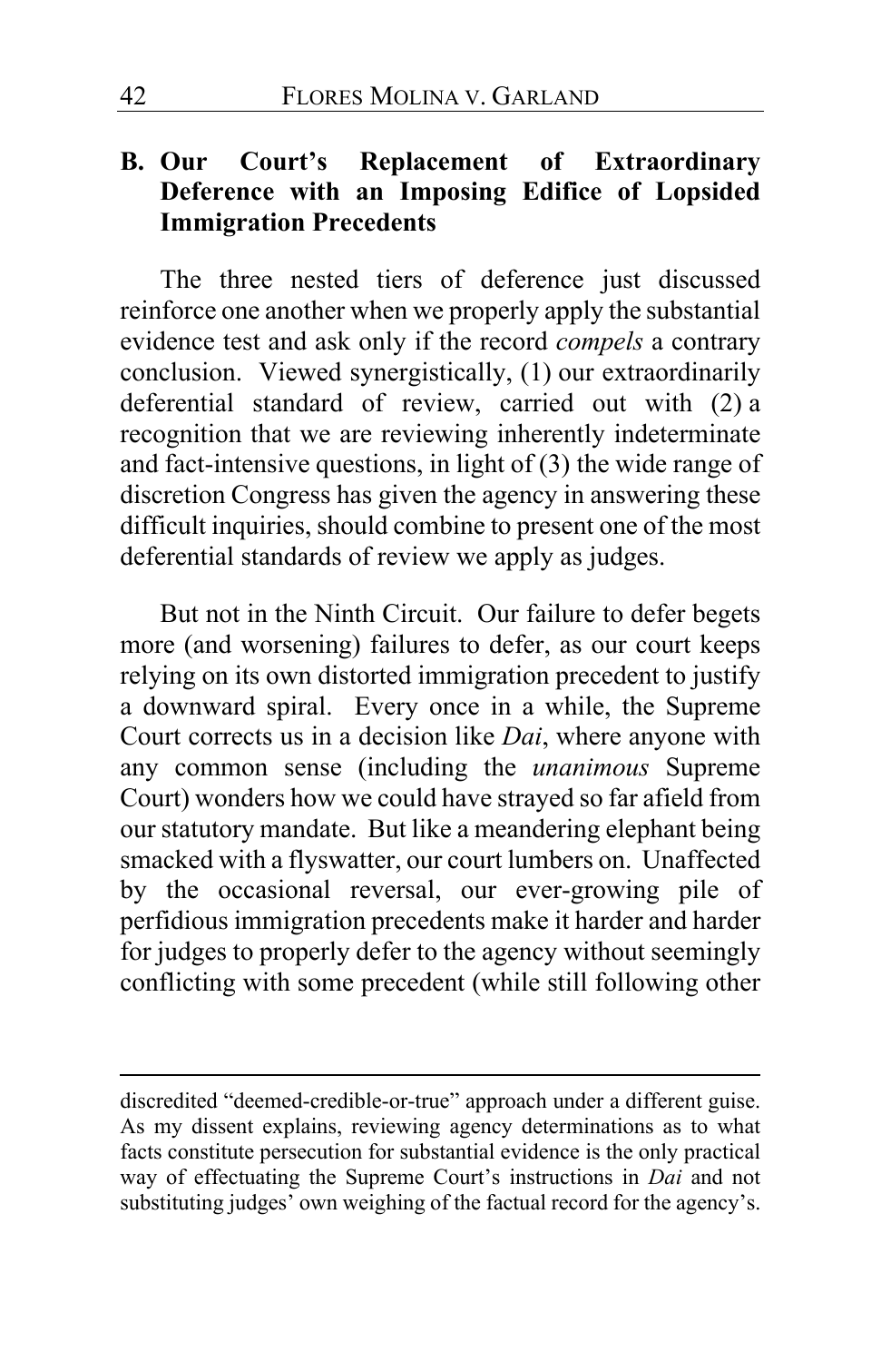### B. Our Court's Replacement of Extraordinary Deference with an Imposing Edifice of Lopsided Immigration Precedents

The three nested tiers of deference just discussed reinforce one another when we properly apply the substantial evidence test and ask only if the record *compels* a contrary conclusion. Viewed synergistically, (1) our extraordinarily deferential standard of review, carried out with (2) a recognition that we are reviewing inherently indeterminate and fact-intensive questions, in light of (3) the wide range of discretion Congress has given the agency in answering these difficult inquiries, should combine to present one of the most deferential standards of review we apply as judges.

But not in the Ninth Circuit. Our failure to defer begets more (and worsening) failures to defer, as our court keeps relying on its own distorted immigration precedent to justify a downward spiral. Every once in a while, the Supreme Court corrects us in a decision like *Dai*, where anyone with any common sense (including the *unanimous* Supreme Court) wonders how we could have strayed so far afield from our statutory mandate. But like a meandering elephant being smacked with a flyswatter, our court lumbers on. Unaffected by the occasional reversal, our ever-growing pile of perfidious immigration precedents make it harder and harder for judges to properly defer to the agency without seemingly conflicting with some precedent (while still following other

discredited "deemed-credible-or-true" approach under a different guise. As my dissent explains, reviewing agency determinations as to what facts constitute persecution for substantial evidence is the only practical way of effectuating the Supreme Court's instructions in *Dai* and not substituting judges' own weighing of the factual record for the agency's.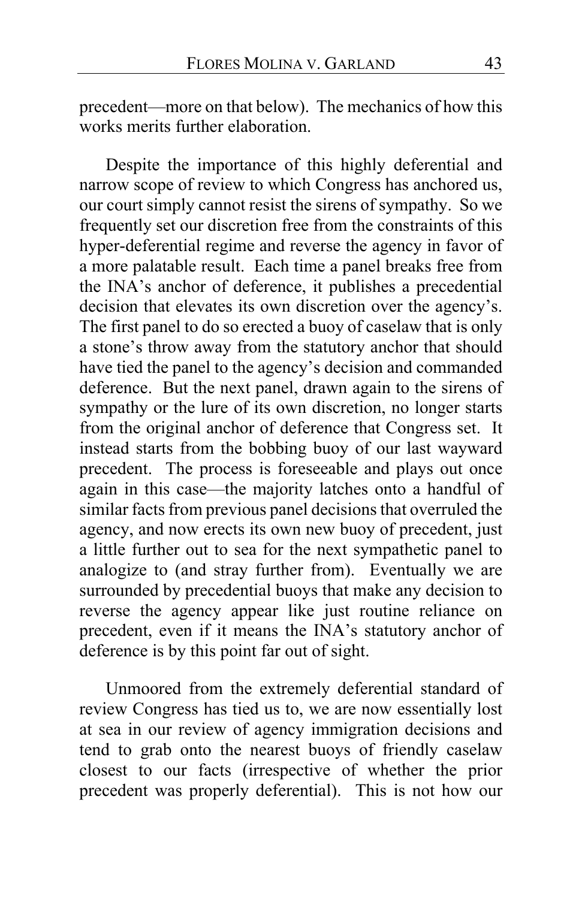precedent—more on that below). The mechanics of how this works merits further elaboration.

Despite the importance of this highly deferential and narrow scope of review to which Congress has anchored us, our court simply cannot resist the sirens of sympathy. So we frequently set our discretion free from the constraints of this hyper-deferential regime and reverse the agency in favor of a more palatable result. Each time a panel breaks free from the INA's anchor of deference, it publishes a precedential decision that elevates its own discretion over the agency's. The first panel to do so erected a buoy of caselaw that is only a stone's throw away from the statutory anchor that should have tied the panel to the agency's decision and commanded deference. But the next panel, drawn again to the sirens of sympathy or the lure of its own discretion, no longer starts from the original anchor of deference that Congress set. It instead starts from the bobbing buoy of our last wayward precedent. The process is foreseeable and plays out once again in this case—the majority latches onto a handful of similar facts from previous panel decisions that overruled the agency, and now erects its own new buoy of precedent, just a little further out to sea for the next sympathetic panel to analogize to (and stray further from). Eventually we are surrounded by precedential buoys that make any decision to reverse the agency appear like just routine reliance on precedent, even if it means the INA's statutory anchor of deference is by this point far out of sight.

Unmoored from the extremely deferential standard of review Congress has tied us to, we are now essentially lost at sea in our review of agency immigration decisions and tend to grab onto the nearest buoys of friendly caselaw closest to our facts (irrespective of whether the prior precedent was properly deferential). This is not how our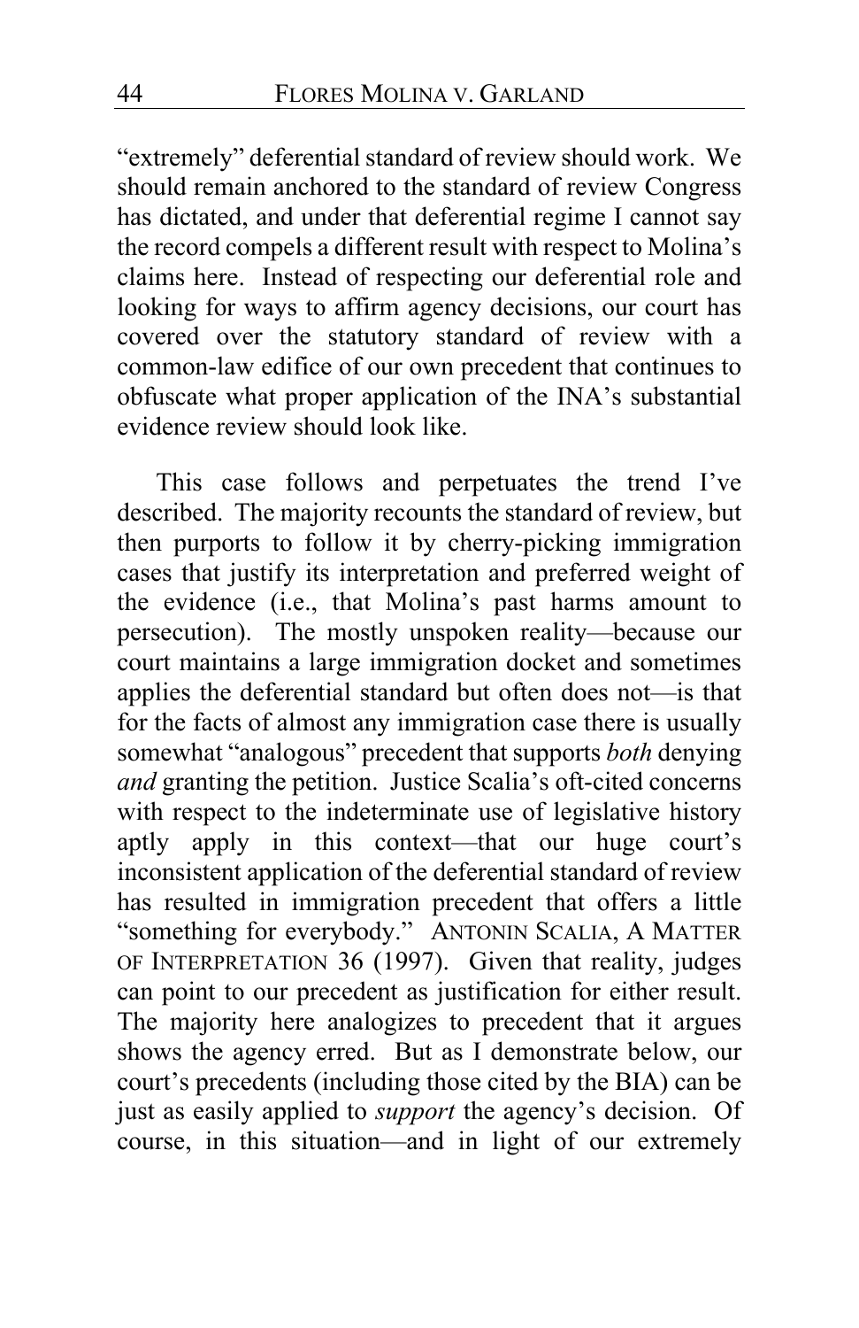"extremely" deferential standard of review should work. We should remain anchored to the standard of review Congress has dictated, and under that deferential regime I cannot say the record compels a different result with respect to Molina's claims here. Instead of respecting our deferential role and looking for ways to affirm agency decisions, our court has covered over the statutory standard of review with a common-law edifice of our own precedent that continues to obfuscate what proper application of the INA's substantial evidence review should look like.

This case follows and perpetuates the trend I've described. The majority recounts the standard of review, but then purports to follow it by cherry-picking immigration cases that justify its interpretation and preferred weight of the evidence (i.e., that Molina's past harms amount to persecution). The mostly unspoken reality—because our court maintains a large immigration docket and sometimes applies the deferential standard but often does not—is that for the facts of almost any immigration case there is usually somewhat "analogous" precedent that supports *both* denying *and* granting the petition. Justice Scalia's oft-cited concerns with respect to the indeterminate use of legislative history aptly apply in this context—that our huge court's inconsistent application of the deferential standard of review has resulted in immigration precedent that offers a little "something for everybody." ANTONIN SCALIA, A MATTER OF INTERPRETATION 36 (1997). Given that reality, judges can point to our precedent as justification for either result. The majority here analogizes to precedent that it argues shows the agency erred. But as I demonstrate below, our court's precedents (including those cited by the BIA) can be just as easily applied to *support* the agency's decision. Of course, in this situation—and in light of our extremely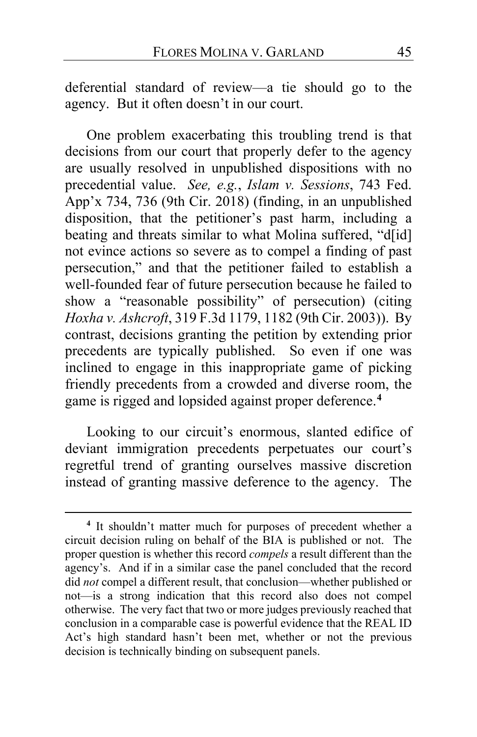deferential standard of review—a tie should go to the agency. But it often doesn't in our court.

One problem exacerbating this troubling trend is that decisions from our court that properly defer to the agency are usually resolved in unpublished dispositions with no precedential value. *See, e.g.*, *Islam v. Sessions*, 743 Fed. App'x 734, 736 (9th Cir. 2018) (finding, in an unpublished disposition, that the petitioner's past harm, including a beating and threats similar to what Molina suffered, "d[id] not evince actions so severe as to compel a finding of past persecution," and that the petitioner failed to establish a well-founded fear of future persecution because he failed to show a "reasonable possibility" of persecution) (citing *Hoxha v. Ashcroft*, 319 F.3d 1179, 1182 (9th Cir. 2003)). By contrast, decisions granting the petition by extending prior precedents are typically published. So even if one was inclined to engage in this inappropriate game of picking friendly precedents from a crowded and diverse room, the game is rigged and lopsided against proper deference.[4]

Looking to our circuit's enormous, slanted edifice of deviant immigration precedents perpetuates our court's regretful trend of granting ourselves massive discretion instead of granting massive deference to the agency. The

[4] It shouldn't matter much for purposes of precedent whether a circuit decision ruling on behalf of the BIA is published or not. The proper question is whether this record *compels* a result different than the agency's. And if in a similar case the panel concluded that the record did *not* compel a different result, that conclusion—whether published or not—is a strong indication that this record also does not compel otherwise. The very fact that two or more judges previously reached that conclusion in a comparable case is powerful evidence that the REAL ID Act's high standard hasn't been met, whether or not the previous decision is technically binding on subsequent panels.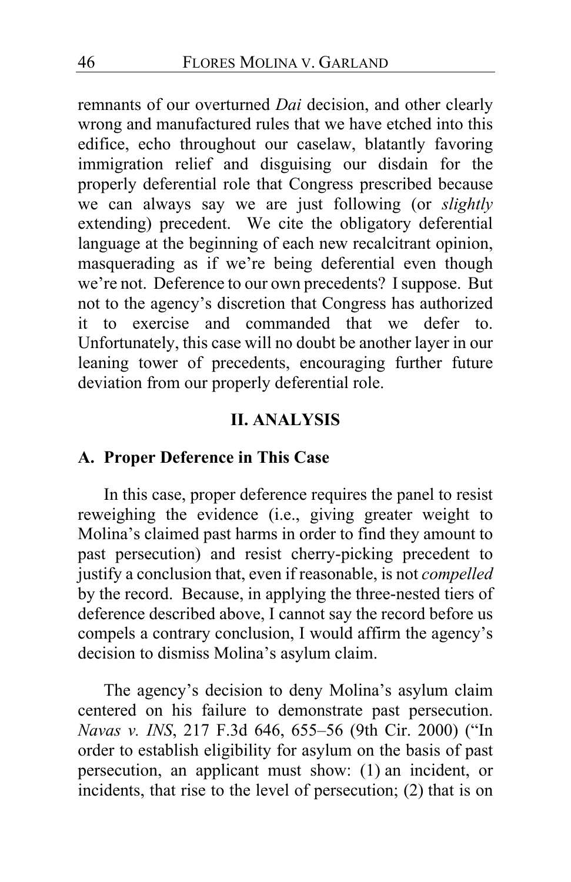remnants of our overturned *Dai* decision, and other clearly wrong and manufactured rules that we have etched into this edifice, echo throughout our caselaw, blatantly favoring immigration relief and disguising our disdain for the properly deferential role that Congress prescribed because we can always say we are just following (or *slightly* extending) precedent. We cite the obligatory deferential language at the beginning of each new recalcitrant opinion, masquerading as if we're being deferential even though we're not. Deference to our own precedents? I suppose. But not to the agency's discretion that Congress has authorized it to exercise and commanded that we defer to. Unfortunately, this case will no doubt be another layer in our leaning tower of precedents, encouraging further future deviation from our properly deferential role.

## II. ANALYSIS

### A. Proper Deference in This Case

In this case, proper deference requires the panel to resist reweighing the evidence (i.e., giving greater weight to Molina's claimed past harms in order to find they amount to past persecution) and resist cherry-picking precedent to justify a conclusion that, even if reasonable, is not *compelled* by the record. Because, in applying the three-nested tiers of deference described above, I cannot say the record before us compels a contrary conclusion, I would affirm the agency's decision to dismiss Molina's asylum claim.

The agency's decision to deny Molina's asylum claim centered on his failure to demonstrate past persecution. *Navas v. INS*, 217 F.3d 646, 655–56 (9th Cir. 2000) ("In order to establish eligibility for asylum on the basis of past persecution, an applicant must show: (1) an incident, or incidents, that rise to the level of persecution; (2) that is on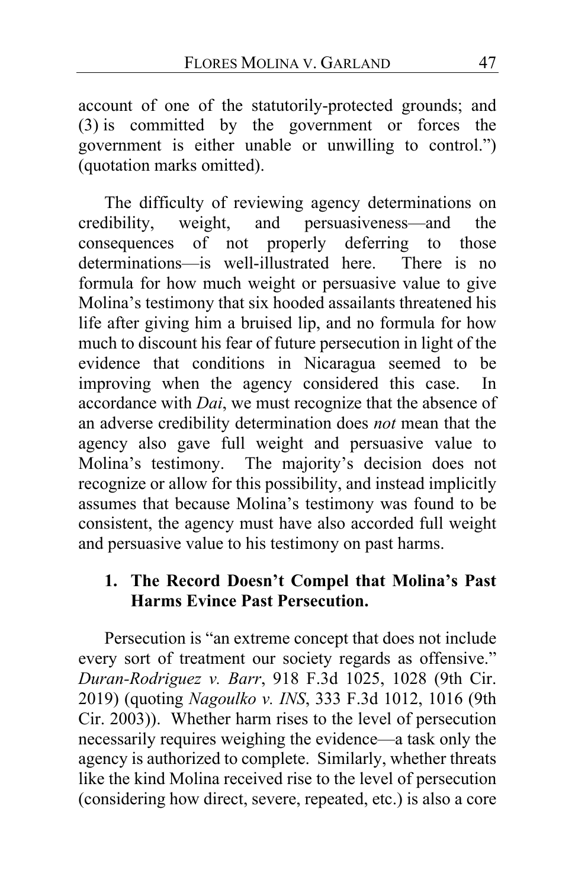account of one of the statutorily-protected grounds; and (3) is committed by the government or forces the government is either unable or unwilling to control.") (quotation marks omitted).

The difficulty of reviewing agency determinations on credibility, weight, and persuasiveness—and the consequences of not properly deferring to those determinations—is well-illustrated here. There is no formula for how much weight or persuasive value to give Molina's testimony that six hooded assailants threatened his life after giving him a bruised lip, and no formula for how much to discount his fear of future persecution in light of the evidence that conditions in Nicaragua seemed to be improving when the agency considered this case. In accordance with *Dai*, we must recognize that the absence of an adverse credibility determination does *not* mean that the agency also gave full weight and persuasive value to Molina's testimony. The majority's decision does not recognize or allow for this possibility, and instead implicitly assumes that because Molina's testimony was found to be consistent, the agency must have also accorded full weight and persuasive value to his testimony on past harms.

### 1. The Record Doesn't Compel that Molina's Past Harms Evince Past Persecution.

Persecution is "an extreme concept that does not include every sort of treatment our society regards as offensive." *Duran-Rodriguez v. Barr*, 918 F.3d 1025, 1028 (9th Cir. 2019) (quoting *Nagoulko v. INS*, 333 F.3d 1012, 1016 (9th Cir. 2003)). Whether harm rises to the level of persecution necessarily requires weighing the evidence—a task only the agency is authorized to complete. Similarly, whether threats like the kind Molina received rise to the level of persecution (considering how direct, severe, repeated, etc.) is also a core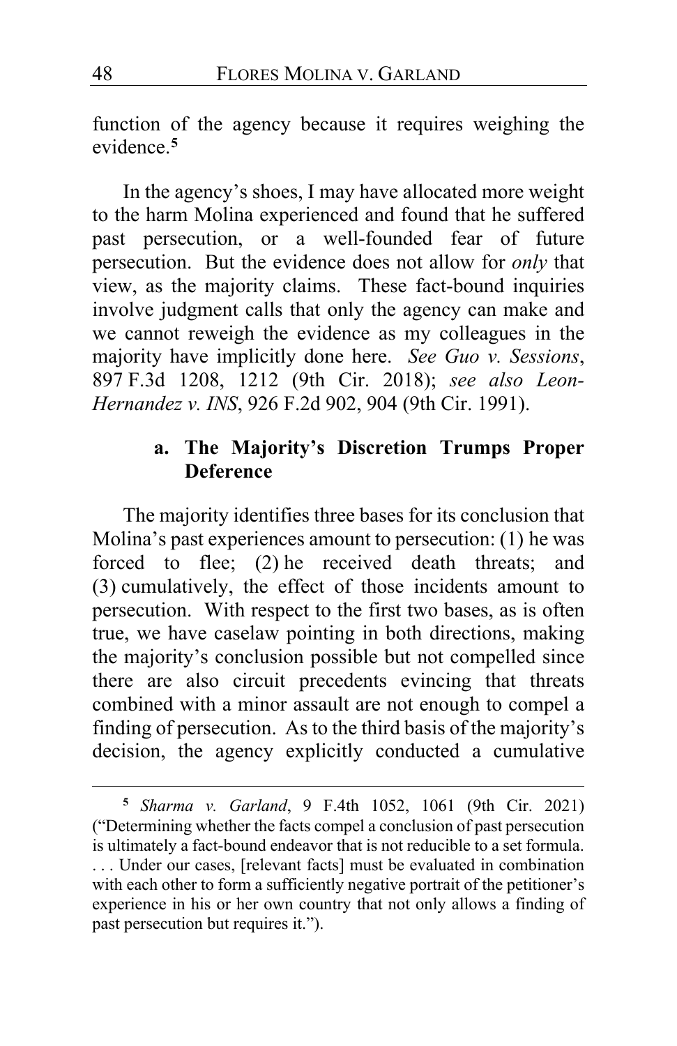function of the agency because it requires weighing the evidence.[5]

In the agency's shoes, I may have allocated more weight to the harm Molina experienced and found that he suffered past persecution, or a well-founded fear of future persecution. But the evidence does not allow for *only* that view, as the majority claims. These fact-bound inquiries involve judgment calls that only the agency can make and we cannot reweigh the evidence as my colleagues in the majority have implicitly done here. *See Guo v. Sessions*, 897 F.3d 1208, 1212 (9th Cir. 2018); *see also Leon-Hernandez v. INS*, 926 F.2d 902, 904 (9th Cir. 1991).

**a. The Majority's Discretion Trumps Proper Deference**

The majority identifies three bases for its conclusion that Molina's past experiences amount to persecution: (1) he was forced to flee; (2) he received death threats; and (3) cumulatively, the effect of those incidents amount to persecution. With respect to the first two bases, as is often true, we have caselaw pointing in both directions, making the majority's conclusion possible but not compelled since there are also circuit precedents evincing that threats combined with a minor assault are not enough to compel a finding of persecution. As to the third basis of the majority's decision, the agency explicitly conducted a cumulative

[5] *Sharma v. Garland*, 9 F.4th 1052, 1061 (9th Cir. 2021) ("Determining whether the facts compel a conclusion of past persecution is ultimately a fact-bound endeavor that is not reducible to a set formula. . . . Under our cases, [relevant facts] must be evaluated in combination with each other to form a sufficiently negative portrait of the petitioner's experience in his or her own country that not only allows a finding of past persecution but requires it.").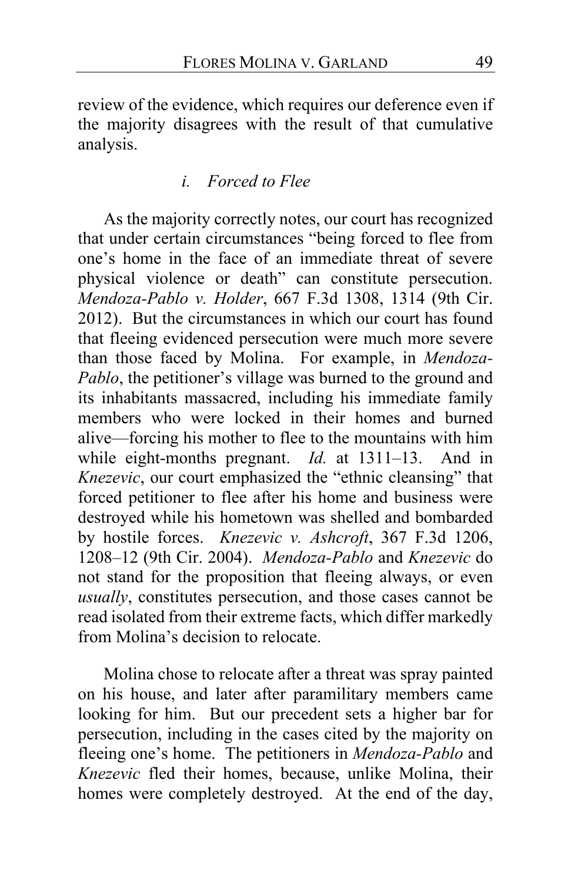review of the evidence, which requires our deference even if the majority disagrees with the result of that cumulative analysis.

#### *i. Forced to Flee*

As the majority correctly notes, our court has recognized that under certain circumstances "being forced to flee from one's home in the face of an immediate threat of severe physical violence or death" can constitute persecution. *Mendoza-Pablo v. Holder*, 667 F.3d 1308, 1314 (9th Cir. 2012). But the circumstances in which our court has found that fleeing evidenced persecution were much more severe than those faced by Molina. For example, in *Mendoza-Pablo*, the petitioner's village was burned to the ground and its inhabitants massacred, including his immediate family members who were locked in their homes and burned alive—forcing his mother to flee to the mountains with him while eight-months pregnant. *Id.* at 1311–13. And in *Knezevic*, our court emphasized the "ethnic cleansing" that forced petitioner to flee after his home and business were destroyed while his hometown was shelled and bombarded by hostile forces. *Knezevic v. Ashcroft*, 367 F.3d 1206, 1208–12 (9th Cir. 2004). *Mendoza-Pablo* and *Knezevic* do not stand for the proposition that fleeing always, or even *usually*, constitutes persecution, and those cases cannot be read isolated from their extreme facts, which differ markedly from Molina's decision to relocate.

Molina chose to relocate after a threat was spray painted on his house, and later after paramilitary members came looking for him. But our precedent sets a higher bar for persecution, including in the cases cited by the majority on fleeing one's home. The petitioners in *Mendoza-Pablo* and *Knezevic* fled their homes, because, unlike Molina, their homes were completely destroyed. At the end of the day,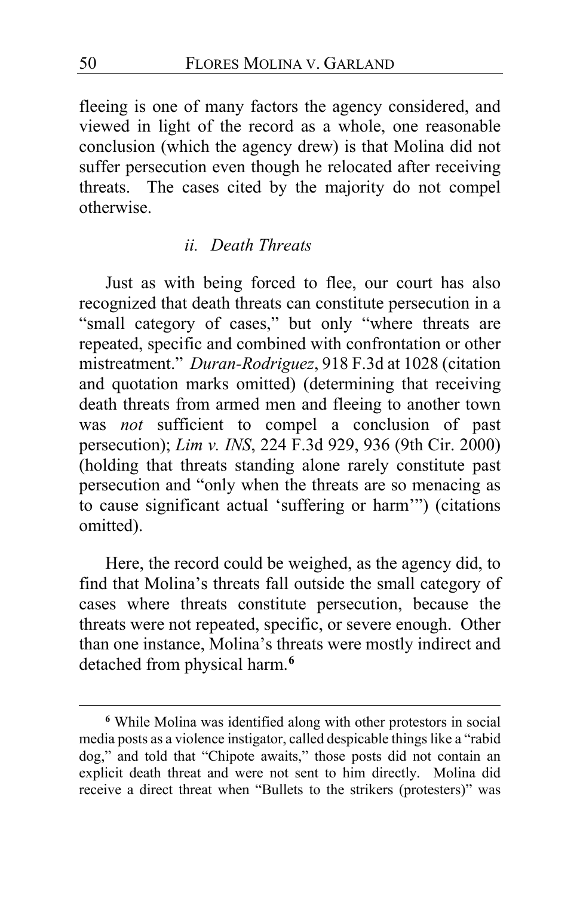fleeing is one of many factors the agency considered, and viewed in light of the record as a whole, one reasonable conclusion (which the agency drew) is that Molina did not suffer persecution even though he relocated after receiving threats. The cases cited by the majority do not compel otherwise.

*ii. Death Threats*

Just as with being forced to flee, our court has also recognized that death threats can constitute persecution in a "small category of cases," but only "where threats are repeated, specific and combined with confrontation or other mistreatment." *Duran-Rodriguez*, 918 F.3d at 1028 (citation and quotation marks omitted) (determining that receiving death threats from armed men and fleeing to another town was *not* sufficient to compel a conclusion of past persecution); *Lim v. INS*, 224 F.3d 929, 936 (9th Cir. 2000) (holding that threats standing alone rarely constitute past persecution and "only when the threats are so menacing as to cause significant actual 'suffering or harm'") (citations omitted).

Here, the record could be weighed, as the agency did, to find that Molina's threats fall outside the small category of cases where threats constitute persecution, because the threats were not repeated, specific, or severe enough. Other than one instance, Molina's threats were mostly indirect and detached from physical harm.[6]

---

[6] While Molina was identified along with other protestors in social media posts as a violence instigator, called despicable things like a "rabid dog," and told that "Chipote awaits," those posts did not contain an explicit death threat and were not sent to him directly. Molina did receive a direct threat when "Bullets to the strikers (protesters)" was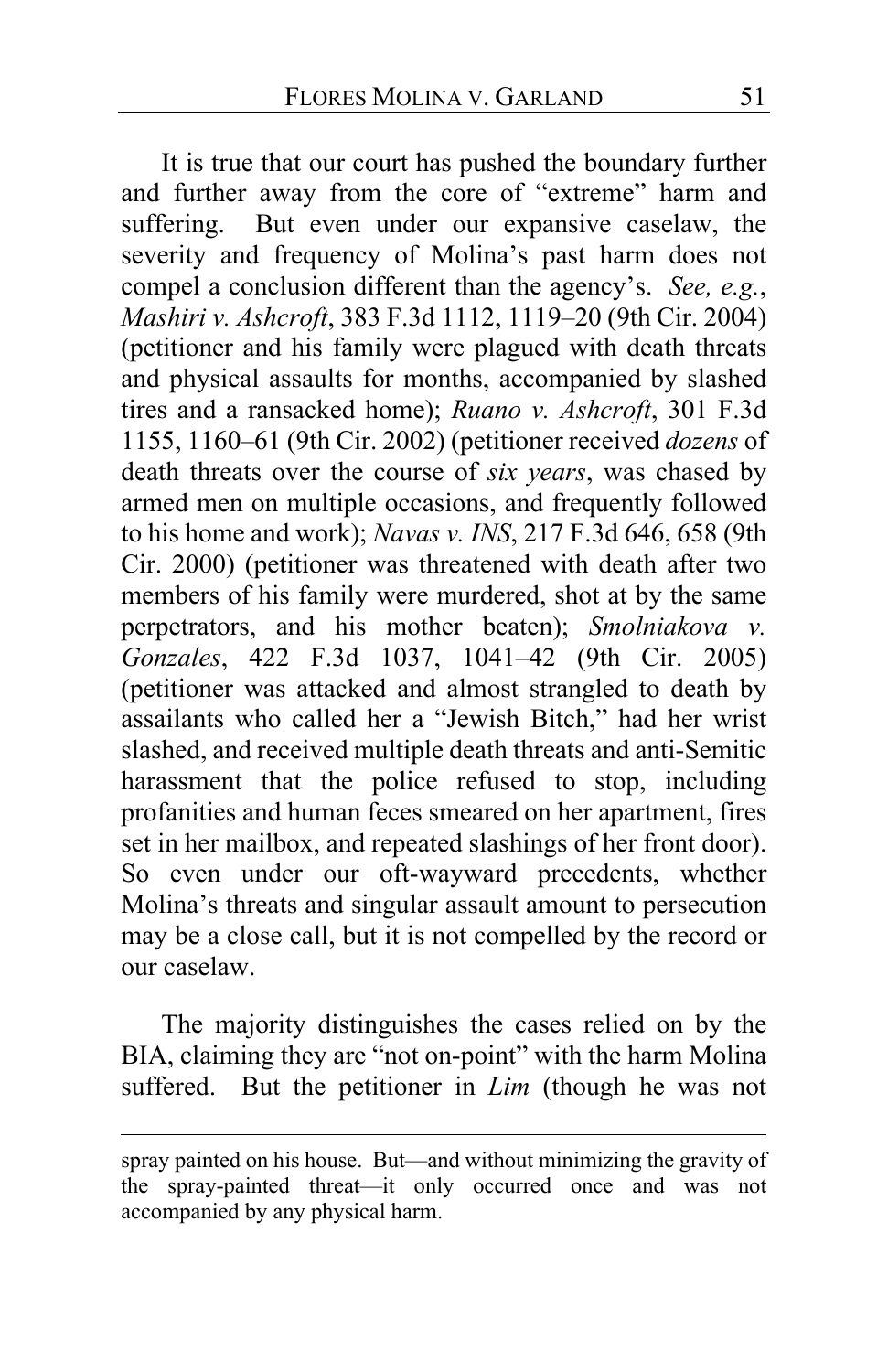It is true that our court has pushed the boundary further and further away from the core of "extreme" harm and suffering. But even under our expansive caselaw, the severity and frequency of Molina's past harm does not compel a conclusion different than the agency's. *See, e.g.*, *Mashiri v. Ashcroft*, 383 F.3d 1112, 1119–20 (9th Cir. 2004) (petitioner and his family were plagued with death threats and physical assaults for months, accompanied by slashed tires and a ransacked home); *Ruano v. Ashcroft*, 301 F.3d 1155, 1160–61 (9th Cir. 2002) (petitioner received *dozens* of death threats over the course of *six years*, was chased by armed men on multiple occasions, and frequently followed to his home and work); *Navas v. INS*, 217 F.3d 646, 658 (9th Cir. 2000) (petitioner was threatened with death after two members of his family were murdered, shot at by the same perpetrators, and his mother beaten); *Smolniakova v. Gonzales*, 422 F.3d 1037, 1041–42 (9th Cir. 2005) (petitioner was attacked and almost strangled to death by assailants who called her a "Jewish Bitch," had her wrist slashed, and received multiple death threats and anti-Semitic harassment that the police refused to stop, including profanities and human feces smeared on her apartment, fires set in her mailbox, and repeated slashings of her front door). So even under our oft-wayward precedents, whether Molina's threats and singular assault amount to persecution may be a close call, but it is not compelled by the record or our caselaw.

The majority distinguishes the cases relied on by the BIA, claiming they are "not on-point" with the harm Molina suffered. But the petitioner in *Lim* (though he was not

spray painted on his house. But—and without minimizing the gravity of the spray-painted threat—it only occurred once and was not accompanied by any physical harm.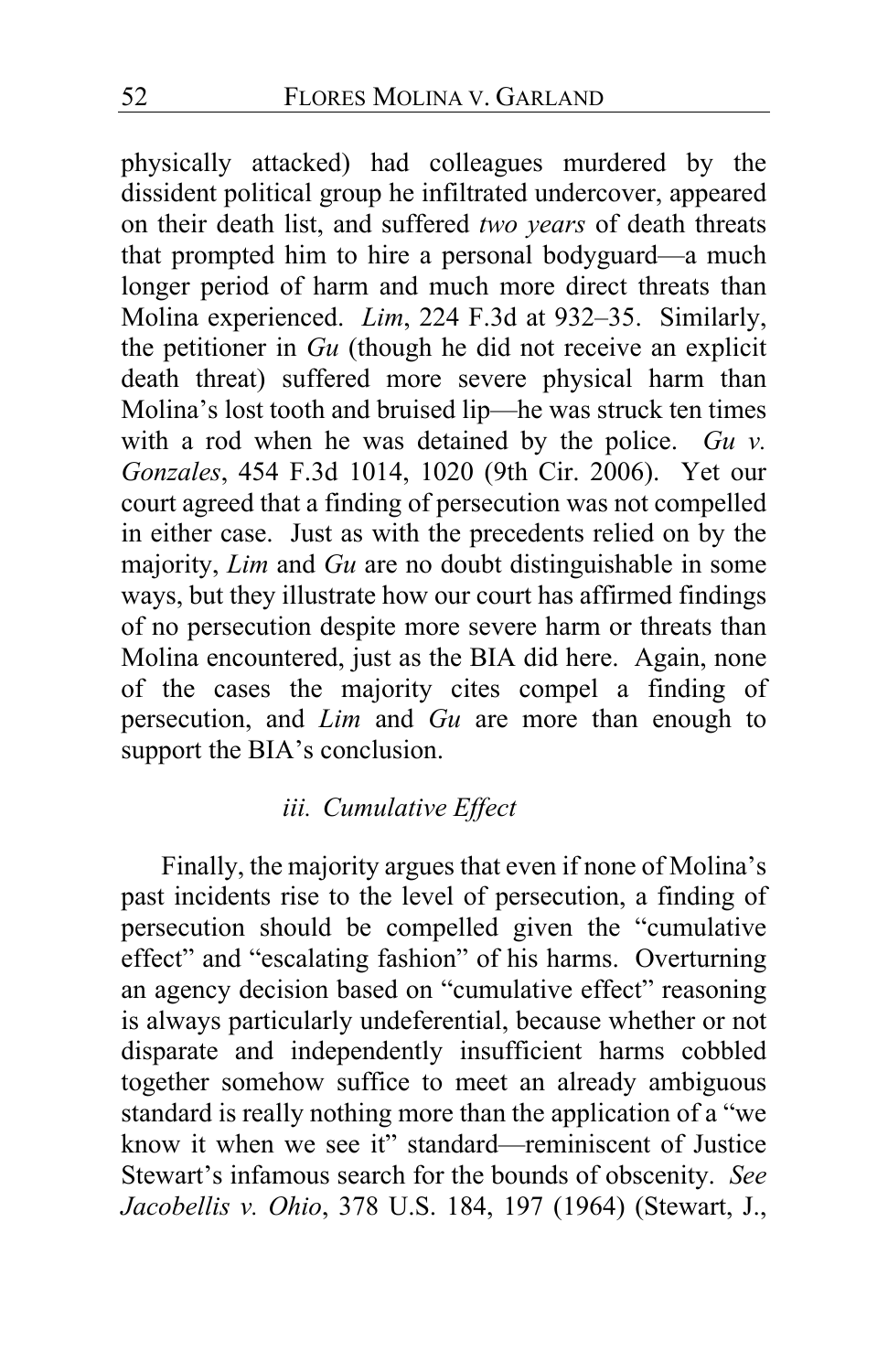physically attacked) had colleagues murdered by the dissident political group he infiltrated undercover, appeared on their death list, and suffered *two years* of death threats that prompted him to hire a personal bodyguard—a much longer period of harm and much more direct threats than Molina experienced. *Lim*, 224 F.3d at 932–35. Similarly, the petitioner in *Gu* (though he did not receive an explicit death threat) suffered more severe physical harm than Molina's lost tooth and bruised lip—he was struck ten times with a rod when he was detained by the police. *Gu v. Gonzales*, 454 F.3d 1014, 1020 (9th Cir. 2006). Yet our court agreed that a finding of persecution was not compelled in either case. Just as with the precedents relied on by the majority, *Lim* and *Gu* are no doubt distinguishable in some ways, but they illustrate how our court has affirmed findings of no persecution despite more severe harm or threats than Molina encountered, just as the BIA did here. Again, none of the cases the majority cites compel a finding of persecution, and *Lim* and *Gu* are more than enough to support the BIA's conclusion.

*iii. Cumulative Effect*

Finally, the majority argues that even if none of Molina's past incidents rise to the level of persecution, a finding of persecution should be compelled given the "cumulative effect" and "escalating fashion" of his harms. Overturning an agency decision based on "cumulative effect" reasoning is always particularly undeferential, because whether or not disparate and independently insufficient harms cobbled together somehow suffice to meet an already ambiguous standard is really nothing more than the application of a "we know it when we see it" standard—reminiscent of Justice Stewart's infamous search for the bounds of obscenity. *See Jacobellis v. Ohio*, 378 U.S. 184, 197 (1964) (Stewart, J.,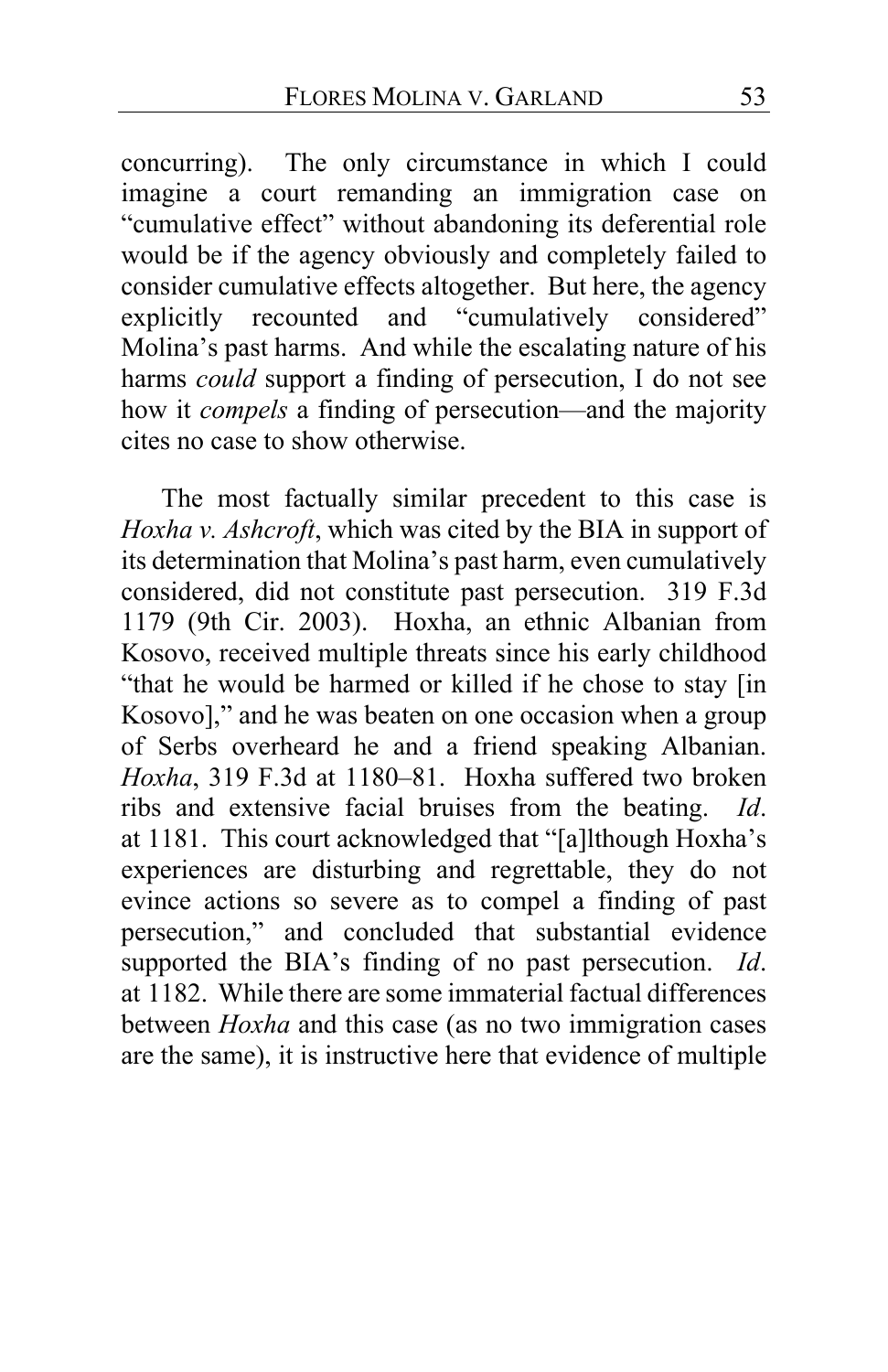concurring). The only circumstance in which I could imagine a court remanding an immigration case on "cumulative effect" without abandoning its deferential role would be if the agency obviously and completely failed to consider cumulative effects altogether. But here, the agency explicitly recounted and "cumulatively considered" Molina's past harms. And while the escalating nature of his harms *could* support a finding of persecution, I do not see how it *compels* a finding of persecution—and the majority cites no case to show otherwise.

The most factually similar precedent to this case is *Hoxha v. Ashcroft*, which was cited by the BIA in support of its determination that Molina's past harm, even cumulatively considered, did not constitute past persecution. 319 F.3d 1179 (9th Cir. 2003). Hoxha, an ethnic Albanian from Kosovo, received multiple threats since his early childhood "that he would be harmed or killed if he chose to stay [in Kosovo]," and he was beaten on one occasion when a group of Serbs overheard he and a friend speaking Albanian. *Hoxha*, 319 F.3d at 1180–81. Hoxha suffered two broken ribs and extensive facial bruises from the beating. *Id*. at 1181. This court acknowledged that "[a]lthough Hoxha's experiences are disturbing and regrettable, they do not evince actions so severe as to compel a finding of past persecution," and concluded that substantial evidence supported the BIA's finding of no past persecution. *Id*. at 1182. While there are some immaterial factual differences between *Hoxha* and this case (as no two immigration cases are the same), it is instructive here that evidence of multiple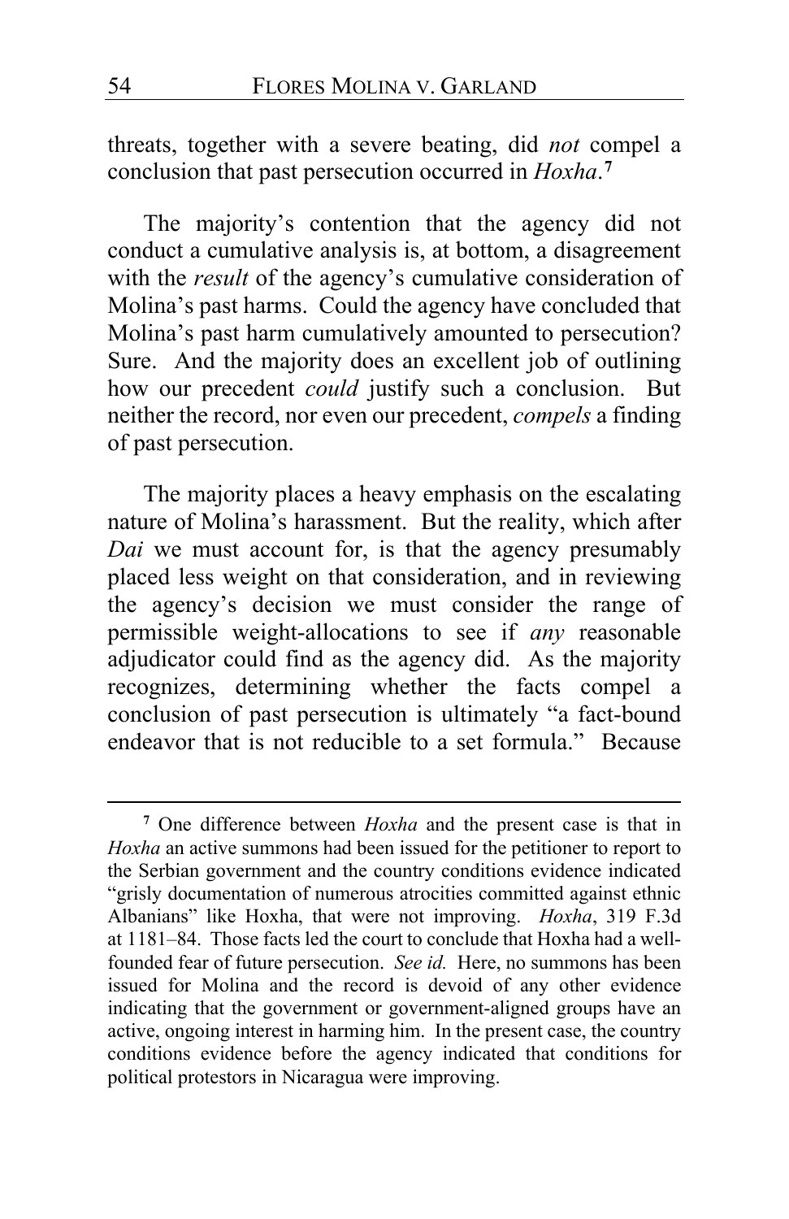threats, together with a severe beating, did *not* compel a conclusion that past persecution occurred in *Hoxha*.[7]

The majority's contention that the agency did not conduct a cumulative analysis is, at bottom, a disagreement with the *result* of the agency's cumulative consideration of Molina's past harms. Could the agency have concluded that Molina's past harm cumulatively amounted to persecution? Sure. And the majority does an excellent job of outlining how our precedent *could* justify such a conclusion. But neither the record, nor even our precedent, *compels* a finding of past persecution.

The majority places a heavy emphasis on the escalating nature of Molina's harassment. But the reality, which after *Dai* we must account for, is that the agency presumably placed less weight on that consideration, and in reviewing the agency's decision we must consider the range of permissible weight-allocations to see if *any* reasonable adjudicator could find as the agency did. As the majority recognizes, determining whether the facts compel a conclusion of past persecution is ultimately "a fact-bound endeavor that is not reducible to a set formula." Because

[7] One difference between *Hoxha* and the present case is that in *Hoxha* an active summons had been issued for the petitioner to report to the Serbian government and the country conditions evidence indicated "grisly documentation of numerous atrocities committed against ethnic Albanians" like Hoxha, that were not improving. *Hoxha*, 319 F.3d at 1181–84. Those facts led the court to conclude that Hoxha had a well-founded fear of future persecution. *See id.* Here, no summons has been issued for Molina and the record is devoid of any other evidence indicating that the government or government-aligned groups have an active, ongoing interest in harming him. In the present case, the country conditions evidence before the agency indicated that conditions for political protestors in Nicaragua were improving.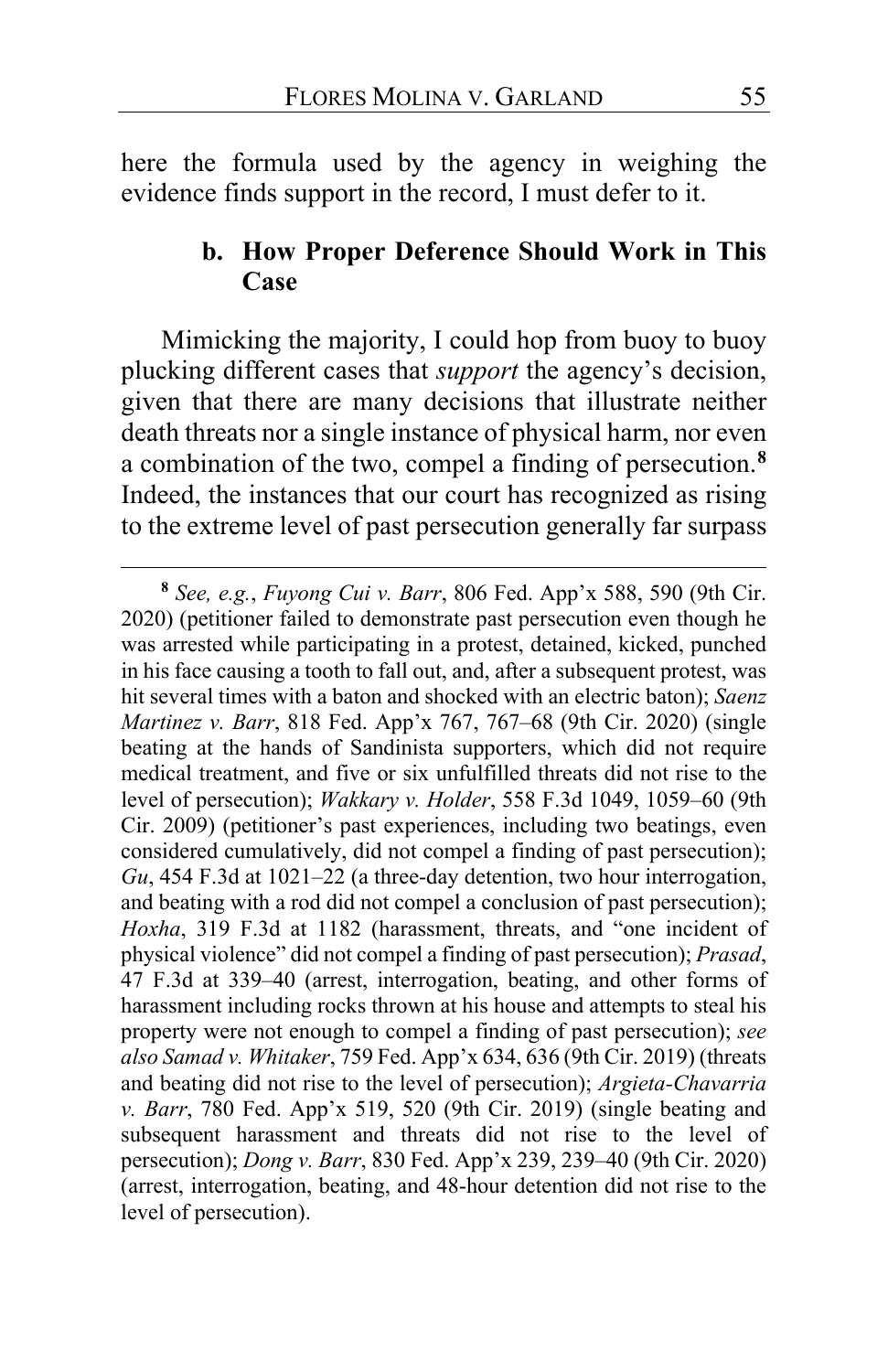here the formula used by the agency in weighing the evidence finds support in the record, I must defer to it.

### b. How Proper Deference Should Work in This Case

Mimicking the majority, I could hop from buoy to buoy plucking different cases that *support* the agency's decision, given that there are many decisions that illustrate neither death threats nor a single instance of physical harm, nor even a combination of the two, compel a finding of persecution.[8] Indeed, the instances that our court has recognized as rising to the extreme level of past persecution generally far surpass

---

[8] *See, e.g.*, *Fuyong Cui v. Barr*, 806 Fed. App'x 588, 590 (9th Cir. 2020) (petitioner failed to demonstrate past persecution even though he was arrested while participating in a protest, detained, kicked, punched in his face causing a tooth to fall out, and, after a subsequent protest, was hit several times with a baton and shocked with an electric baton); *Saenz Martinez v. Barr*, 818 Fed. App'x 767, 767–68 (9th Cir. 2020) (single beating at the hands of Sandinista supporters, which did not require medical treatment, and five or six unfulfilled threats did not rise to the level of persecution); *Wakkary v. Holder*, 558 F.3d 1049, 1059–60 (9th Cir. 2009) (petitioner's past experiences, including two beatings, even considered cumulatively, did not compel a finding of past persecution); *Gu*, 454 F.3d at 1021–22 (a three-day detention, two hour interrogation, and beating with a rod did not compel a conclusion of past persecution); *Hoxha*, 319 F.3d at 1182 (harassment, threats, and "one incident of physical violence" did not compel a finding of past persecution); *Prasad*, 47 F.3d at 339–40 (arrest, interrogation, beating, and other forms of harassment including rocks thrown at his house and attempts to steal his property were not enough to compel a finding of past persecution); *see also Samad v. Whitaker*, 759 Fed. App'x 634, 636 (9th Cir. 2019) (threats and beating did not rise to the level of persecution); *Argieta-Chavarria v. Barr*, 780 Fed. App'x 519, 520 (9th Cir. 2019) (single beating and subsequent harassment and threats did not rise to the level of persecution); *Dong v. Barr*, 830 Fed. App'x 239, 239–40 (9th Cir. 2020) (arrest, interrogation, beating, and 48-hour detention did not rise to the level of persecution).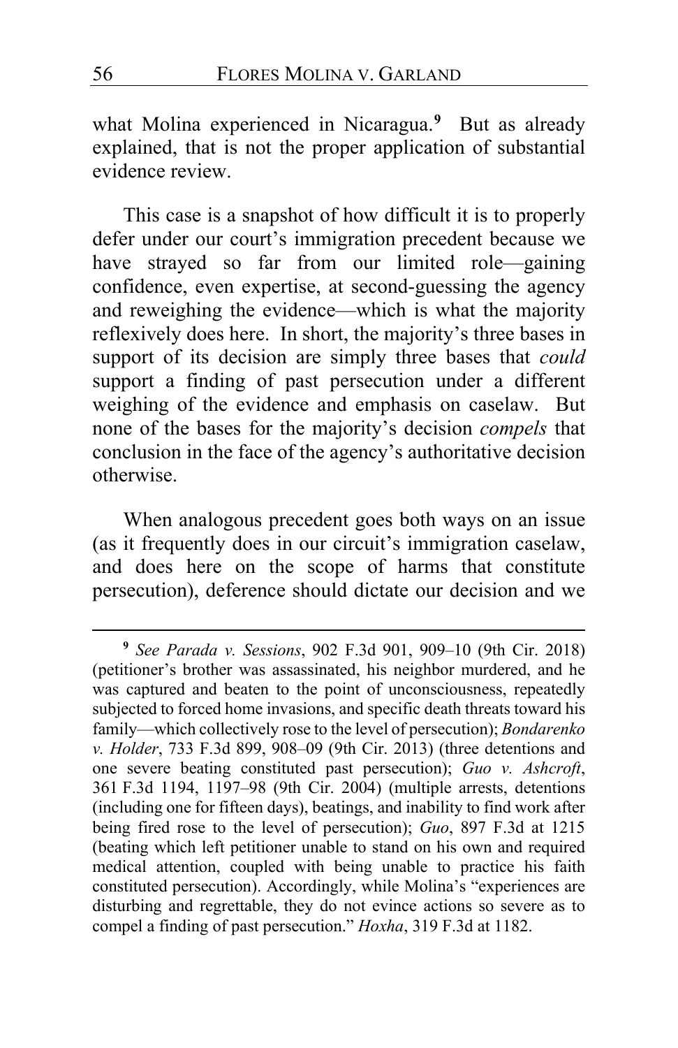what Molina experienced in Nicaragua.[9] But as already explained, that is not the proper application of substantial evidence review.

This case is a snapshot of how difficult it is to properly defer under our court's immigration precedent because we have strayed so far from our limited role—gaining confidence, even expertise, at second-guessing the agency and reweighing the evidence—which is what the majority reflexively does here. In short, the majority's three bases in support of its decision are simply three bases that *could* support a finding of past persecution under a different weighing of the evidence and emphasis on caselaw. But none of the bases for the majority's decision *compels* that conclusion in the face of the agency's authoritative decision otherwise.

When analogous precedent goes both ways on an issue (as it frequently does in our circuit's immigration caselaw, and does here on the scope of harms that constitute persecution), deference should dictate our decision and we

[9] *See Parada v. Sessions*, 902 F.3d 901, 909–10 (9th Cir. 2018) (petitioner's brother was assassinated, his neighbor murdered, and he was captured and beaten to the point of unconsciousness, repeatedly subjected to forced home invasions, and specific death threats toward his family—which collectively rose to the level of persecution); *Bondarenko v. Holder*, 733 F.3d 899, 908–09 (9th Cir. 2013) (three detentions and one severe beating constituted past persecution); *Guo v. Ashcroft*, 361 F.3d 1194, 1197–98 (9th Cir. 2004) (multiple arrests, detentions (including one for fifteen days), beatings, and inability to find work after being fired rose to the level of persecution); *Guo*, 897 F.3d at 1215 (beating which left petitioner unable to stand on his own and required medical attention, coupled with being unable to practice his faith constituted persecution). Accordingly, while Molina's "experiences are disturbing and regrettable, they do not evince actions so severe as to compel a finding of past persecution." *Hoxha*, 319 F.3d at 1182.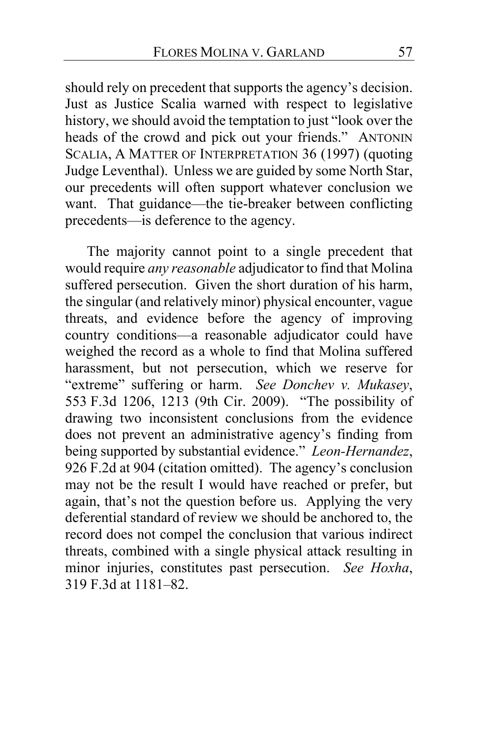should rely on precedent that supports the agency's decision. Just as Justice Scalia warned with respect to legislative history, we should avoid the temptation to just "look over the heads of the crowd and pick out your friends." ANTONIN SCALIA, A MATTER OF INTERPRETATION 36 (1997) (quoting Judge Leventhal). Unless we are guided by some North Star, our precedents will often support whatever conclusion we want. That guidance—the tie-breaker between conflicting precedents—is deference to the agency.

The majority cannot point to a single precedent that would require *any reasonable* adjudicator to find that Molina suffered persecution. Given the short duration of his harm, the singular (and relatively minor) physical encounter, vague threats, and evidence before the agency of improving country conditions—a reasonable adjudicator could have weighed the record as a whole to find that Molina suffered harassment, but not persecution, which we reserve for "extreme" suffering or harm. *See Donchev v. Mukasey*, 553 F.3d 1206, 1213 (9th Cir. 2009). "The possibility of drawing two inconsistent conclusions from the evidence does not prevent an administrative agency's finding from being supported by substantial evidence." *Leon-Hernandez*, 926 F.2d at 904 (citation omitted). The agency's conclusion may not be the result I would have reached or prefer, but again, that's not the question before us. Applying the very deferential standard of review we should be anchored to, the record does not compel the conclusion that various indirect threats, combined with a single physical attack resulting in minor injuries, constitutes past persecution. *See Hoxha*, 319 F.3d at 1181–82.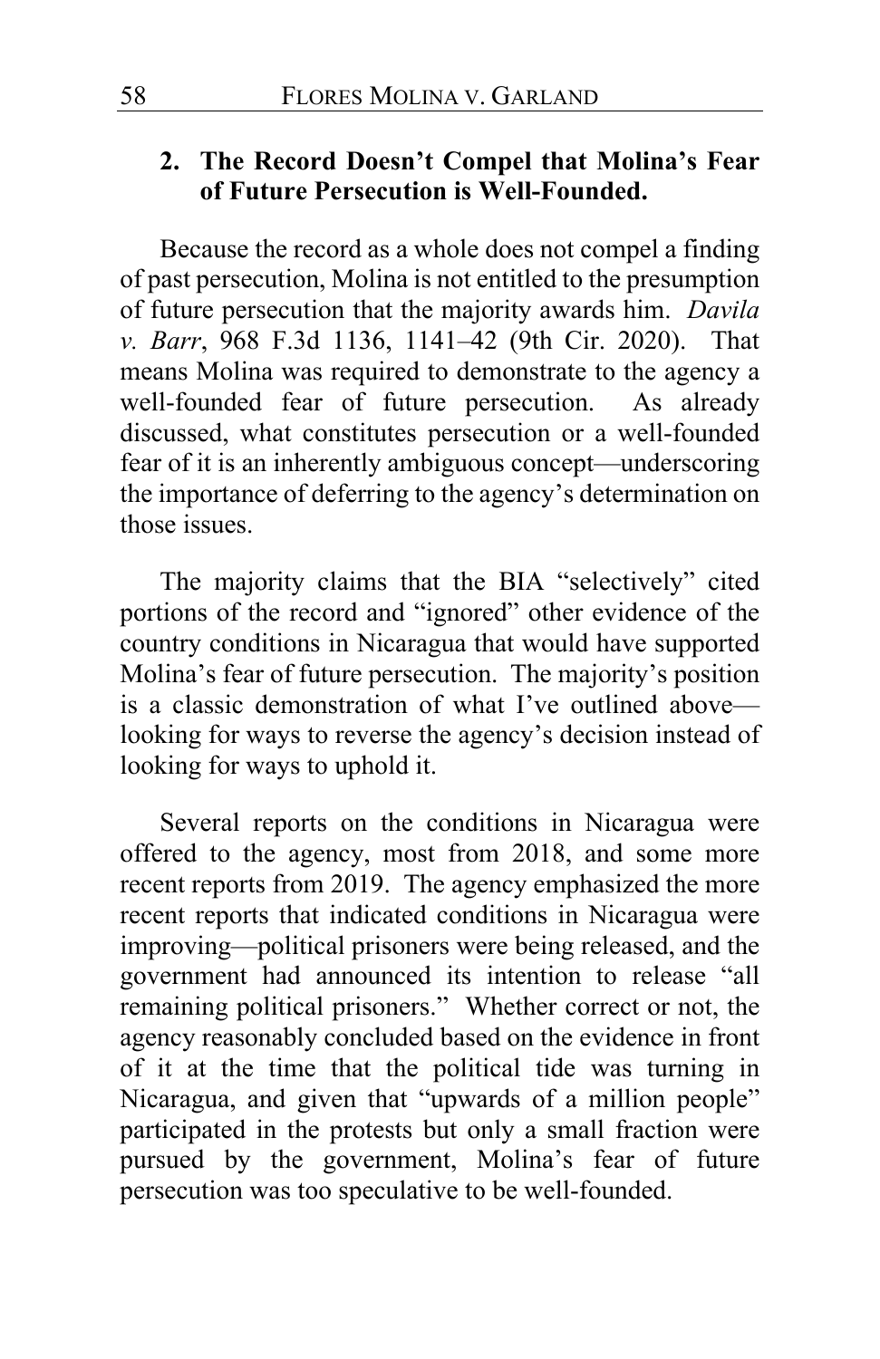### 2. The Record Doesn't Compel that Molina's Fear of Future Persecution is Well-Founded.

Because the record as a whole does not compel a finding of past persecution, Molina is not entitled to the presumption of future persecution that the majority awards him. *Davila v. Barr*, 968 F.3d 1136, 1141–42 (9th Cir. 2020). That means Molina was required to demonstrate to the agency a well-founded fear of future persecution. As already discussed, what constitutes persecution or a well-founded fear of it is an inherently ambiguous concept—underscoring the importance of deferring to the agency's determination on those issues.

The majority claims that the BIA "selectively" cited portions of the record and "ignored" other evidence of the country conditions in Nicaragua that would have supported Molina's fear of future persecution. The majority's position is a classic demonstration of what I've outlined above—looking for ways to reverse the agency's decision instead of looking for ways to uphold it.

Several reports on the conditions in Nicaragua were offered to the agency, most from 2018, and some more recent reports from 2019. The agency emphasized the more recent reports that indicated conditions in Nicaragua were improving—political prisoners were being released, and the government had announced its intention to release "all remaining political prisoners." Whether correct or not, the agency reasonably concluded based on the evidence in front of it at the time that the political tide was turning in Nicaragua, and given that "upwards of a million people" participated in the protests but only a small fraction were pursued by the government, Molina's fear of future persecution was too speculative to be well-founded.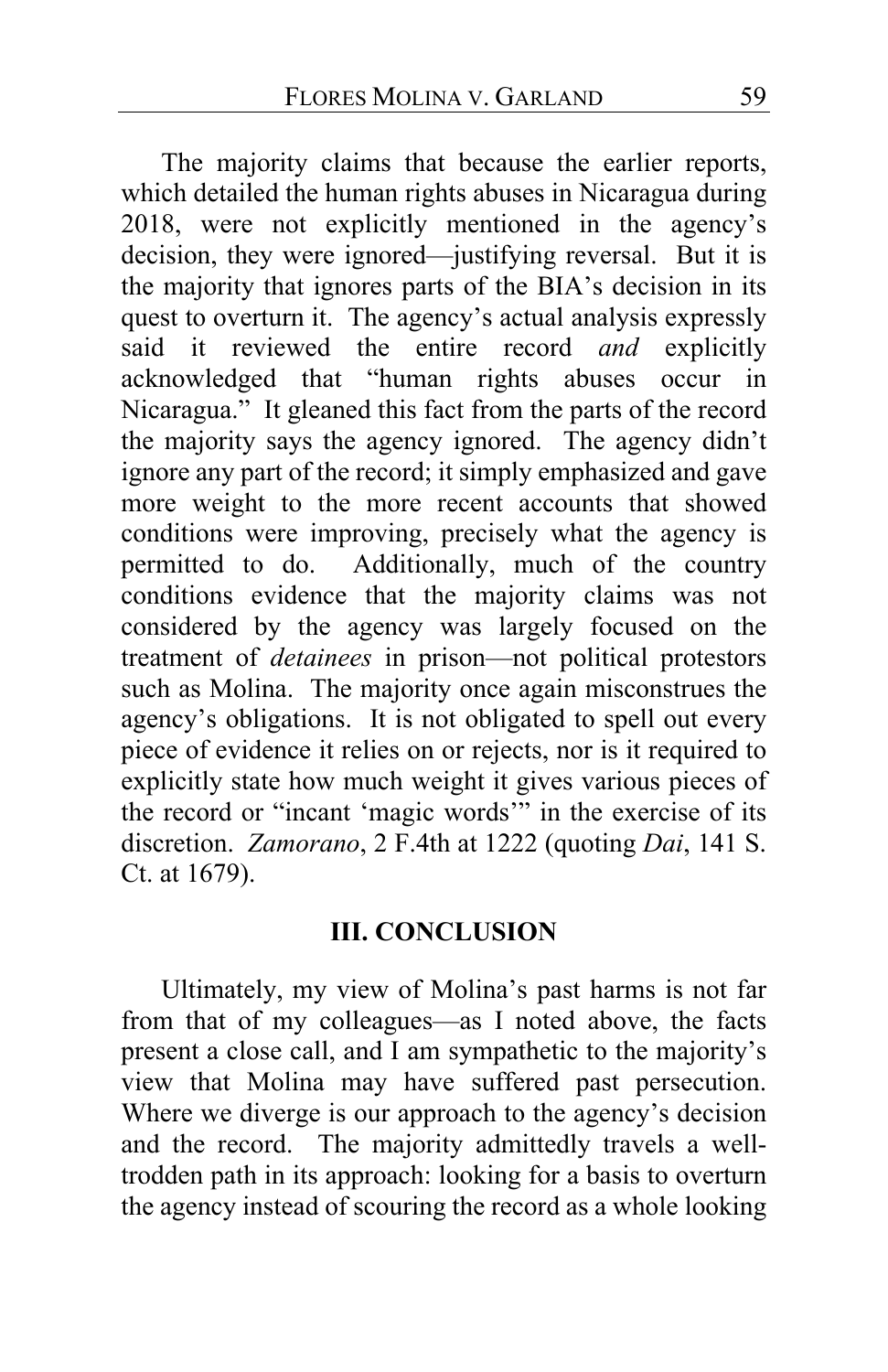The majority claims that because the earlier reports, which detailed the human rights abuses in Nicaragua during 2018, were not explicitly mentioned in the agency's decision, they were ignored—justifying reversal. But it is the majority that ignores parts of the BIA's decision in its quest to overturn it. The agency's actual analysis expressly said it reviewed the entire record *and* explicitly acknowledged that "human rights abuses occur in Nicaragua." It gleaned this fact from the parts of the record the majority says the agency ignored. The agency didn't ignore any part of the record; it simply emphasized and gave more weight to the more recent accounts that showed conditions were improving, precisely what the agency is permitted to do. Additionally, much of the country conditions evidence that the majority claims was not considered by the agency was largely focused on the treatment of *detainees* in prison—not political protestors such as Molina. The majority once again misconstrues the agency's obligations. It is not obligated to spell out every piece of evidence it relies on or rejects, nor is it required to explicitly state how much weight it gives various pieces of the record or "incant 'magic words'" in the exercise of its discretion. *Zamorano*, 2 F.4th at 1222 (quoting *Dai*, 141 S. Ct. at 1679).

## III. CONCLUSION

Ultimately, my view of Molina's past harms is not far from that of my colleagues—as I noted above, the facts present a close call, and I am sympathetic to the majority's view that Molina may have suffered past persecution. Where we diverge is our approach to the agency's decision and the record. The majority admittedly travels a well-trodden path in its approach: looking for a basis to overturn the agency instead of scouring the record as a whole looking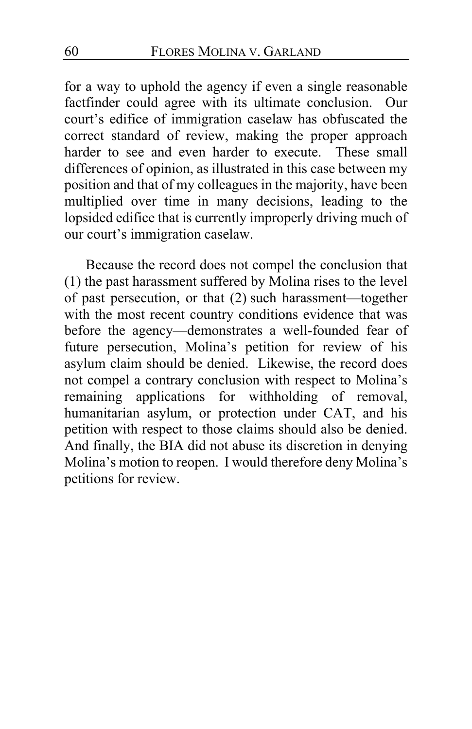for a way to uphold the agency if even a single reasonable factfinder could agree with its ultimate conclusion. Our court's edifice of immigration caselaw has obfuscated the correct standard of review, making the proper approach harder to see and even harder to execute. These small differences of opinion, as illustrated in this case between my position and that of my colleagues in the majority, have been multiplied over time in many decisions, leading to the lopsided edifice that is currently improperly driving much of our court's immigration caselaw.

Because the record does not compel the conclusion that (1) the past harassment suffered by Molina rises to the level of past persecution, or that (2) such harassment—together with the most recent country conditions evidence that was before the agency—demonstrates a well-founded fear of future persecution, Molina's petition for review of his asylum claim should be denied. Likewise, the record does not compel a contrary conclusion with respect to Molina's remaining applications for withholding of removal, humanitarian asylum, or protection under CAT, and his petition with respect to those claims should also be denied. And finally, the BIA did not abuse its discretion in denying Molina's motion to reopen. I would therefore deny Molina's petitions for review.